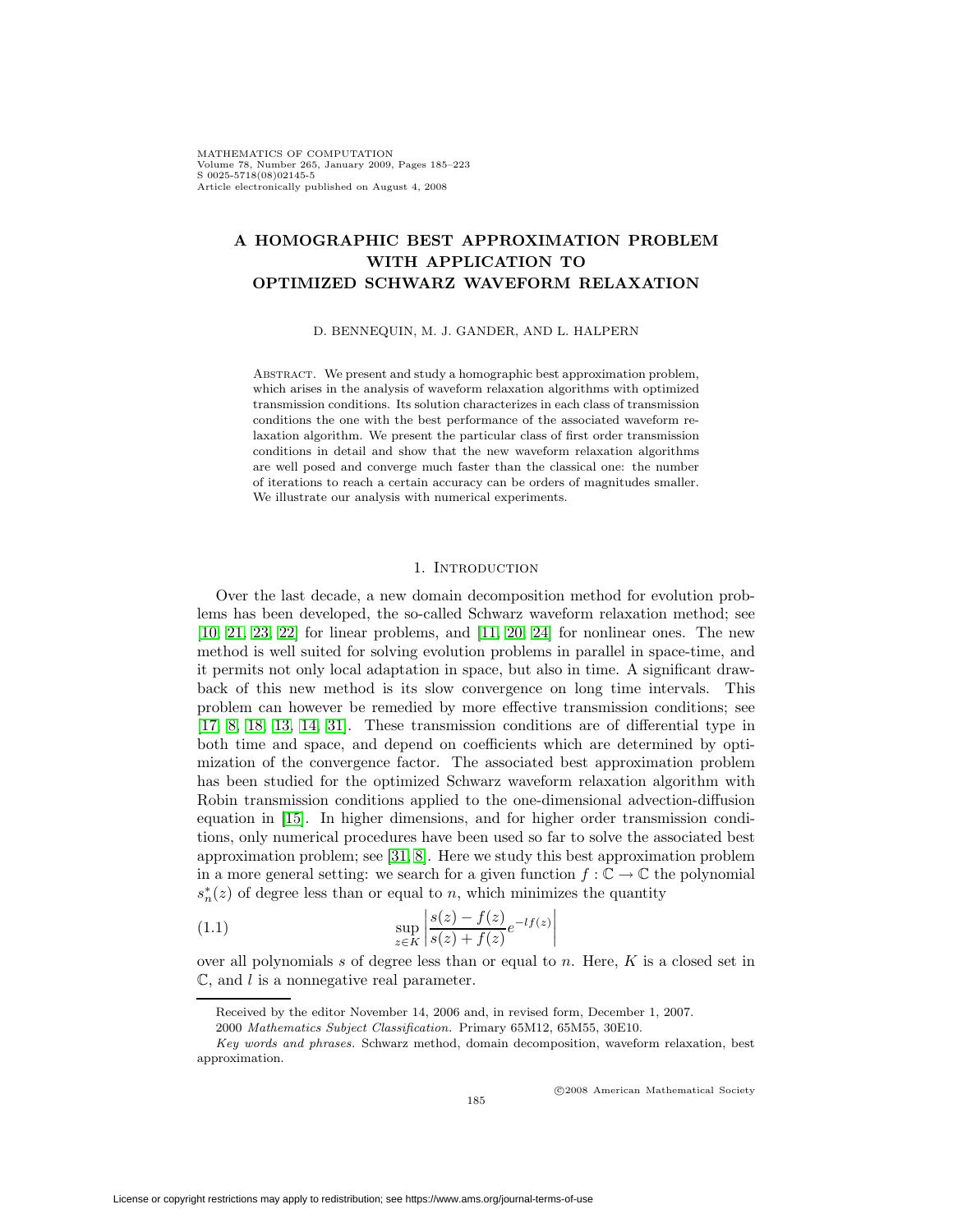# A HOMOGRAPHIC BEST APPROXIMATION PROBLEM WITH APPLICATION TO OPTIMIZED SCHWARZ WAVEFORM RELAXATION

D. BENNEQUIN, M. J. GANDER, AND L. HALPERN

Abstract. We present and study a homographic best approximation problem, which arises in the analysis of waveform relaxation algorithms with optimized transmission conditions. Its solution characterizes in each class of transmission conditions the one with the best performance of the associated waveform relaxation algorithm. We present the particular class of first order transmission conditions in detail and show that the new waveform relaxation algorithms are well posed and converge much faster than the classical one: the number of iterations to reach a certain accuracy can be orders of magnitudes smaller. We illustrate our analysis with numerical experiments.

## 1. Introduction

Over the last decade, a new domain decomposition method for evolution problems has been developed, the so-called Schwarz waveform relaxation method; see [10, 21, 23, 22] for linear problems, and [11, 20, 24] for nonlinear ones. The new method is well suited for solving evolution problems in parallel in space-time, and it permits not only local adaptation in space, but also in time. A significant drawback of this new method is its slow convergence on long time intervals. This problem can however be remedied by more effective transmission conditions; see [17, 8, 18, 13, 14, 31]. These transmission conditions are of differential type in both time and space, and depend on coefficients which are determined by optimization of the convergence factor. The associated best approximation problem has been studied for the optimized Schwarz waveform relaxation algorithm with Robin transmission conditions applied to the one-dimensional advection-diffusion equation in [15]. In higher dimensions, and for higher order transmission conditions, only numerical procedures have been used so far to solve the associated best approximation problem; see [31, 8]. Here we study this best approximation problem in a more general setting: we search for a given function $f : \mathbb{C} \to \mathbb{C}$ the polynomial $s_n^*(z)$ of degree less than or equal to $n$, which minimizes the quantity

$$\sup_{z\in K} \left| \frac{s(z) - f(z)}{s(z) + f(z)} e^{-lf(z)} \right| \tag{1.1}$$

over all polynomials $s$ of degree less than or equal to $n$. Here, $K$ is a closed set in $\mathbb{C}$, and $l$ is a nonnegative real parameter.

Received by the editor November 14, 2006 and, in revised form, December 1, 2007.

2000 *Mathematics Subject Classification.* Primary 65M12, 65M55, 30E10.

*Key words and phrases.* Schwarz method, domain decomposition, waveform relaxation, best approximation.

©2008 American Mathematical Society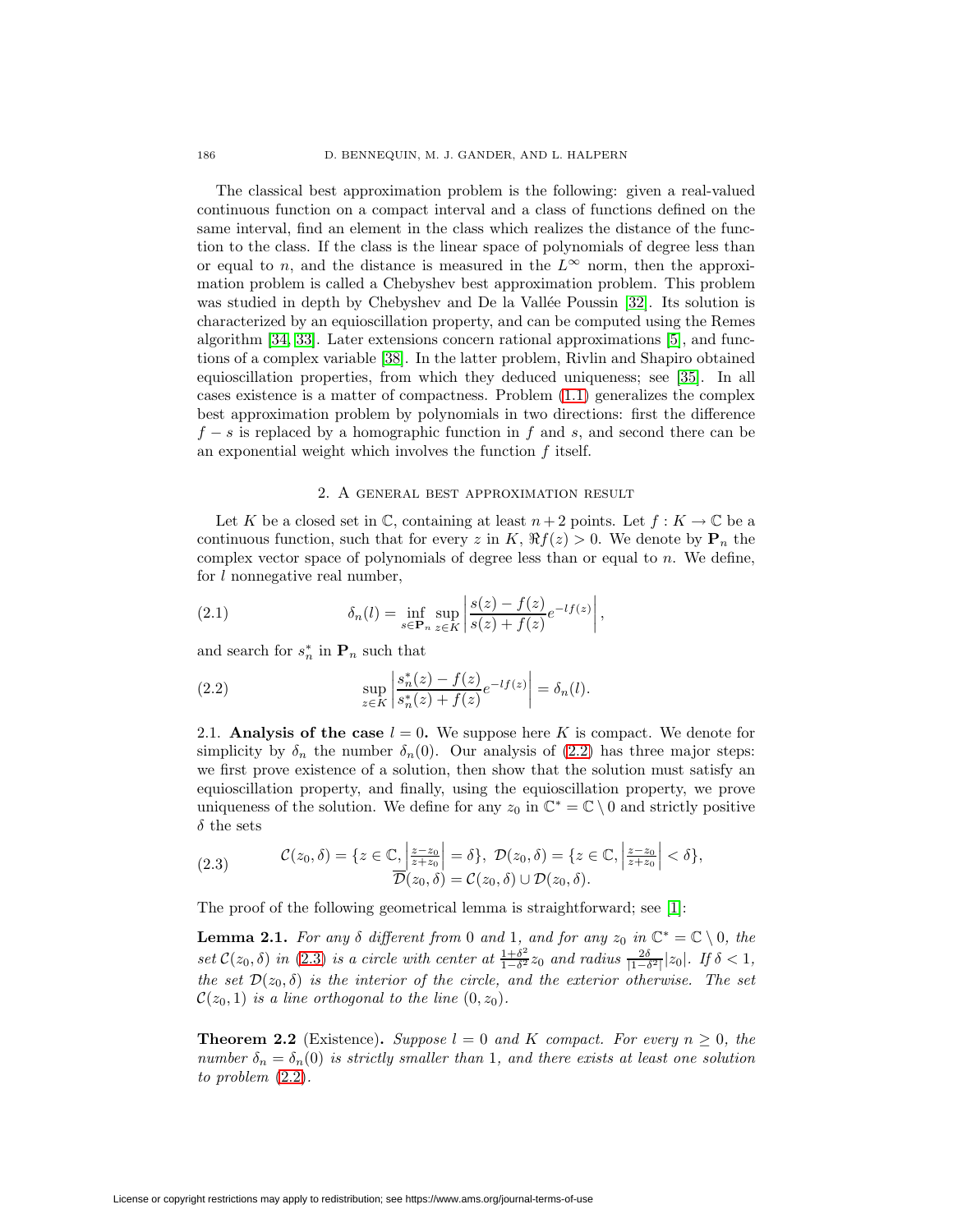The classical best approximation problem is the following: given a real-valued continuous function on a compact interval and a class of functions defined on the same interval, find an element in the class which realizes the distance of the function to the class. If the class is the linear space of polynomials of degree less than or equal to $n$, and the distance is measured in the $L^\infty$ norm, then the approximation problem is called a Chebyshev best approximation problem. This problem was studied in depth by Chebyshev and De la Vallée Poussin [32]. Its solution is characterized by an equioscillation property, and can be computed using the Remes algorithm [34, 33]. Later extensions concern rational approximations [5], and functions of a complex variable [38]. In the latter problem, Rivlin and Shapiro obtained equioscillation properties, from which they deduced uniqueness; see [35]. In all cases existence is a matter of compactness. Problem (1.1) generalizes the complex best approximation problem by polynomials in two directions: first the difference $f - s$ is replaced by a homographic function in $f$ and $s$, and second there can be an exponential weight which involves the function $f$ itself.

## 2. A general best approximation result

Let $K$ be a closed set in $\mathbb{C}$, containing at least $n+2$ points. Let $f : K \to \mathbb{C}$ be a continuous function, such that for every $z$ in $K$, $\Re f(z) > 0$. We denote by $\mathbf{P}_n$ the complex vector space of polynomials of degree less than or equal to $n$. We define, for $l$ nonnegative real number,

$$\delta_n(l) = \inf_{s \in \mathbf{P}_n} \sup_{z \in K} \left| \frac{s(z) - f(z)}{s(z) + f(z)} e^{-lf(z)} \right|, \tag{2.1}$$

and search for $s_n^*$ in $\mathbf{P}_n$ such that

$$\sup_{z \in K} \left| \frac{s_n^*(z) - f(z)}{s_n^*(z) + f(z)} e^{-lf(z)} \right| = \delta_n(l). \tag{2.2}$$

2.1. **Analysis of the case $l = 0$.** We suppose here $K$ is compact. We denote for simplicity by $\delta_n$ the number $\delta_n(0)$. Our analysis of (2.2) has three major steps: we first prove existence of a solution, then show that the solution must satisfy an equioscillation property, and finally, using the equioscillation property, we prove uniqueness of the solution. We define for any $z_0$ in $\mathbb{C}^* = \mathbb{C} \setminus 0$ and strictly positive $\delta$ the sets

$$\begin{gathered} \mathcal{C}(z_0, \delta) = \{z \in \mathbb{C}, \left|\tfrac{z - z_0}{z + z_0}\right| = \delta\},\ \mathcal{D}(z_0, \delta) = \{z \in \mathbb{C}, \left|\tfrac{z - z_0}{z + z_0}\right| < \delta\}, \\ \overline{\mathcal{D}}(z_0, \delta) = \mathcal{C}(z_0, \delta) \cup \mathcal{D}(z_0, \delta). \end{gathered} \tag{2.3}$$

The proof of the following geometrical lemma is straightforward; see [1]:

**Lemma 2.1.** *For any $\delta$ different from $0$ and $1$, and for any $z_0$ in $\mathbb{C}^* = \mathbb{C} \setminus 0$, the set $\mathcal{C}(z_0, \delta)$ in (2.3) is a circle with center at $\frac{1+\delta^2}{1-\delta^2} z_0$ and radius $\frac{2\delta}{|1-\delta^2|}|z_0|$. If $\delta < 1$, the set $\mathcal{D}(z_0, \delta)$ is the interior of the circle, and the exterior otherwise. The set $\mathcal{C}(z_0, 1)$ is a line orthogonal to the line $(0, z_0)$.*

**Theorem 2.2** (Existence)**.** *Suppose $l = 0$ and $K$ compact. For every $n \geq 0$, the number $\delta_n = \delta_n(0)$ is strictly smaller than $1$, and there exists at least one solution to problem* (2.2)*.*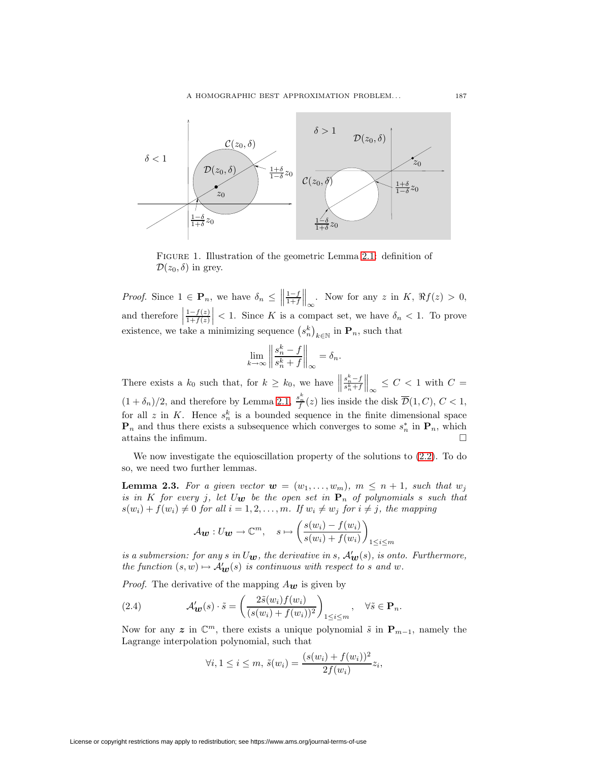FIGURE 1. Illustration of the geometric Lemma 2.1: definition of $\mathcal{D}(z_0, \delta)$ in grey.

*Proof.* Since $1 \in \mathbf{P}_n$, we have $\delta_n \leq \left\| \frac{1-f}{1+f} \right\|_\infty$. Now for any $z$ in $K$, $\Re f(z) > 0$, and therefore $\left| \frac{1-f(z)}{1+f(z)} \right| < 1$. Since $K$ is a compact set, we have $\delta_n < 1$. To prove existence, we take a minimizing sequence $\left(s_n^k\right)_{k \in \mathbb{N}}$ in $\mathbf{P}_n$, such that

$$\lim_{k \to \infty} \left\| \frac{s_n^k - f}{s_n^k + f} \right\|_\infty = \delta_n.$$

There exists a $k_0$ such that, for $k \geq k_0$, we have $\left\| \frac{s_n^k - f}{s_n^k + f} \right\|_\infty \leq C < 1$ with $C = (1+\delta_n)/2$, and therefore by Lemma 2.1, $\frac{s_n^k}{f}(z)$ lies inside the disk $\overline{\mathcal{D}}(1, C)$, $C < 1$, for all $z$ in $K$. Hence $s_n^k$ is a bounded sequence in the finite dimensional space $\mathbf{P}_n$ and thus there exists a subsequence which converges to some $s_n^*$ in $\mathbf{P}_n$, which attains the infimum. $\square$

We now investigate the equioscillation property of the solutions to (2.2). To do so, we need two further lemmas.

**Lemma 2.3.** *For a given vector $\boldsymbol{w} = (w_1, \ldots, w_m)$, $m \leq n+1$, such that $w_j$ is in $K$ for every $j$, let $U_{\boldsymbol{w}}$ be the open set in $\mathbf{P}_n$ of polynomials $s$ such that $s(w_i) + f(w_i) \neq 0$ for all $i = 1, 2, \ldots, m$. If $w_i \neq w_j$ for $i \neq j$, the mapping*

$$\mathcal{A}_{\boldsymbol{w}} : U_{\boldsymbol{w}} \to \mathbb{C}^m, \quad s \mapsto \left( \frac{s(w_i) - f(w_i)}{s(w_i) + f(w_i)} \right)_{1 \leq i \leq m}$$

*is a submersion: for any $s$ in $U_{\boldsymbol{w}}$, the derivative in $s$, $\mathcal{A}'_{\boldsymbol{w}}(s)$, is onto. Furthermore, the function $(s, w) \mapsto \mathcal{A}'_{\boldsymbol{w}}(s)$ is continuous with respect to $s$ and $w$.*

*Proof.* The derivative of the mapping $A_{\boldsymbol{w}}$ is given by

$$\mathcal{A}'_{\boldsymbol{w}}(s) \cdot \tilde{s} = \left( \frac{2\tilde{s}(w_i) f(w_i)}{(s(w_i) + f(w_i))^2} \right)_{1 \leq i \leq m}, \quad \forall \tilde{s} \in \mathbf{P}_n. \tag{2.4}$$

Now for any $\boldsymbol{z}$ in $\mathbb{C}^m$, there exists a unique polynomial $\tilde{s}$ in $\mathbf{P}_{m-1}$, namely the Lagrange interpolation polynomial, such that

$$\forall i, 1 \leq i \leq m, \ \tilde{s}(w_i) = \frac{(s(w_i) + f(w_i))^2}{2f(w_i)} z_i,$$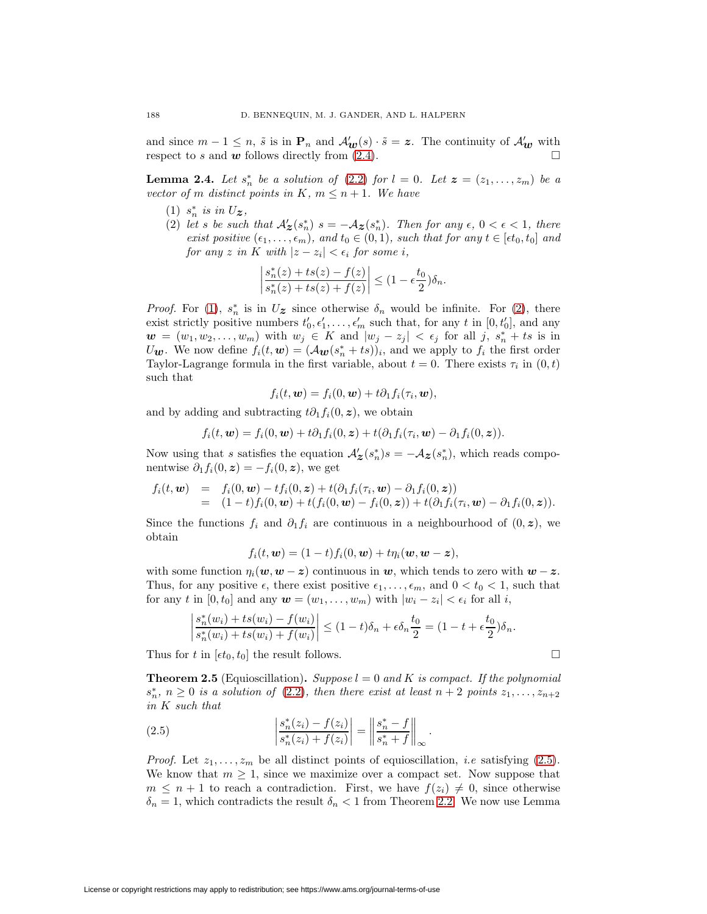and since $m - 1 \leq n$, $\tilde{s}$ is in $\mathbf{P}_n$ and $\mathcal{A}'_{\boldsymbol{w}}(s) \cdot \tilde{s} = \boldsymbol{z}$. The continuity of $\mathcal{A}'_{\boldsymbol{w}}$ with respect to $s$ and $\boldsymbol{w}$ follows directly from (2.4). $\square$

**Lemma 2.4.** *Let $s_n^*$ be a solution of (2.2) for $l = 0$. Let $\boldsymbol{z} = (z_1, \ldots, z_m)$ be a vector of $m$ distinct points in $K$, $m \leq n + 1$. We have*

1. *$s_n^*$ is in $U_{\boldsymbol{z}}$,*
2. *let $s$ be such that $\mathcal{A}'_{\boldsymbol{z}}(s_n^*)\ s = -\mathcal{A}_{\boldsymbol{z}}(s_n^*)$. Then for any $\epsilon$, $0 < \epsilon < 1$, there exist positive $(\epsilon_1, \ldots, \epsilon_m)$, and $t_0 \in (0, 1)$, such that for any $t \in [\epsilon t_0, t_0]$ and for any $z$ in $K$ with $|z - z_i| < \epsilon_i$ for some $i$,*

$$\left| \frac{s_n^*(z) + ts(z) - f(z)}{s_n^*(z) + ts(z) + f(z)} \right| \leq (1 - \epsilon \frac{t_0}{2})\delta_n.$$

*Proof.* For (1), $s_n^*$ is in $U_{\boldsymbol{z}}$ since otherwise $\delta_n$ would be infinite. For (2), there exist strictly positive numbers $t_0', \epsilon_1', \ldots, \epsilon_m'$ such that, for any $t$ in $[0, t_0']$, and any $\boldsymbol{w} = (w_1, w_2, \ldots, w_m)$ with $w_j \in K$ and $|w_j - z_j| < \epsilon_j$ for all $j$, $s_n^* + ts$ is in $U_{\boldsymbol{w}}$. We now define $f_i(t, \boldsymbol{w}) = (\mathcal{A}_{\boldsymbol{w}}(s_n^* + ts))_i$, and we apply to $f_i$ the first order Taylor-Lagrange formula in the first variable, about $t = 0$. There exists $\tau_i$ in $(0, t)$ such that

$$f_i(t, \boldsymbol{w}) = f_i(0, \boldsymbol{w}) + t\partial_1 f_i(\tau_i, \boldsymbol{w}),$$

and by adding and subtracting $t\partial_1 f_i(0, \boldsymbol{z})$, we obtain

$$f_i(t, \boldsymbol{w}) = f_i(0, \boldsymbol{w}) + t\partial_1 f_i(0, \boldsymbol{z}) + t(\partial_1 f_i(\tau_i, \boldsymbol{w}) - \partial_1 f_i(0, \boldsymbol{z})).$$

Now using that $s$ satisfies the equation $\mathcal{A}'_{\boldsymbol{z}}(s_n^*)s = -\mathcal{A}_{\boldsymbol{z}}(s_n^*)$, which reads componentwise $\partial_1 f_i(0, \boldsymbol{z}) = -f_i(0, \boldsymbol{z})$, we get

$$\begin{aligned} f_i(t, \boldsymbol{w}) &= f_i(0, \boldsymbol{w}) - tf_i(0, \boldsymbol{z}) + t(\partial_1 f_i(\tau_i, \boldsymbol{w}) - \partial_1 f_i(0, \boldsymbol{z})) \\ &= (1 - t)f_i(0, \boldsymbol{w}) + t(f_i(0, \boldsymbol{w}) - f_i(0, \boldsymbol{z})) + t(\partial_1 f_i(\tau_i, \boldsymbol{w}) - \partial_1 f_i(0, \boldsymbol{z})). \end{aligned}$$

Since the functions $f_i$ and $\partial_1 f_i$ are continuous in a neighbourhood of $(0, \boldsymbol{z})$, we obtain

$$f_i(t, \boldsymbol{w}) = (1 - t)f_i(0, \boldsymbol{w}) + t\eta_i(\boldsymbol{w}, \boldsymbol{w} - \boldsymbol{z}),$$

with some function $\eta_i(\boldsymbol{w}, \boldsymbol{w} - \boldsymbol{z})$ continuous in $\boldsymbol{w}$, which tends to zero with $\boldsymbol{w} - \boldsymbol{z}$. Thus, for any positive $\epsilon$, there exist positive $\epsilon_1, \ldots, \epsilon_m$, and $0 < t_0 < 1$, such that for any $t$ in $[0, t_0]$ and any $\boldsymbol{w} = (w_1, \ldots, w_m)$ with $|w_i - z_i| < \epsilon_i$ for all $i$,

$$\left| \frac{s_n^*(w_i) + ts(w_i) - f(w_i)}{s_n^*(w_i) + ts(w_i) + f(w_i)} \right| \leq (1 - t)\delta_n + \epsilon\delta_n \frac{t_0}{2} = (1 - t + \epsilon\frac{t_0}{2})\delta_n.$$

Thus for $t$ in $[\epsilon t_0, t_0]$ the result follows. $\square$

**Theorem 2.5** (Equioscillation)**.** *Suppose $l = 0$ and $K$ is compact. If the polynomial $s_n^*$, $n \geq 0$ is a solution of (2.2), then there exist at least $n + 2$ points $z_1, \ldots, z_{n+2}$ in $K$ such that*

$$\left| \frac{s_n^*(z_i) - f(z_i)}{s_n^*(z_i) + f(z_i)} \right| = \left\| \frac{s_n^* - f}{s_n^* + f} \right\|_\infty. \tag{2.5}$$

*Proof.* Let $z_1, \ldots, z_m$ be all distinct points of equioscillation, *i.e* satisfying (2.5). We know that $m \geq 1$, since we maximize over a compact set. Now suppose that $m \leq n + 1$ to reach a contradiction. First, we have $f(z_i) \neq 0$, since otherwise $\delta_n = 1$, which contradicts the result $\delta_n < 1$ from Theorem 2.2. We now use Lemma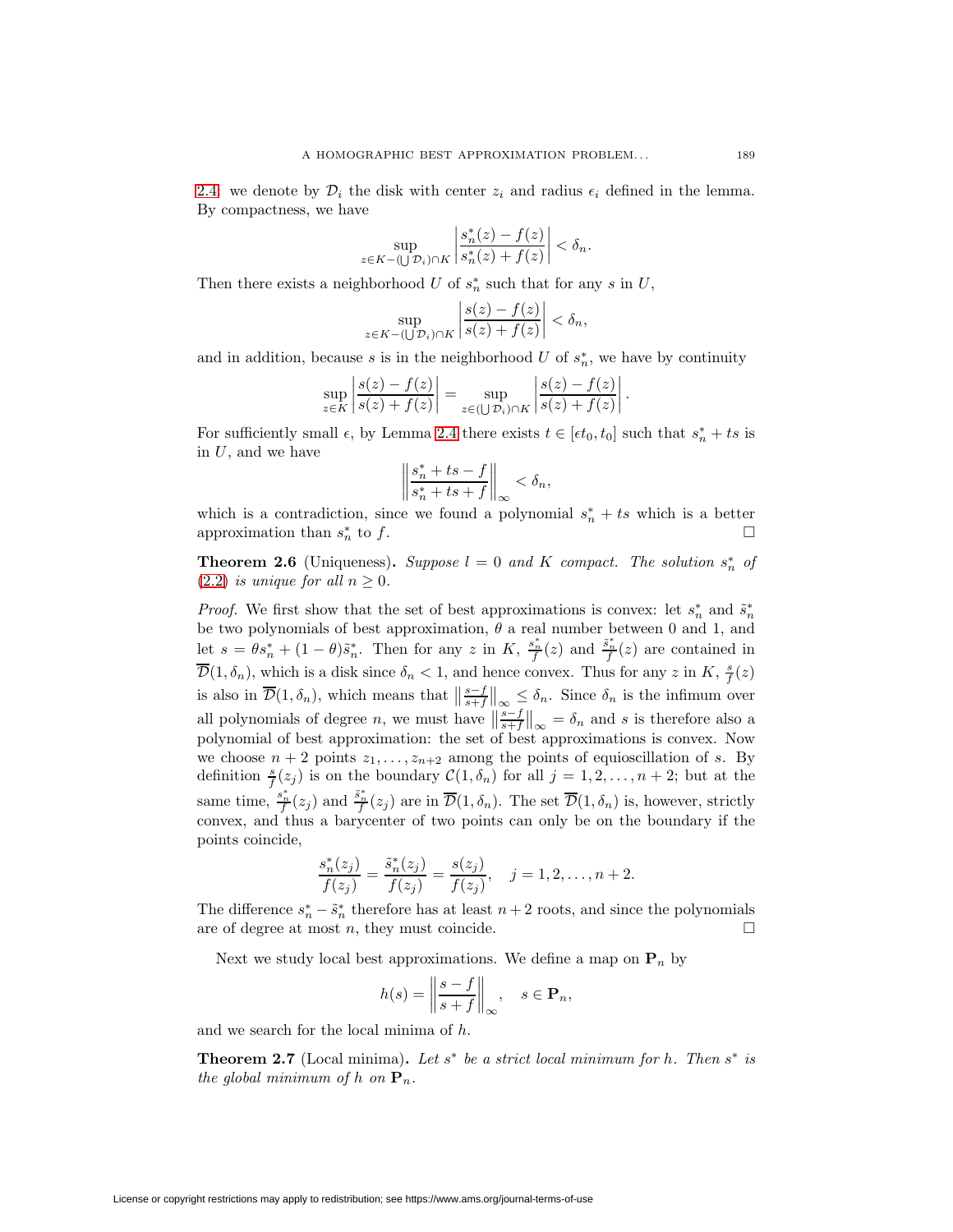2.4: we denote by $\mathcal{D}_i$ the disk with center $z_i$ and radius $\epsilon_i$ defined in the lemma. By compactness, we have

$$\sup_{z\in K-(\bigcup \mathcal{D}_i)\cap K} \left|\frac{s_n^*(z)-f(z)}{s_n^*(z)+f(z)}\right| < \delta_n.$$

Then there exists a neighborhood $U$ of $s_n^*$ such that for any $s$ in $U$,

$$\sup_{z\in K-(\bigcup \mathcal{D}_i)\cap K} \left|\frac{s(z)-f(z)}{s(z)+f(z)}\right| < \delta_n,$$

and in addition, because $s$ is in the neighborhood $U$ of $s_n^*$, we have by continuity

$$\sup_{z\in K} \left|\frac{s(z)-f(z)}{s(z)+f(z)}\right| = \sup_{z\in(\bigcup \mathcal{D}_i)\cap K} \left|\frac{s(z)-f(z)}{s(z)+f(z)}\right|.$$

For sufficiently small $\epsilon$, by Lemma 2.4 there exists $t \in [\epsilon t_0, t_0]$ such that $s_n^* + ts$ is in $U$, and we have

$$\left\|\frac{s_n^*+ts-f}{s_n^*+ts+f}\right\|_\infty < \delta_n,$$

which is a contradiction, since we found a polynomial $s_n^* + ts$ which is a better approximation than $s_n^*$ to $f$. □

**Theorem 2.6** (Uniqueness)**.** *Suppose $l = 0$ and $K$ compact. The solution $s_n^*$ of (2.2) is unique for all $n \geq 0$.*

*Proof.* We first show that the set of best approximations is convex: let $s_n^*$ and $\tilde{s}_n^*$ be two polynomials of best approximation, $\theta$ a real number between 0 and 1, and let $s = \theta s_n^* + (1-\theta)\tilde{s}_n^*$. Then for any $z$ in $K$, $\frac{s_n^*}{f}(z)$ and $\frac{\tilde{s}_n^*}{f}(z)$ are contained in $\overline{\mathcal{D}}(1, \delta_n)$, which is a disk since $\delta_n < 1$, and hence convex. Thus for any $z$ in $K$, $\frac{s}{f}(z)$ is also in $\overline{\mathcal{D}}(1, \delta_n)$, which means that $\left\|\frac{s-f}{s+f}\right\|_\infty \leq \delta_n$. Since $\delta_n$ is the infimum over all polynomials of degree $n$, we must have $\left\|\frac{s-f}{s+f}\right\|_\infty = \delta_n$ and $s$ is therefore also a polynomial of best approximation: the set of best approximations is convex. Now we choose $n+2$ points $z_1, \ldots, z_{n+2}$ among the points of equioscillation of $s$. By definition $\frac{s}{f}(z_j)$ is on the boundary $\mathcal{C}(1, \delta_n)$ for all $j = 1, 2, \ldots, n+2$; but at the same time, $\frac{s_n^*}{f}(z_j)$ and $\frac{\tilde{s}_n^*}{f}(z_j)$ are in $\overline{\mathcal{D}}(1, \delta_n)$. The set $\overline{\mathcal{D}}(1, \delta_n)$ is, however, strictly convex, and thus a barycenter of two points can only be on the boundary if the points coincide,

$$\frac{s_n^*(z_j)}{f(z_j)} = \frac{\tilde{s}_n^*(z_j)}{f(z_j)} = \frac{s(z_j)}{f(z_j)}, \quad j = 1, 2, \ldots, n+2.$$

The difference $s_n^* - \tilde{s}_n^*$ therefore has at least $n+2$ roots, and since the polynomials are of degree at most $n$, they must coincide. □

Next we study local best approximations. We define a map on $\mathbf{P}_n$ by

$$h(s) = \left\|\frac{s-f}{s+f}\right\|_\infty, \quad s \in \mathbf{P}_n,$$

and we search for the local minima of $h$.

**Theorem 2.7** (Local minima)**.** *Let $s^*$ be a strict local minimum for $h$. Then $s^*$ is the global minimum of $h$ on $\mathbf{P}_n$.*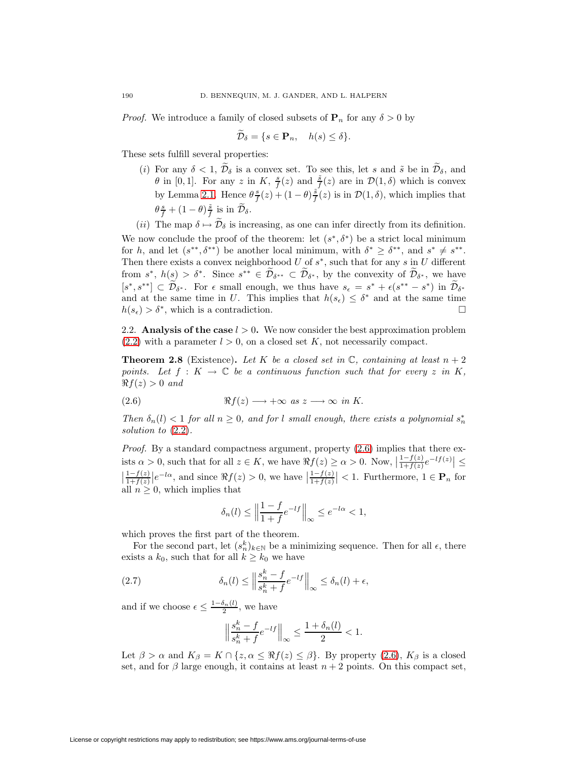*Proof.* We introduce a family of closed subsets of $\mathbf{P}_n$ for any $\delta > 0$ by

$$\widetilde{\mathcal{D}}_\delta = \{s \in \mathbf{P}_n, \quad h(s) \leq \delta\}.$$

These sets fulfill several properties:

(*i*) For any $\delta < 1$, $\widetilde{\mathcal{D}}_\delta$ is a convex set. To see this, let $s$ and $\tilde{s}$ be in $\widetilde{\mathcal{D}}_\delta$, and $\theta$ in $[0,1]$. For any $z$ in $K$, $\frac{s}{f}(z)$ and $\frac{\tilde{s}}{f}(z)$ are in $\mathcal{D}(1,\delta)$ which is convex by Lemma 2.1. Hence $\theta\frac{s}{f}(z) + (1-\theta)\frac{\tilde{s}}{f}(z)$ is in $\mathcal{D}(1,\delta)$, which implies that $\theta\frac{s}{f} + (1-\theta)\frac{\tilde{s}}{f}$ is in $\widetilde{\mathcal{D}}_\delta$.

(*ii*) The map $\delta \mapsto \widetilde{\mathcal{D}}_\delta$ is increasing, as one can infer directly from its definition.

We now conclude the proof of the theorem: let $(s^*, \delta^*)$ be a strict local minimum for $h$, and let $(s^{**}, \delta^{**})$ be another local minimum, with $\delta^* \geq \delta^{**}$, and $s^* \neq s^{**}$. Then there exists a convex neighborhood $U$ of $s^*$, such that for any $s$ in $U$ different from $s^*$, $h(s) > \delta^*$. Since $s^{**} \in \widetilde{\mathcal{D}}_{\delta^{**}} \subset \widetilde{\mathcal{D}}_{\delta^*}$, by the convexity of $\widetilde{\mathcal{D}}_{\delta^*}$, we have $[s^*, s^{**}] \subset \widetilde{\mathcal{D}}_{\delta^*}$. For $\epsilon$ small enough, we thus have $s_\epsilon = s^* + \epsilon(s^{**} - s^*)$ in $\widetilde{\mathcal{D}}_{\delta^*}$ and at the same time in $U$. This implies that $h(s_\epsilon) \leq \delta^*$ and at the same time $h(s_\epsilon) > \delta^*$, which is a contradiction. $\square$

## 2.2. Analysis of the case $l > 0$.

We now consider the best approximation problem (2.2) with a parameter $l > 0$, on a closed set $K$, not necessarily compact.

**Theorem 2.8** (Existence)**.** *Let $K$ be a closed set in $\mathbb{C}$, containing at least $n+2$ points. Let $f : K \to \mathbb{C}$ be a continuous function such that for every $z$ in $K$, $\Re f(z) > 0$ and*

$$\Re f(z) \longrightarrow +\infty \text{ as } z \longrightarrow \infty \text{ in } K. \tag{2.6}$$

*Then $\delta_n(l) < 1$ for all $n \geq 0$, and for $l$ small enough, there exists a polynomial $s_n^*$ solution to* (2.2)*.*

*Proof.* By a standard compactness argument, property (2.6) implies that there exists $\alpha > 0$, such that for all $z \in K$, we have $\Re f(z) \geq \alpha > 0$. Now, $\left|\frac{1-f(z)}{1+f(z)}e^{-lf(z)}\right| \leq \left|\frac{1-f(z)}{1+f(z)}\right|e^{-l\alpha}$, and since $\Re f(z) > 0$, we have $\left|\frac{1-f(z)}{1+f(z)}\right| < 1$. Furthermore, $1 \in \mathbf{P}_n$ for all $n \geq 0$, which implies that

$$\delta_n(l) \leq \left\|\frac{1-f}{1+f}e^{-lf}\right\|_\infty \leq e^{-l\alpha} < 1,$$

which proves the first part of the theorem.

For the second part, let $(s_n^k)_{k\in\mathbb{N}}$ be a minimizing sequence. Then for all $\epsilon$, there exists a $k_0$, such that for all $k \geq k_0$ we have

$$\delta_n(l) \leq \left\|\frac{s_n^k - f}{s_n^k + f}e^{-lf}\right\|_\infty \leq \delta_n(l) + \epsilon, \tag{2.7}$$

and if we choose $\epsilon \leq \frac{1-\delta_n(l)}{2}$, we have

$$\left\|\frac{s_n^k - f}{s_n^k + f}e^{-lf}\right\|_\infty \leq \frac{1+\delta_n(l)}{2} < 1.$$

Let $\beta > \alpha$ and $K_\beta = K \cap \{z, \alpha \leq \Re f(z) \leq \beta\}$. By property (2.6), $K_\beta$ is a closed set, and for $\beta$ large enough, it contains at least $n+2$ points. On this compact set,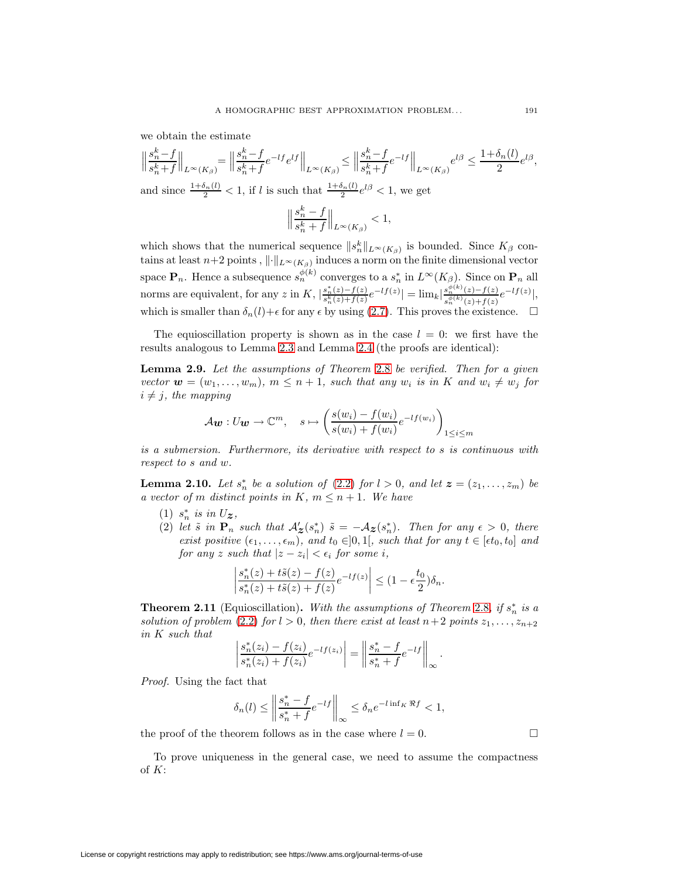we obtain the estimate

$$\Big\|\frac{s_n^k-f}{s_n^k+f}\Big\|_{L^\infty(K_\beta)} = \Big\|\frac{s_n^k-f}{s_n^k+f}e^{-lf}e^{lf}\Big\|_{L^\infty(K_\beta)} \le \Big\|\frac{s_n^k-f}{s_n^k+f}e^{-lf}\Big\|_{L^\infty(K_\beta)}e^{l\beta} \le \frac{1+\delta_n(l)}{2}e^{l\beta},$$

and since $\frac{1+\delta_n(l)}{2} < 1$, if $l$ is such that $\frac{1+\delta_n(l)}{2}e^{l\beta} < 1$, we get

$$\Big\|\frac{s_n^k-f}{s_n^k+f}\Big\|_{L^\infty(K_\beta)} < 1,$$

which shows that the numerical sequence $\|s_n^k\|_{L^\infty(K_\beta)}$ is bounded. Since $K_\beta$ contains at least $n+2$ points , $\|\cdot\|_{L^\infty(K_\beta)}$ induces a norm on the finite dimensional vector space $\mathbf{P}_n$. Hence a subsequence $s_n^{\phi(k)}$ converges to a $s_n^*$ in $L^\infty(K_\beta)$. Since on $\mathbf{P}_n$ all norms are equivalent, for any $z$ in $K$, $|\frac{s_n^*(z)-f(z)}{s_n^k(z)+f(z)}e^{-lf(z)}| = \lim_k|\frac{s_n^{\phi(k)}(z)-f(z)}{s_n^{\phi(k)}(z)+f(z)}e^{-lf(z)}|$, which is smaller than $\delta_n(l)+\epsilon$ for any $\epsilon$ by using (2.7). This proves the existence. $\square$

The equioscillation property is shown as in the case $l=0$: we first have the results analogous to Lemma 2.3 and Lemma 2.4 (the proofs are identical):

**Lemma 2.9.** *Let the assumptions of Theorem 2.8 be verified. Then for a given vector $\boldsymbol{w} = (w_1,\dots,w_m)$, $m \le n+1$, such that any $w_i$ is in $K$ and $w_i \ne w_j$ for $i \ne j$, the mapping*

$$\mathcal{A}\boldsymbol{w} : U\boldsymbol{w} \to \mathbb{C}^m, \quad s \mapsto \left(\frac{s(w_i)-f(w_i)}{s(w_i)+f(w_i)}e^{-lf(w_i)}\right)_{1\le i\le m}$$

*is a submersion. Furthermore, its derivative with respect to $s$ is continuous with respect to $s$ and $w$.*

**Lemma 2.10.** *Let $s_n^*$ be a solution of (2.2) for $l>0$, and let $\boldsymbol{z} = (z_1,\dots,z_m)$ be a vector of $m$ distinct points in $K$, $m \le n+1$. We have*

1. *$s_n^*$ is in $U_{\boldsymbol{z}}$,*
2. *let $\tilde{s}$ in $\mathbf{P}_n$ such that $\mathcal{A}'_{\boldsymbol{z}}(s_n^*)\ \tilde{s} = -\mathcal{A}_{\boldsymbol{z}}(s_n^*)$. Then for any $\epsilon>0$, there exist positive $(\epsilon_1,\dots,\epsilon_m)$, and $t_0 \in ]0,1[$, such that for any $t \in [\epsilon t_0, t_0]$ and for any $z$ such that $|z-z_i| < \epsilon_i$ for some $i$,*

$$\left|\frac{s_n^*(z)+t\tilde{s}(z)-f(z)}{s_n^*(z)+t\tilde{s}(z)+f(z)}e^{-lf(z)}\right| \le (1-\epsilon\frac{t_0}{2})\delta_n.$$

**Theorem 2.11** (Equioscillation)**.** *With the assumptions of Theorem 2.8, if $s_n^*$ is a solution of problem (2.2) for $l>0$, then there exist at least $n+2$ points $z_1,\dots,z_{n+2}$ in $K$ such that*

$$\left|\frac{s_n^*(z_i)-f(z_i)}{s_n^*(z_i)+f(z_i)}e^{-lf(z_i)}\right| = \left\|\frac{s_n^*-f}{s_n^*+f}e^{-lf}\right\|_\infty.$$

*Proof.* Using the fact that

$$\delta_n(l) \le \left\|\frac{s_n^*-f}{s_n^*+f}e^{-lf}\right\|_\infty \le \delta_n e^{-l\inf_K \Re f} < 1,$$

the proof of the theorem follows as in the case where $l=0$. $\square$

To prove uniqueness in the general case, we need to assume the compactness of $K$: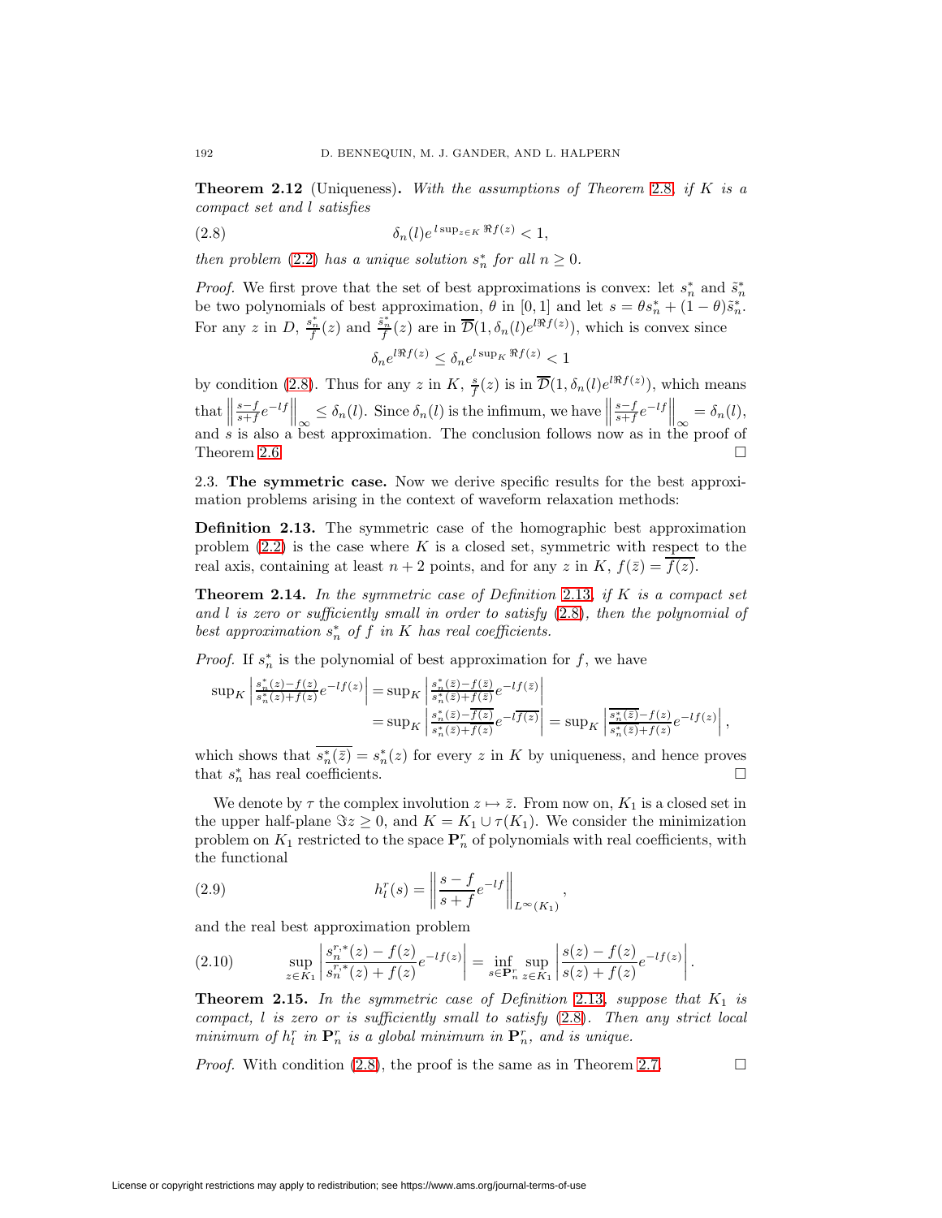**Theorem 2.12** (Uniqueness)**.** *With the assumptions of Theorem 2.8, if $K$ is a compact set and $l$ satisfies*

$$\delta_n(l)e^{l\sup_{z\in K}\Re f(z)} < 1, \tag{2.8}$$

*then problem (2.2) has a unique solution $s_n^*$ for all $n \geq 0$.*

*Proof.* We first prove that the set of best approximations is convex: let $s_n^*$ and $\tilde{s}_n^*$ be two polynomials of best approximation, $\theta$ in $[0,1]$ and let $s = \theta s_n^* + (1-\theta)\tilde{s}_n^*$. For any $z$ in $D$, $\frac{s_n^*}{f}(z)$ and $\frac{\tilde{s}_n^*}{f}(z)$ are in $\overline{\mathcal{D}}(1, \delta_n(l)e^{l\Re f(z)})$, which is convex since

$$\delta_n e^{l\Re f(z)} \leq \delta_n e^{l\sup_K \Re f(z)} < 1$$

by condition (2.8). Thus for any $z$ in $K$, $\frac{s}{f}(z)$ is in $\overline{\mathcal{D}}(1, \delta_n(l)e^{l\Re f(z)})$, which means that $\left\|\frac{s-f}{s+f}e^{-lf}\right\|_\infty \leq \delta_n(l)$. Since $\delta_n(l)$ is the infimum, we have $\left\|\frac{s-f}{s+f}e^{-lf}\right\|_\infty = \delta_n(l)$, and $s$ is also a best approximation. The conclusion follows now as in the proof of Theorem 2.6. $\square$

2.3. **The symmetric case.** Now we derive specific results for the best approximation problems arising in the context of waveform relaxation methods:

**Definition 2.13.** The symmetric case of the homographic best approximation problem (2.2) is the case where $K$ is a closed set, symmetric with respect to the real axis, containing at least $n+2$ points, and for any $z$ in $K$, $f(\bar{z}) = \overline{f(z)}$.

**Theorem 2.14.** *In the symmetric case of Definition 2.13, if $K$ is a compact set and $l$ is zero or sufficiently small in order to satisfy (2.8), then the polynomial of best approximation $s_n^*$ of $f$ in $K$ has real coefficients.*

*Proof.* If $s_n^*$ is the polynomial of best approximation for $f$, we have

$$\begin{aligned}
\sup_K \left|\frac{s_n^*(z)-f(z)}{s_n^*(z)+f(z)}e^{-lf(z)}\right| &= \sup_K \left|\frac{s_n^*(\bar{z})-f(\bar{z})}{s_n^*(\bar{z})+f(\bar{z})}e^{-lf(\bar{z})}\right| \\
&= \sup_K \left|\frac{s_n^*(\bar{z})-\overline{f(z)}}{s_n^*(\bar{z})+\overline{f(z)}}e^{-l\overline{f(z)}}\right| = \sup_K \left|\frac{\overline{s_n^*(\bar{z})}-f(z)}{\overline{s_n^*(\bar{z})}+f(z)}e^{-lf(z)}\right|,
\end{aligned}$$

which shows that $\overline{s_n^*(\bar{z})} = s_n^*(z)$ for every $z$ in $K$ by uniqueness, and hence proves that $s_n^*$ has real coefficients. $\square$

We denote by $\tau$ the complex involution $z \mapsto \bar{z}$. From now on, $K_1$ is a closed set in the upper half-plane $\Im z \geq 0$, and $K = K_1 \cup \tau(K_1)$. We consider the minimization problem on $K_1$ restricted to the space $\mathbf{P}_n^r$ of polynomials with real coefficients, with the functional

$$h_l^r(s) = \left\|\frac{s-f}{s+f}e^{-lf}\right\|_{L^\infty(K_1)}, \tag{2.9}$$

and the real best approximation problem

$$\sup_{z\in K_1}\left|\frac{s_n^{r,*}(z)-f(z)}{s_n^{r,*}(z)+f(z)}e^{-lf(z)}\right| = \inf_{s\in\mathbf{P}_n^r}\sup_{z\in K_1}\left|\frac{s(z)-f(z)}{s(z)+f(z)}e^{-lf(z)}\right|. \tag{2.10}$$

**Theorem 2.15.** *In the symmetric case of Definition 2.13, suppose that $K_1$ is compact, $l$ is zero or is sufficiently small to satisfy (2.8). Then any strict local minimum of $h_l^r$ in $\mathbf{P}_n^r$ is a global minimum in $\mathbf{P}_n^r$, and is unique.*

*Proof.* With condition (2.8), the proof is the same as in Theorem 2.7. $\square$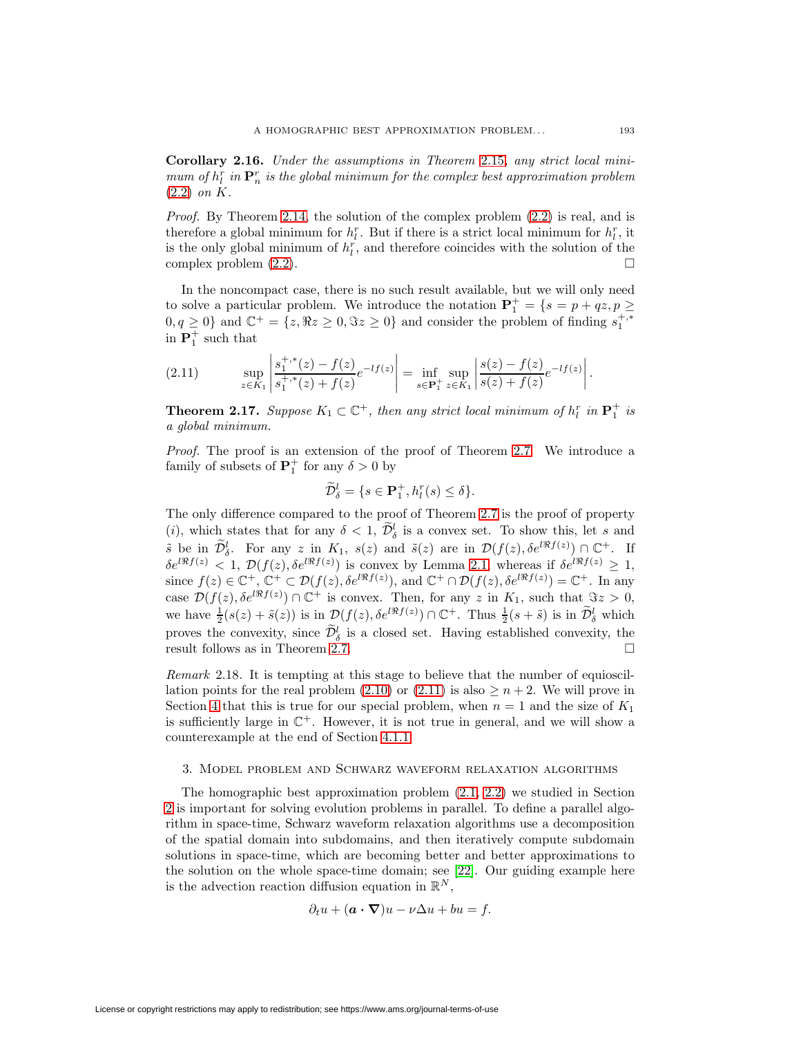**Corollary 2.16.** *Under the assumptions in Theorem 2.15, any strict local minimum of $h_l^r$ in $\mathbf{P}_n^r$ is the global minimum for the complex best approximation problem (2.2) on $K$.*

*Proof.* By Theorem 2.14, the solution of the complex problem (2.2) is real, and is therefore a global minimum for $h_l^r$. But if there is a strict local minimum for $h_l^r$, it is the only global minimum of $h_l^r$, and therefore coincides with the solution of the complex problem (2.2). $\square$

In the noncompact case, there is no such result available, but we will only need to solve a particular problem. We introduce the notation $\mathbf{P}_1^+ = \{s = p + qz, p \geq 0, q \geq 0\}$ and $\mathbb{C}^+ = \{z, \Re z \geq 0, \Im z \geq 0\}$ and consider the problem of finding $s_1^{+,*}$ in $\mathbf{P}_1^+$ such that

$$
\sup_{z \in K_1} \left| \frac{s_1^{+,*}(z) - f(z)}{s_1^{+,*}(z) + f(z)} e^{-lf(z)} \right| = \inf_{s \in \mathbf{P}_1^+} \sup_{z \in K_1} \left| \frac{s(z) - f(z)}{s(z) + f(z)} e^{-lf(z)} \right|. \tag{2.11}
$$

**Theorem 2.17.** *Suppose $K_1 \subset \mathbb{C}^+$, then any strict local minimum of $h_l^r$ in $\mathbf{P}_1^+$ is a global minimum.*

*Proof.* The proof is an extension of the proof of Theorem 2.7. We introduce a family of subsets of $\mathbf{P}_1^+$ for any $\delta > 0$ by

$$
\widetilde{\mathcal{D}}_\delta^l = \{s \in \mathbf{P}_1^+, h_l^r(s) \leq \delta\}.
$$

The only difference compared to the proof of Theorem 2.7 is the proof of property $(i)$, which states that for any $\delta < 1$, $\widetilde{\mathcal{D}}_\delta^l$ is a convex set. To show this, let $s$ and $\tilde{s}$ be in $\widetilde{\mathcal{D}}_\delta^l$. For any $z$ in $K_1$, $s(z)$ and $\tilde{s}(z)$ are in $\mathcal{D}(f(z), \delta e^{l\Re f(z)}) \cap \mathbb{C}^+$. If $\delta e^{l\Re f(z)} < 1$, $\mathcal{D}(f(z), \delta e^{l\Re f(z)})$ is convex by Lemma 2.1, whereas if $\delta e^{l\Re f(z)} \geq 1$, since $f(z) \in \mathbb{C}^+$, $\mathbb{C}^+ \subset \mathcal{D}(f(z), \delta e^{l\Re f(z)})$, and $\mathbb{C}^+ \cap \mathcal{D}(f(z), \delta e^{l\Re f(z)}) = \mathbb{C}^+$. In any case $\mathcal{D}(f(z), \delta e^{l\Re f(z)}) \cap \mathbb{C}^+$ is convex. Then, for any $z$ in $K_1$, such that $\Im z > 0$, we have $\frac{1}{2}(s(z) + \tilde{s}(z))$ is in $\mathcal{D}(f(z), \delta e^{l\Re f(z)}) \cap \mathbb{C}^+$. Thus $\frac{1}{2}(s + \tilde{s})$ is in $\widetilde{\mathcal{D}}_\delta^l$ which proves the convexity, since $\widetilde{\mathcal{D}}_\delta^l$ is a closed set. Having established convexity, the result follows as in Theorem 2.7. $\square$

*Remark* 2.18. It is tempting at this stage to believe that the number of equioscillation points for the real problem (2.10) or (2.11) is also $\geq n + 2$. We will prove in Section 4 that this is true for our special problem, when $n = 1$ and the size of $K_1$ is sufficiently large in $\mathbb{C}^+$. However, it is not true in general, and we will show a counterexample at the end of Section 4.1.1.

## 3. Model problem and Schwarz waveform relaxation algorithms

The homographic best approximation problem (2.1, 2.2) we studied in Section 2 is important for solving evolution problems in parallel. To define a parallel algorithm in space-time, Schwarz waveform relaxation algorithms use a decomposition of the spatial domain into subdomains, and then iteratively compute subdomain solutions in space-time, which are becoming better and better approximations to the solution on the whole space-time domain; see [22]. Our guiding example here is the advection reaction diffusion equation in $\mathbb{R}^N$,

$$
\partial_t u + (\boldsymbol{a} \cdot \boldsymbol{\nabla}) u - \nu \Delta u + bu = f.
$$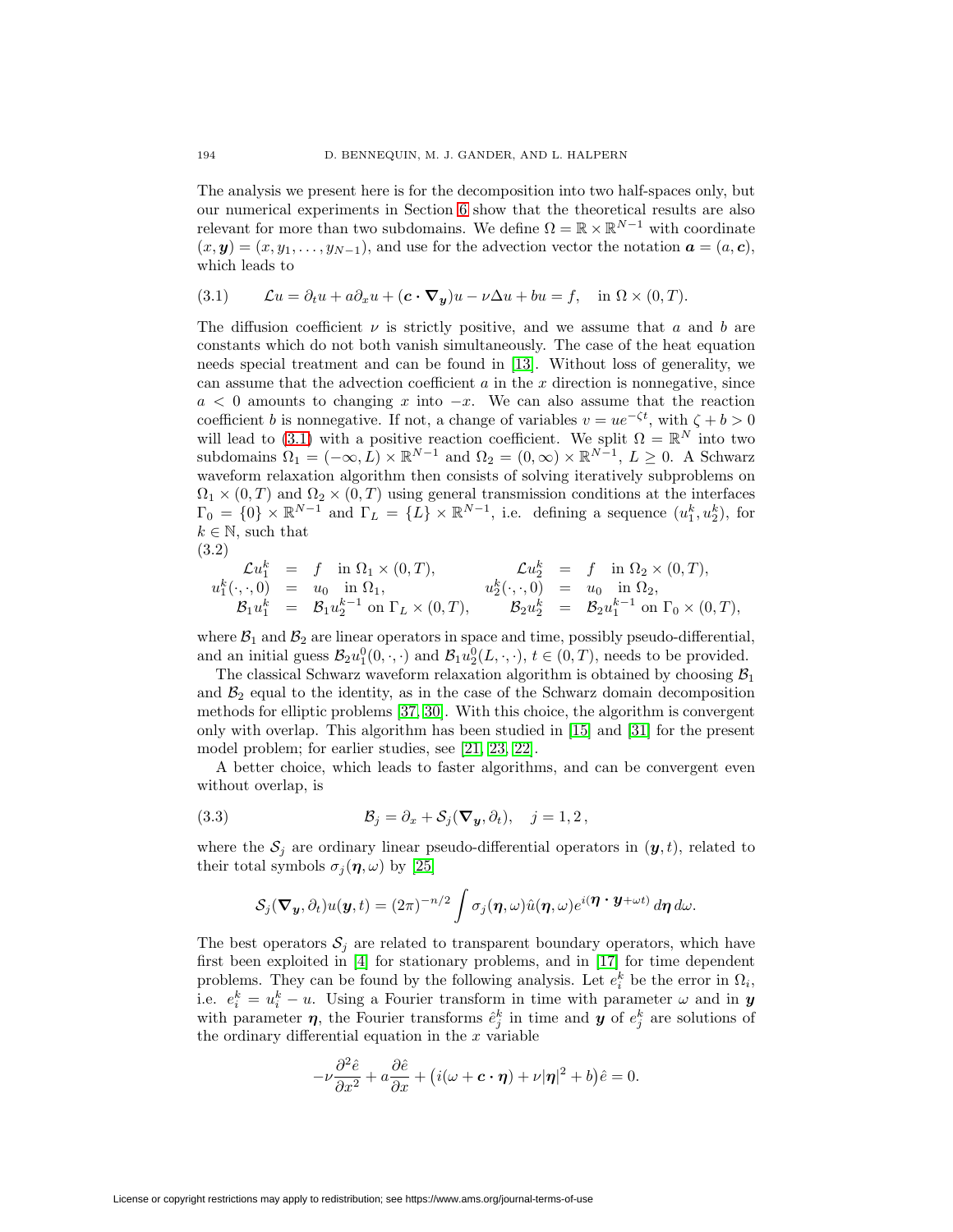The analysis we present here is for the decomposition into two half-spaces only, but our numerical experiments in Section 6 show that the theoretical results are also relevant for more than two subdomains. We define $\Omega = \mathbb{R} \times \mathbb{R}^{N-1}$ with coordinate $(x, \boldsymbol{y}) = (x, y_1, \ldots, y_{N-1})$, and use for the advection vector the notation $\boldsymbol{a} = (a, \boldsymbol{c})$, which leads to

$$\mathcal{L}u = \partial_t u + a\partial_x u + (\boldsymbol{c} \cdot \boldsymbol{\nabla}_{\boldsymbol{y}})u - \nu\Delta u + bu = f, \quad \text{in } \Omega \times (0,T). \tag{3.1}$$

The diffusion coefficient $\nu$ is strictly positive, and we assume that $a$ and $b$ are constants which do not both vanish simultaneously. The case of the heat equation needs special treatment and can be found in [13]. Without loss of generality, we can assume that the advection coefficient $a$ in the $x$ direction is nonnegative, since $a < 0$ amounts to changing $x$ into $-x$. We can also assume that the reaction coefficient $b$ is nonnegative. If not, a change of variables $v = ue^{-\zeta t}$, with $\zeta + b > 0$ will lead to (3.1) with a positive reaction coefficient. We split $\Omega = \mathbb{R}^N$ into two subdomains $\Omega_1 = (-\infty, L) \times \mathbb{R}^{N-1}$ and $\Omega_2 = (0, \infty) \times \mathbb{R}^{N-1}$, $L \geq 0$. A Schwarz waveform relaxation algorithm then consists of solving iteratively subproblems on $\Omega_1 \times (0,T)$ and $\Omega_2 \times (0,T)$ using general transmission conditions at the interfaces $\Gamma_0 = \{0\} \times \mathbb{R}^{N-1}$ and $\Gamma_L = \{L\} \times \mathbb{R}^{N-1}$, i.e. defining a sequence $(u_1^k, u_2^k)$, for $k \in \mathbb{N}$, such that

$$\begin{array}{rclrcl}
\mathcal{L}u_1^k &=& f \quad \text{in } \Omega_1 \times (0,T), & \mathcal{L}u_2^k &=& f \quad \text{in } \Omega_2 \times (0,T), \\
u_1^k(\cdot,\cdot,0) &=& u_0 \quad \text{in } \Omega_1, & u_2^k(\cdot,\cdot,0) &=& u_0 \quad \text{in } \Omega_2, \\
\mathcal{B}_1 u_1^k &=& \mathcal{B}_1 u_2^{k-1} \text{ on } \Gamma_L \times (0,T), & \mathcal{B}_2 u_2^k &=& \mathcal{B}_2 u_1^{k-1} \text{ on } \Gamma_0 \times (0,T),
\end{array} \tag{3.2}$$

where $\mathcal{B}_1$ and $\mathcal{B}_2$ are linear operators in space and time, possibly pseudo-differential, and an initial guess $\mathcal{B}_2 u_1^0(0,\cdot,\cdot)$ and $\mathcal{B}_1 u_2^0(L,\cdot,\cdot)$, $t \in (0,T)$, needs to be provided.

The classical Schwarz waveform relaxation algorithm is obtained by choosing $\mathcal{B}_1$ and $\mathcal{B}_2$ equal to the identity, as in the case of the Schwarz domain decomposition methods for elliptic problems [37, 30]. With this choice, the algorithm is convergent only with overlap. This algorithm has been studied in [15] and [31] for the present model problem; for earlier studies, see [21, 23, 22].

A better choice, which leads to faster algorithms, and can be convergent even without overlap, is

$$\mathcal{B}_j = \partial_x + \mathcal{S}_j(\boldsymbol{\nabla}_{\boldsymbol{y}}, \partial_t), \quad j = 1, 2, \tag{3.3}$$

where the $\mathcal{S}_j$ are ordinary linear pseudo-differential operators in $(\boldsymbol{y}, t)$, related to their total symbols $\sigma_j(\boldsymbol{\eta}, \omega)$ by [25]

$$\mathcal{S}_j(\boldsymbol{\nabla}_{\boldsymbol{y}}, \partial_t)u(\boldsymbol{y}, t) = (2\pi)^{-n/2} \int \sigma_j(\boldsymbol{\eta}, \omega)\hat{u}(\boldsymbol{\eta}, \omega)e^{i(\boldsymbol{\eta} \cdot \boldsymbol{y} + \omega t)}\, d\boldsymbol{\eta}\, d\omega.$$

The best operators $\mathcal{S}_j$ are related to transparent boundary operators, which have first been exploited in [4] for stationary problems, and in [17] for time dependent problems. They can be found by the following analysis. Let $e_i^k$ be the error in $\Omega_i$, i.e. $e_i^k = u_i^k - u$. Using a Fourier transform in time with parameter $\omega$ and in $\boldsymbol{y}$ with parameter $\boldsymbol{\eta}$, the Fourier transforms $\hat{e}_j^k$ in time and $\boldsymbol{y}$ of $e_j^k$ are solutions of the ordinary differential equation in the $x$ variable

$$-\nu\frac{\partial^2 \hat{e}}{\partial x^2} + a\frac{\partial \hat{e}}{\partial x} + \big(i(\omega + \boldsymbol{c} \cdot \boldsymbol{\eta}) + \nu|\boldsymbol{\eta}|^2 + b\big)\hat{e} = 0.$$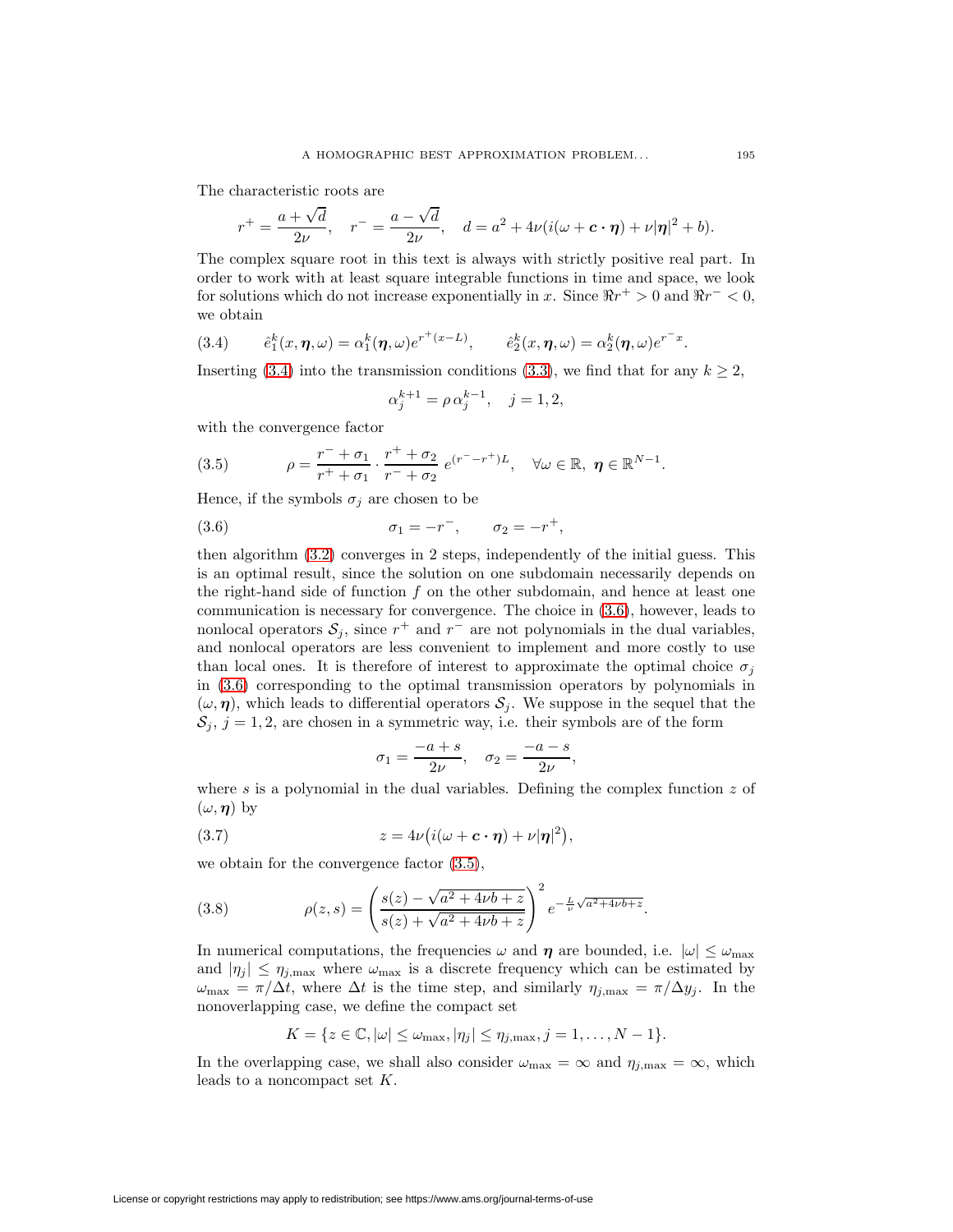The characteristic roots are

$$r^+ = \frac{a + \sqrt{d}}{2\nu}, \quad r^- = \frac{a - \sqrt{d}}{2\nu}, \quad d = a^2 + 4\nu(i(\omega + \boldsymbol{c} \cdot \boldsymbol{\eta}) + \nu|\boldsymbol{\eta}|^2 + b).$$

The complex square root in this text is always with strictly positive real part. In order to work with at least square integrable functions in time and space, we look for solutions which do not increase exponentially in $x$. Since $\Re r^+ > 0$ and $\Re r^- < 0$, we obtain

$$\hat{e}_1^k(x, \boldsymbol{\eta}, \omega) = \alpha_1^k(\boldsymbol{\eta}, \omega) e^{r^+(x-L)}, \qquad \hat{e}_2^k(x, \boldsymbol{\eta}, \omega) = \alpha_2^k(\boldsymbol{\eta}, \omega) e^{r^- x}. \tag{3.4}$$

Inserting (3.4) into the transmission conditions (3.3), we find that for any $k \geq 2$,

$$\alpha_j^{k+1} = \rho\, \alpha_j^{k-1}, \quad j = 1, 2,$$

with the convergence factor

$$\rho = \frac{r^- + \sigma_1}{r^+ + \sigma_1} \cdot \frac{r^+ + \sigma_2}{r^- + \sigma_2}\, e^{(r^- - r^+)L}, \quad \forall \omega \in \mathbb{R},\ \boldsymbol{\eta} \in \mathbb{R}^{N-1}. \tag{3.5}$$

Hence, if the symbols $\sigma_j$ are chosen to be

$$\sigma_1 = -r^-, \qquad \sigma_2 = -r^+, \tag{3.6}$$

then algorithm (3.2) converges in 2 steps, independently of the initial guess. This is an optimal result, since the solution on one subdomain necessarily depends on the right-hand side of function $f$ on the other subdomain, and hence at least one communication is necessary for convergence. The choice in (3.6), however, leads to nonlocal operators $\mathcal{S}_j$, since $r^+$ and $r^-$ are not polynomials in the dual variables, and nonlocal operators are less convenient to implement and more costly to use than local ones. It is therefore of interest to approximate the optimal choice $\sigma_j$ in (3.6) corresponding to the optimal transmission operators by polynomials in $(\omega, \boldsymbol{\eta})$, which leads to differential operators $\mathcal{S}_j$. We suppose in the sequel that the $\mathcal{S}_j$, $j = 1, 2$, are chosen in a symmetric way, i.e. their symbols are of the form

$$\sigma_1 = \frac{-a + s}{2\nu}, \quad \sigma_2 = \frac{-a - s}{2\nu},$$

where $s$ is a polynomial in the dual variables. Defining the complex function $z$ of $(\omega, \boldsymbol{\eta})$ by

$$z = 4\nu\big(i(\omega + \boldsymbol{c} \cdot \boldsymbol{\eta}) + \nu|\boldsymbol{\eta}|^2\big), \tag{3.7}$$

we obtain for the convergence factor (3.5),

$$\rho(z, s) = \left(\frac{s(z) - \sqrt{a^2 + 4\nu b + z}}{s(z) + \sqrt{a^2 + 4\nu b + z}}\right)^2 e^{-\frac{L}{\nu}\sqrt{a^2 + 4\nu b + z}}. \tag{3.8}$$

In numerical computations, the frequencies $\omega$ and $\boldsymbol{\eta}$ are bounded, i.e. $|\omega| \leq \omega_{\max}$ and $|\eta_j| \leq \eta_{j,\max}$ where $\omega_{\max}$ is a discrete frequency which can be estimated by $\omega_{\max} = \pi/\Delta t$, where $\Delta t$ is the time step, and similarly $\eta_{j,\max} = \pi/\Delta y_j$. In the nonoverlapping case, we define the compact set

$$K = \{z \in \mathbb{C}, |\omega| \leq \omega_{\max}, |\eta_j| \leq \eta_{j,\max}, j = 1, \ldots, N-1\}.$$

In the overlapping case, we shall also consider $\omega_{\max} = \infty$ and $\eta_{j,\max} = \infty$, which leads to a noncompact set $K$.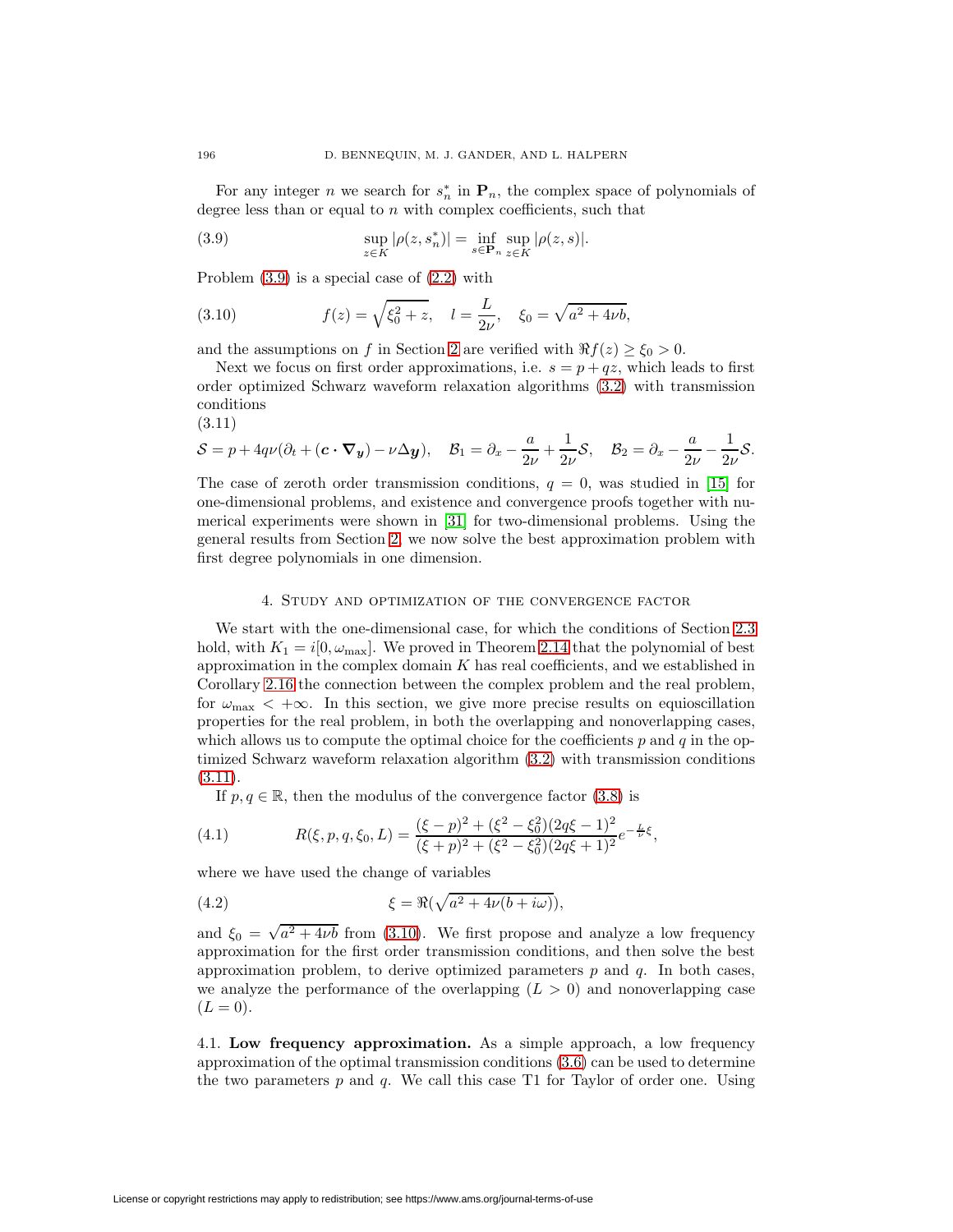For any integer $n$ we search for $s_n^*$ in $\mathbf{P}_n$, the complex space of polynomials of degree less than or equal to $n$ with complex coefficients, such that

$$\sup_{z\in K}|\rho(z,s_n^*)| = \inf_{s\in\mathbf{P}_n}\sup_{z\in K}|\rho(z,s)|. \tag{3.9}$$

Problem (3.9) is a special case of (2.2) with

$$f(z) = \sqrt{\xi_0^2+z}, \quad l = \frac{L}{2\nu}, \quad \xi_0 = \sqrt{a^2+4\nu b}, \tag{3.10}$$

and the assumptions on $f$ in Section 2 are verified with $\Re f(z) \geq \xi_0 > 0$.

Next we focus on first order approximations, i.e. $s = p + qz$, which leads to first order optimized Schwarz waveform relaxation algorithms (3.2) with transmission conditions

(3.11)

$$\mathcal{S} = p + 4q\nu(\partial_t + (\boldsymbol{c}\cdot\boldsymbol{\nabla_y}) - \nu\Delta_{\boldsymbol{y}}), \quad \mathcal{B}_1 = \partial_x - \frac{a}{2\nu} + \frac{1}{2\nu}\mathcal{S}, \quad \mathcal{B}_2 = \partial_x - \frac{a}{2\nu} - \frac{1}{2\nu}\mathcal{S}.$$

The case of zeroth order transmission conditions, $q = 0$, was studied in [15] for one-dimensional problems, and existence and convergence proofs together with numerical experiments were shown in [31] for two-dimensional problems. Using the general results from Section 2, we now solve the best approximation problem with first degree polynomials in one dimension.

## 4. Study and optimization of the convergence factor

We start with the one-dimensional case, for which the conditions of Section 2.3 hold, with $K_1 = i[0,\omega_{\max}]$. We proved in Theorem 2.14 that the polynomial of best approximation in the complex domain $K$ has real coefficients, and we established in Corollary 2.16 the connection between the complex problem and the real problem, for $\omega_{\max} < +\infty$. In this section, we give more precise results on equioscillation properties for the real problem, in both the overlapping and nonoverlapping cases, which allows us to compute the optimal choice for the coefficients $p$ and $q$ in the optimized Schwarz waveform relaxation algorithm (3.2) with transmission conditions (3.11).

If $p, q \in \mathbb{R}$, then the modulus of the convergence factor (3.8) is

$$R(\xi,p,q,\xi_0,L) = \frac{(\xi-p)^2 + (\xi^2-\xi_0^2)(2q\xi-1)^2}{(\xi+p)^2 + (\xi^2-\xi_0^2)(2q\xi+1)^2} e^{-\frac{L}{\nu}\xi}, \tag{4.1}$$

where we have used the change of variables

$$\xi = \Re(\sqrt{a^2+4\nu(b+i\omega)}), \tag{4.2}$$

and $\xi_0 = \sqrt{a^2+4\nu b}$ from (3.10). We first propose and analyze a low frequency approximation for the first order transmission conditions, and then solve the best approximation problem, to derive optimized parameters $p$ and $q$. In both cases, we analyze the performance of the overlapping ($L > 0$) and nonoverlapping case ($L = 0$).

### 4.1. Low frequency approximation.

As a simple approach, a low frequency approximation of the optimal transmission conditions (3.6) can be used to determine the two parameters $p$ and $q$. We call this case T1 for Taylor of order one. Using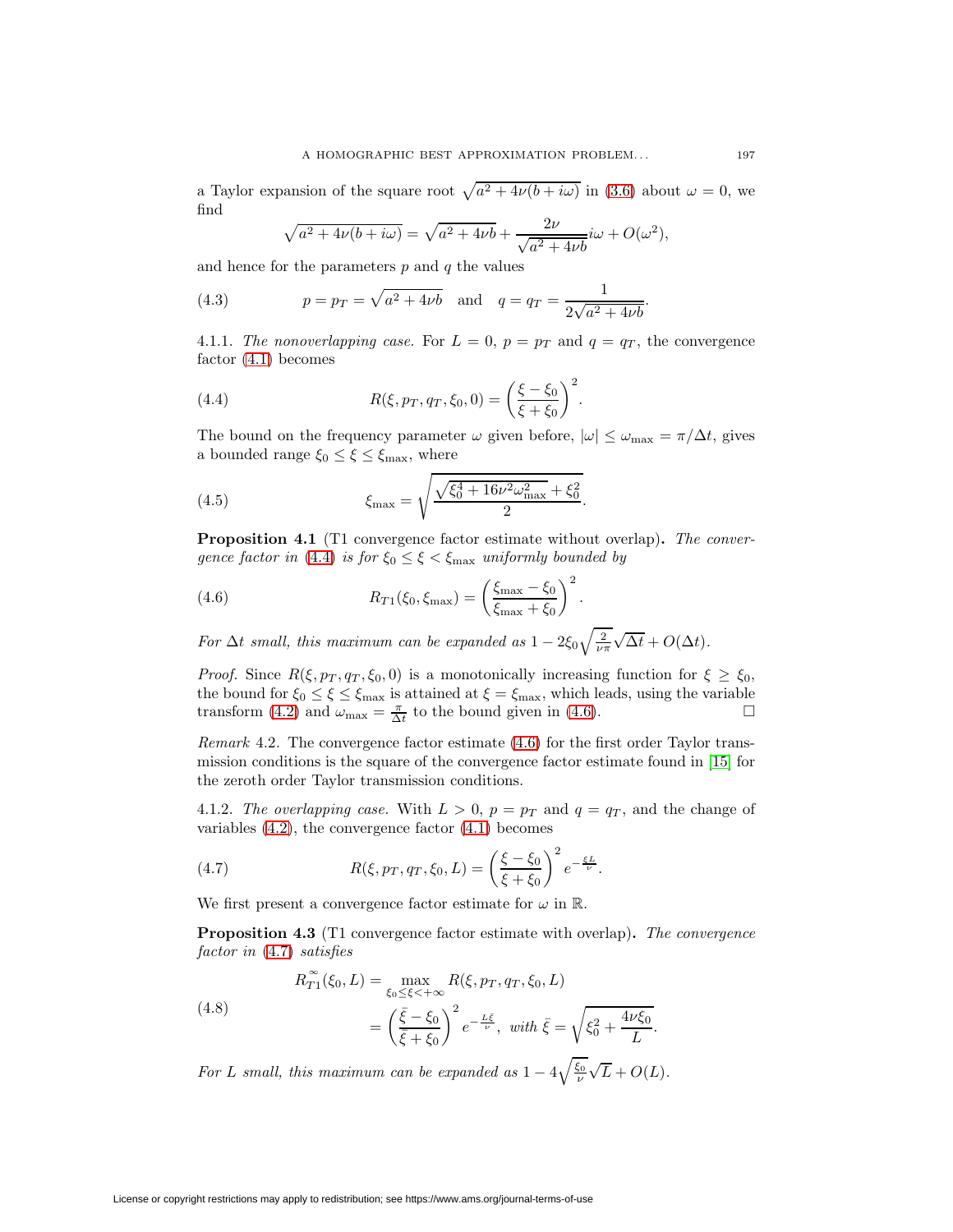a Taylor expansion of the square root $\sqrt{a^2+4\nu(b+i\omega)}$ in (3.6) about $\omega = 0$, we find

$$\sqrt{a^2+4\nu(b+i\omega)} = \sqrt{a^2+4\nu b} + \frac{2\nu}{\sqrt{a^2+4\nu b}} i\omega + O(\omega^2),$$

and hence for the parameters $p$ and $q$ the values

$$p = p_T = \sqrt{a^2+4\nu b} \quad \text{and} \quad q = q_T = \frac{1}{2\sqrt{a^2+4\nu b}}. \tag{4.3}$$

4.1.1. *The nonoverlapping case.* For $L = 0$, $p = p_T$ and $q = q_T$, the convergence factor (4.1) becomes

$$R(\xi, p_T, q_T, \xi_0, 0) = \left(\frac{\xi - \xi_0}{\xi + \xi_0}\right)^2. \tag{4.4}$$

The bound on the frequency parameter $\omega$ given before, $|\omega| \le \omega_{\max} = \pi/\Delta t$, gives a bounded range $\xi_0 \le \xi \le \xi_{\max}$, where

$$\xi_{\max} = \sqrt{\frac{\sqrt{\xi_0^4 + 16\nu^2\omega_{\max}^2} + \xi_0^2}{2}}. \tag{4.5}$$

**Proposition 4.1** (T1 convergence factor estimate without overlap)**.** *The convergence factor in* (4.4) *is for* $\xi_0 \le \xi < \xi_{\max}$ *uniformly bounded by*

$$R_{T1}(\xi_0, \xi_{\max}) = \left(\frac{\xi_{\max} - \xi_0}{\xi_{\max} + \xi_0}\right)^2. \tag{4.6}$$

*For* $\Delta t$ *small, this maximum can be expanded as* $1 - 2\xi_0\sqrt{\frac{2}{\nu\pi}}\sqrt{\Delta t} + O(\Delta t)$.

*Proof.* Since $R(\xi, p_T, q_T, \xi_0, 0)$ is a monotonically increasing function for $\xi \ge \xi_0$, the bound for $\xi_0 \le \xi \le \xi_{\max}$ is attained at $\xi = \xi_{\max}$, which leads, using the variable transform (4.2) and $\omega_{\max} = \frac{\pi}{\Delta t}$ to the bound given in (4.6). □

*Remark* 4.2. The convergence factor estimate (4.6) for the first order Taylor transmission conditions is the square of the convergence factor estimate found in [15] for the zeroth order Taylor transmission conditions.

4.1.2. *The overlapping case.* With $L > 0$, $p = p_T$ and $q = q_T$, and the change of variables (4.2), the convergence factor (4.1) becomes

$$R(\xi, p_T, q_T, \xi_0, L) = \left(\frac{\xi - \xi_0}{\xi + \xi_0}\right)^2 e^{-\frac{\xi L}{\nu}}. \tag{4.7}$$

We first present a convergence factor estimate for $\omega$ in $\mathbb{R}$.

**Proposition 4.3** (T1 convergence factor estimate with overlap)**.** *The convergence factor in* (4.7) *satisfies*

$$\begin{aligned} R_{T1}^{\infty}(\xi_0, L) &= \max_{\xi_0 \le \xi < +\infty} R(\xi, p_T, q_T, \xi_0, L) \\ &= \left(\frac{\bar{\xi} - \xi_0}{\bar{\xi} + \xi_0}\right)^2 e^{-\frac{L\bar{\xi}}{\nu}}, \ \textit{with}\ \bar{\xi} = \sqrt{\xi_0^2 + \frac{4\nu\xi_0}{L}}. \end{aligned} \tag{4.8}$$

*For* $L$ *small, this maximum can be expanded as* $1 - 4\sqrt{\frac{\xi_0}{\nu}}\sqrt{L} + O(L)$.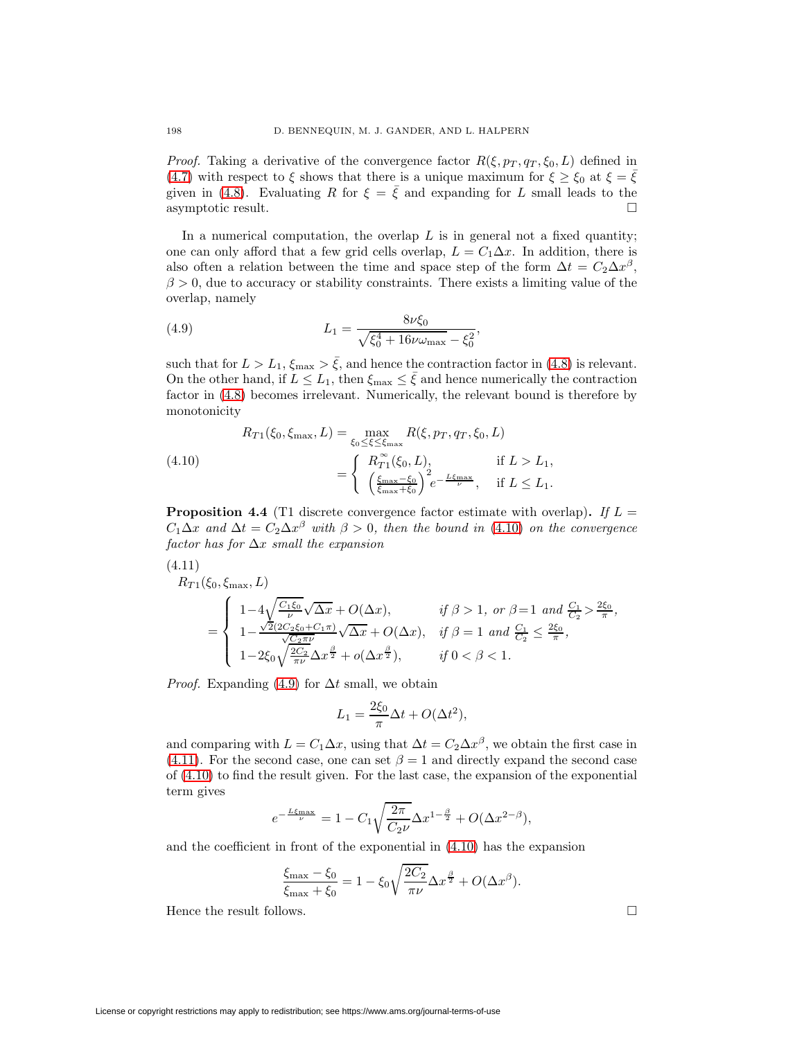*Proof.* Taking a derivative of the convergence factor $R(\xi, p_T, q_T, \xi_0, L)$ defined in (4.7) with respect to $\xi$ shows that there is a unique maximum for $\xi \geq \xi_0$ at $\xi = \bar{\xi}$ given in (4.8). Evaluating $R$ for $\xi = \bar{\xi}$ and expanding for $L$ small leads to the asymptotic result. $\square$

In a numerical computation, the overlap $L$ is in general not a fixed quantity; one can only afford that a few grid cells overlap, $L = C_1 \Delta x$. In addition, there is also often a relation between the time and space step of the form $\Delta t = C_2 \Delta x^\beta$, $\beta > 0$, due to accuracy or stability constraints. There exists a limiting value of the overlap, namely

$$L_1 = \frac{8\nu\xi_0}{\sqrt{\xi_0^4 + 16\nu\omega_{\max}} - \xi_0^2}, \tag{4.9}$$

such that for $L > L_1$, $\xi_{\max} > \bar{\xi}$, and hence the contraction factor in (4.8) is relevant. On the other hand, if $L \leq L_1$, then $\xi_{\max} \leq \bar{\xi}$ and hence numerically the contraction factor in (4.8) becomes irrelevant. Numerically, the relevant bound is therefore by monotonicity

$$\begin{aligned} R_{T1}(\xi_0, \xi_{\max}, L) &= \max_{\xi_0 \leq \xi \leq \xi_{\max}} R(\xi, p_T, q_T, \xi_0, L) \\ &= \begin{cases} R_{T1}^{\infty}(\xi_0, L), & \text{if } L > L_1, \\ \left(\frac{\xi_{\max} - \xi_0}{\xi_{\max} + \xi_0}\right)^2 e^{-\frac{L\xi_{\max}}{\nu}}, & \text{if } L \leq L_1. \end{cases} \end{aligned} \tag{4.10}$$

**Proposition 4.4** (T1 discrete convergence factor estimate with overlap)**.** *If $L = C_1 \Delta x$ and $\Delta t = C_2 \Delta x^\beta$ with $\beta > 0$, then the bound in (4.10) on the convergence factor has for $\Delta x$ small the expansion*

$$\begin{aligned} &R_{T1}(\xi_0, \xi_{\max}, L) \\ &= \begin{cases} 1 - 4\sqrt{\frac{C_1\xi_0}{\nu}}\sqrt{\Delta x} + O(\Delta x), & \text{if } \beta > 1, \text{ or } \beta = 1 \text{ and } \frac{C_1}{C_2} > \frac{2\xi_0}{\pi}, \\ 1 - \frac{\sqrt{2}(2C_2\xi_0 + C_1\pi)}{\sqrt{C_2\pi\nu}}\sqrt{\Delta x} + O(\Delta x), & \text{if } \beta = 1 \text{ and } \frac{C_1}{C_2} \leq \frac{2\xi_0}{\pi}, \\ 1 - 2\xi_0\sqrt{\frac{2C_2}{\pi\nu}}\Delta x^{\frac{\beta}{2}} + o(\Delta x^{\frac{\beta}{2}}), & \text{if } 0 < \beta < 1. \end{cases} \end{aligned} \tag{4.11}$$

*Proof.* Expanding (4.9) for $\Delta t$ small, we obtain

$$L_1 = \frac{2\xi_0}{\pi}\Delta t + O(\Delta t^2),$$

and comparing with $L = C_1 \Delta x$, using that $\Delta t = C_2 \Delta x^\beta$, we obtain the first case in (4.11). For the second case, one can set $\beta = 1$ and directly expand the second case of (4.10) to find the result given. For the last case, the expansion of the exponential term gives

$$e^{-\frac{L\xi_{\max}}{\nu}} = 1 - C_1\sqrt{\frac{2\pi}{C_2\nu}}\Delta x^{1-\frac{\beta}{2}} + O(\Delta x^{2-\beta}),$$

and the coefficient in front of the exponential in (4.10) has the expansion

$$\frac{\xi_{\max} - \xi_0}{\xi_{\max} + \xi_0} = 1 - \xi_0\sqrt{\frac{2C_2}{\pi\nu}}\Delta x^{\frac{\beta}{2}} + O(\Delta x^\beta).$$

Hence the result follows. $\square$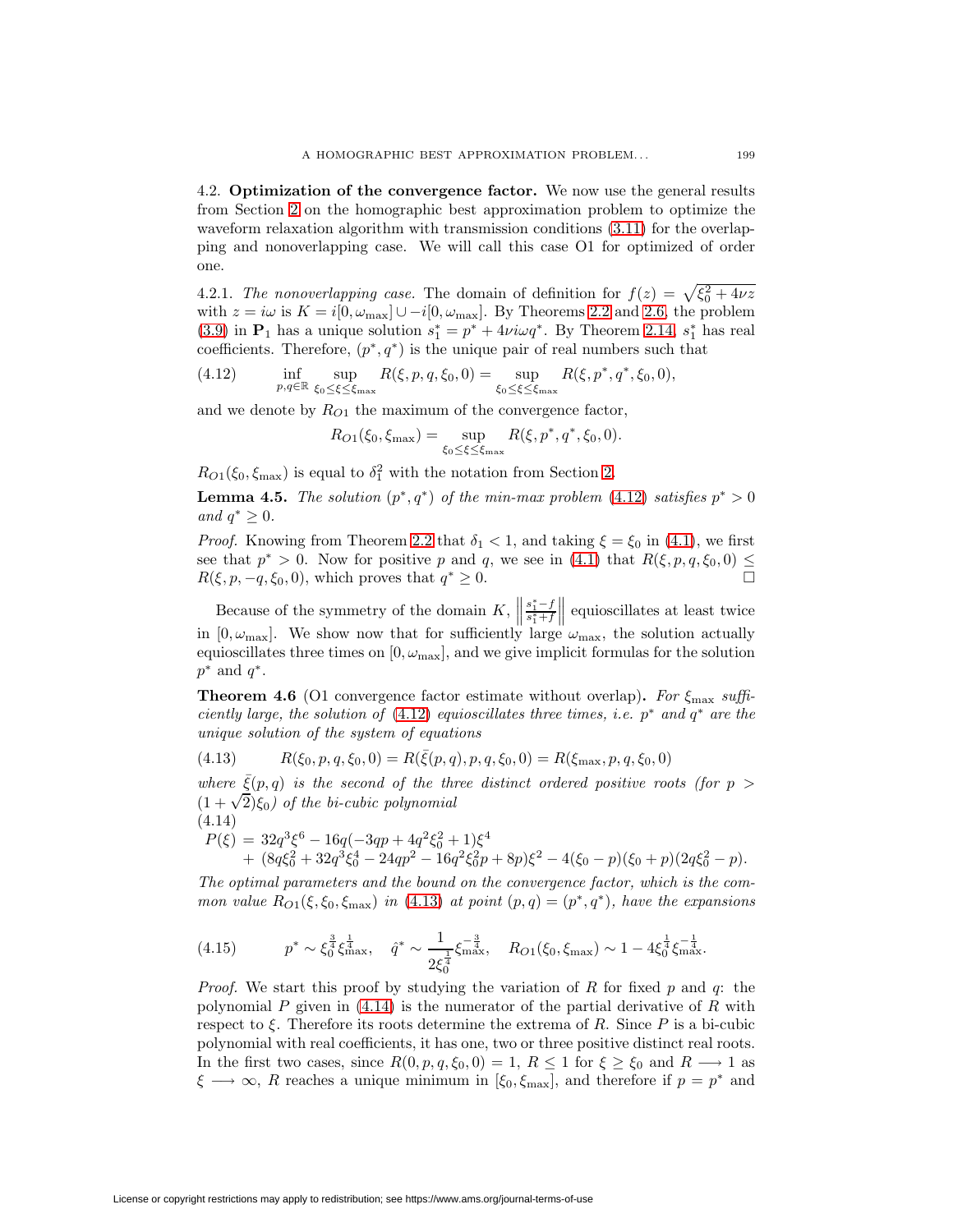4.2. **Optimization of the convergence factor.** We now use the general results from Section 2 on the homographic best approximation problem to optimize the waveform relaxation algorithm with transmission conditions (3.11) for the overlapping and nonoverlapping case. We will call this case O1 for optimized of order one.

4.2.1. *The nonoverlapping case.* The domain of definition for $f(z) = \sqrt{\xi_0^2 + 4\nu z}$ with $z = i\omega$ is $K = i[0, \omega_{\max}] \cup -i[0, \omega_{\max}]$. By Theorems 2.2 and 2.6, the problem (3.9) in $\mathbf{P}_1$ has a unique solution $s_1^* = p^* + 4\nu i\omega q^*$. By Theorem 2.14, $s_1^*$ has real coefficients. Therefore, $(p^*, q^*)$ is the unique pair of real numbers such that

$$\inf_{p,q\in\mathbb{R}} \sup_{\xi_0 \le \xi \le \xi_{\max}} R(\xi, p, q, \xi_0, 0) = \sup_{\xi_0 \le \xi \le \xi_{\max}} R(\xi, p^*, q^*, \xi_0, 0), \tag{4.12}$$

and we denote by $R_{O1}$ the maximum of the convergence factor,

$$R_{O1}(\xi_0, \xi_{\max}) = \sup_{\xi_0 \le \xi \le \xi_{\max}} R(\xi, p^*, q^*, \xi_0, 0).$$

$R_{O1}(\xi_0, \xi_{\max})$ is equal to $\delta_1^2$ with the notation from Section 2.

**Lemma 4.5.** *The solution $(p^*, q^*)$ of the min-max problem (4.12) satisfies $p^* > 0$ and $q^* \ge 0$.*

*Proof.* Knowing from Theorem 2.2 that $\delta_1 < 1$, and taking $\xi = \xi_0$ in (4.1), we first see that $p^* > 0$. Now for positive $p$ and $q$, we see in (4.1) that $R(\xi, p, q, \xi_0, 0) \le R(\xi, p, -q, \xi_0, 0)$, which proves that $q^* \ge 0$. $\square$

Because of the symmetry of the domain $K$, $\left\| \frac{s_1^* - f}{s_1^* + f} \right\|$ equioscillates at least twice in $[0, \omega_{\max}]$. We show now that for sufficiently large $\omega_{\max}$, the solution actually equioscillates three times on $[0, \omega_{\max}]$, and we give implicit formulas for the solution $p^*$ and $q^*$.

**Theorem 4.6** (O1 convergence factor estimate without overlap)**.** *For $\xi_{\max}$ sufficiently large, the solution of (4.12) equioscillates three times, i.e. $p^*$ and $q^*$ are the unique solution of the system of equations*

$$R(\xi_0, p, q, \xi_0, 0) = R(\bar{\xi}(p, q), p, q, \xi_0, 0) = R(\xi_{\max}, p, q, \xi_0, 0) \tag{4.13}$$

*where $\bar{\xi}(p, q)$ is the second of the three distinct ordered positive roots (for $p > (1 + \sqrt{2})\xi_0$) of the bi-cubic polynomial*

$$\begin{aligned} P(\xi) = {} & 32q^3\xi^6 - 16q(-3qp + 4q^2\xi_0^2 + 1)\xi^4 \\ & + (8q\xi_0^2 + 32q^3\xi_0^4 - 24qp^2 - 16q^2\xi_0^2 p + 8p)\xi^2 - 4(\xi_0 - p)(\xi_0 + p)(2q\xi_0^2 - p). \end{aligned} \tag{4.14}$$

*The optimal parameters and the bound on the convergence factor, which is the common value $R_{O1}(\xi, \xi_0, \xi_{\max})$ in (4.13) at point $(p, q) = (p^*, q^*)$, have the expansions*

$$p^* \sim \xi_0^{\frac{3}{4}} \xi_{\max}^{\frac{1}{4}}, \quad \hat{q}^* \sim \frac{1}{2\xi_0^{\frac{1}{4}}} \xi_{\max}^{-\frac{3}{4}}, \quad R_{O1}(\xi_0, \xi_{\max}) \sim 1 - 4\xi_0^{\frac{1}{4}} \xi_{\max}^{-\frac{1}{4}}. \tag{4.15}$$

*Proof.* We start this proof by studying the variation of $R$ for fixed $p$ and $q$: the polynomial $P$ given in (4.14) is the numerator of the partial derivative of $R$ with respect to $\xi$. Therefore its roots determine the extrema of $R$. Since $P$ is a bi-cubic polynomial with real coefficients, it has one, two or three positive distinct real roots. In the first two cases, since $R(0, p, q, \xi_0, 0) = 1$, $R \le 1$ for $\xi \ge \xi_0$ and $R \longrightarrow 1$ as $\xi \longrightarrow \infty$, $R$ reaches a unique minimum in $[\xi_0, \xi_{\max}]$, and therefore if $p = p^*$ and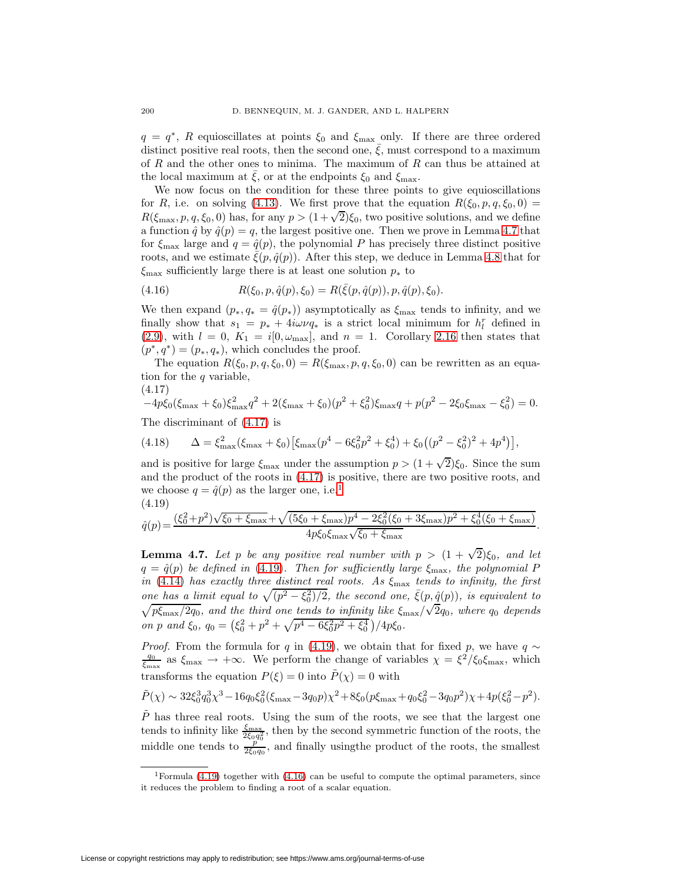$q = q^*$, $R$ equioscillates at points $\xi_0$ and $\xi_{\max}$ only. If there are three ordered distinct positive real roots, then the second one, $\bar{\xi}$, must correspond to a maximum of $R$ and the other ones to minima. The maximum of $R$ can thus be attained at the local maximum at $\bar{\xi}$, or at the endpoints $\xi_0$ and $\xi_{\max}$.

We now focus on the condition for these three points to give equioscillations for $R$, i.e. on solving (4.13). We first prove that the equation $R(\xi_0, p, q, \xi_0, 0) = R(\xi_{\max}, p, q, \xi_0, 0)$ has, for any $p > (1+\sqrt{2})\xi_0$, two positive solutions, and we define a function $\hat{q}$ by $\hat{q}(p) = q$, the largest positive one. Then we prove in Lemma 4.7 that for $\xi_{\max}$ large and $q = \hat{q}(p)$, the polynomial $P$ has precisely three distinct positive roots, and we estimate $\bar{\xi}(p, \hat{q}(p))$. After this step, we deduce in Lemma 4.8 that for $\xi_{\max}$ sufficiently large there is at least one solution $p_*$ to

$$R(\xi_0, p, \hat{q}(p), \xi_0) = R(\bar{\xi}(p, \hat{q}(p)), p, \hat{q}(p), \xi_0). \tag{4.16}$$

We then expand $(p_*, q_* = \hat{q}(p_*))$ asymptotically as $\xi_{\max}$ tends to infinity, and we finally show that $s_1 = p_* + 4i\omega\nu q_*$ is a strict local minimum for $h_l^r$ defined in (2.9), with $l = 0$, $K_1 = i[0, \omega_{\max}]$, and $n = 1$. Corollary 2.16 then states that $(p^*, q^*) = (p_*, q_*)$, which concludes the proof.

The equation $R(\xi_0, p, q, \xi_0, 0) = R(\xi_{\max}, p, q, \xi_0, 0)$ can be rewritten as an equation for the $q$ variable,

$$-4p\xi_0(\xi_{\max}+\xi_0)\xi_{\max}^2 q^2 + 2(\xi_{\max}+\xi_0)(p^2+\xi_0^2)\xi_{\max} q + p(p^2 - 2\xi_0\xi_{\max} - \xi_0^2) = 0. \tag{4.17}$$

The discriminant of (4.17) is

$$\Delta = \xi_{\max}^2(\xi_{\max}+\xi_0)\left[\xi_{\max}(p^4 - 6\xi_0^2p^2 + \xi_0^4) + \xi_0\left((p^2-\xi_0^2)^2 + 4p^4\right)\right], \tag{4.18}$$

and is positive for large $\xi_{\max}$ under the assumption $p > (1+\sqrt{2})\xi_0$. Since the sum and the product of the roots in (4.17) is positive, there are two positive roots, and we choose $q = \hat{q}(p)$ as the larger one, i.e.[1]

$$\hat{q}(p) = \frac{(\xi_0^2+p^2)\sqrt{\xi_0+\xi_{\max}} + \sqrt{(5\xi_0+\xi_{\max})p^4 - 2\xi_0^2(\xi_0+3\xi_{\max})p^2 + \xi_0^4(\xi_0+\xi_{\max})}}{4p\xi_0\xi_{\max}\sqrt{\xi_0+\xi_{\max}}}. \tag{4.19}$$

**Lemma 4.7.** *Let $p$ be any positive real number with $p > (1+\sqrt{2})\xi_0$, and let $q = \hat{q}(p)$ be defined in (4.19). Then for sufficiently large $\xi_{\max}$, the polynomial $P$ in (4.14) has exactly three distinct positive real roots. As $\xi_{\max}$ tends to infinity, the first one has a limit equal to $\sqrt{(p^2-\xi_0^2)/2}$, the second one, $\bar{\xi}(p, \hat{q}(p))$, is equivalent to $\sqrt{p\xi_{\max}/2q_0}$, and the third one tends to infinity like $\xi_{\max}/\sqrt{2}q_0$, where $q_0$ depends on $p$ and $\xi_0$, $q_0 = \left(\xi_0^2 + p^2 + \sqrt{p^4 - 6\xi_0^2p^2 + \xi_0^4}\right)/4p\xi_0$.*

*Proof.* From the formula for $q$ in (4.19), we obtain that for fixed $p$, we have $q \sim \frac{q_0}{\xi_{\max}}$ as $\xi_{\max} \to +\infty$. We perform the change of variables $\chi = \xi^2/\xi_0\xi_{\max}$, which transforms the equation $P(\xi) = 0$ into $\tilde{P}(\chi) = 0$ with

$$\tilde{P}(\chi) \sim 32\xi_0^3q_0^3\chi^3 - 16q_0\xi_0^2(\xi_{\max} - 3q_0p)\chi^2 + 8\xi_0(p\xi_{\max} + q_0\xi_0^2 - 3q_0p^2)\chi + 4p(\xi_0^2 - p^2).$$

$\tilde{P}$ has three real roots. Using the sum of the roots, we see that the largest one tends to infinity like $\frac{\xi_{\max}}{2\xi_0q_0^2}$, then by the second symmetric function of the roots, the middle one tends to $\frac{p}{2\xi_0q_0}$, and finally usingthe product of the roots, the smallest

[1] Formula (4.19) together with (4.16) can be useful to compute the optimal parameters, since it reduces the problem to finding a root of a scalar equation.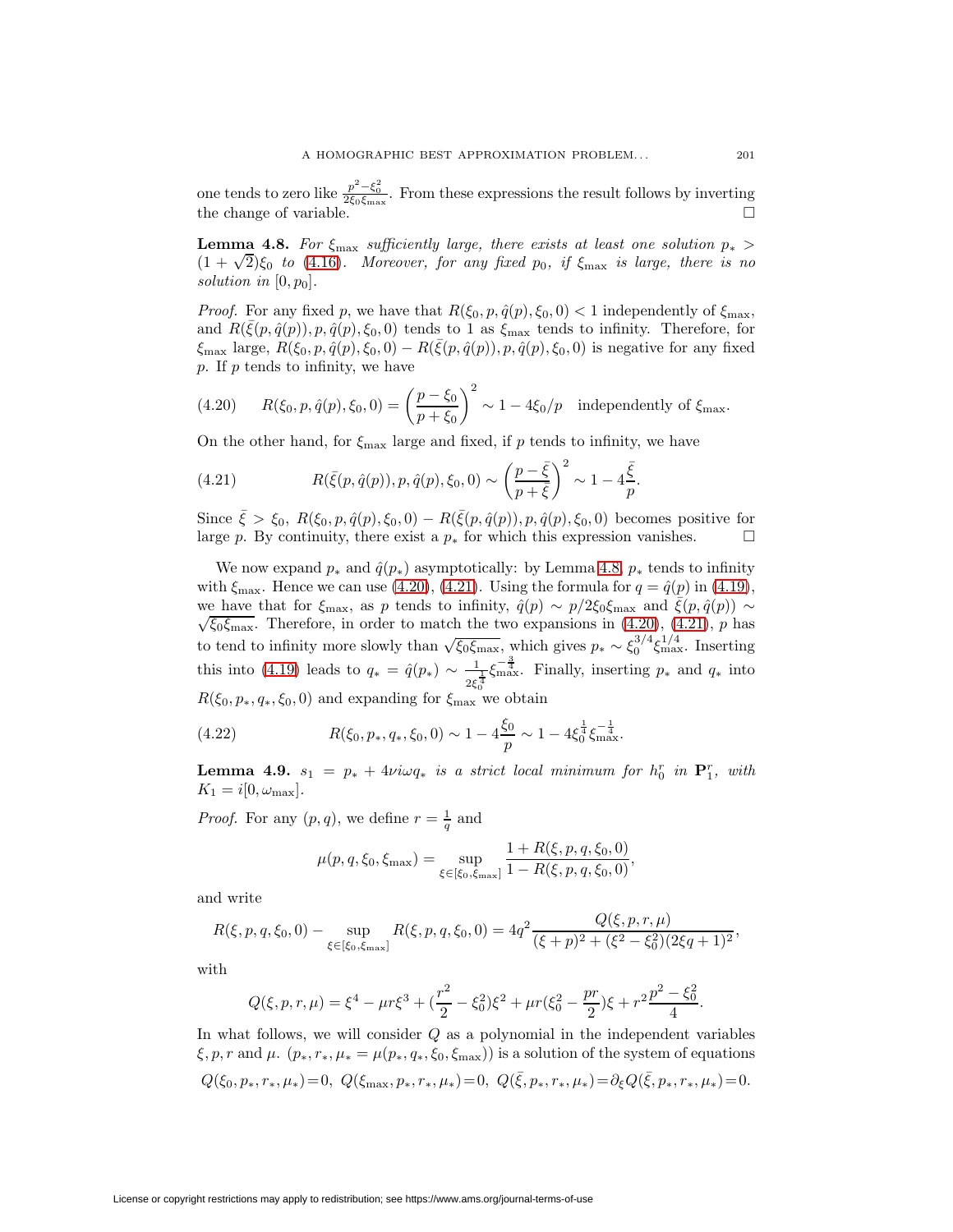one tends to zero like $\frac{p^2-\xi_0^2}{2\xi_0\xi_{\max}}$. From these expressions the result follows by inverting the change of variable. □

**Lemma 4.8.** *For $\xi_{\max}$ sufficiently large, there exists at least one solution $p_* > (1+\sqrt{2})\xi_0$ to (4.16). Moreover, for any fixed $p_0$, if $\xi_{\max}$ is large, there is no solution in $[0, p_0]$.*

*Proof.* For any fixed $p$, we have that $R(\xi_0, p, \hat{q}(p), \xi_0, 0) < 1$ independently of $\xi_{\max}$, and $R(\bar{\xi}(p, \hat{q}(p)), p, \hat{q}(p), \xi_0, 0)$ tends to 1 as $\xi_{\max}$ tends to infinity. Therefore, for $\xi_{\max}$ large, $R(\xi_0, p, \hat{q}(p), \xi_0, 0) - R(\bar{\xi}(p, \hat{q}(p)), p, \hat{q}(p), \xi_0, 0)$ is negative for any fixed $p$. If $p$ tends to infinity, we have

$$R(\xi_0, p, \hat{q}(p), \xi_0, 0) = \left(\frac{p-\xi_0}{p+\xi_0}\right)^2 \sim 1 - 4\xi_0/p \quad \text{independently of } \xi_{\max}. \tag{4.20}$$

On the other hand, for $\xi_{\max}$ large and fixed, if $p$ tends to infinity, we have

$$R(\bar{\xi}(p, \hat{q}(p)), p, \hat{q}(p), \xi_0, 0) \sim \left(\frac{p-\bar{\xi}}{p+\bar{\xi}}\right)^2 \sim 1 - 4\frac{\bar{\xi}}{p}. \tag{4.21}$$

Since $\bar{\xi} > \xi_0$, $R(\xi_0, p, \hat{q}(p), \xi_0, 0) - R(\bar{\xi}(p, \hat{q}(p)), p, \hat{q}(p), \xi_0, 0)$ becomes positive for large $p$. By continuity, there exist a $p_*$ for which this expression vanishes. □

We now expand $p_*$ and $\hat{q}(p_*)$ asymptotically: by Lemma 4.8, $p_*$ tends to infinity with $\xi_{\max}$. Hence we can use (4.20), (4.21). Using the formula for $q = \hat{q}(p)$ in (4.19), we have that for $\xi_{\max}$, as $p$ tends to infinity, $\hat{q}(p) \sim p/2\xi_0\xi_{\max}$ and $\bar{\xi}(p, \hat{q}(p)) \sim \sqrt{\xi_0\xi_{\max}}$. Therefore, in order to match the two expansions in (4.20), (4.21), $p$ has to tend to infinity more slowly than $\sqrt{\xi_0\xi_{\max}}$, which gives $p_* \sim \xi_0^{3/4}\xi_{\max}^{1/4}$. Inserting this into (4.19) leads to $q_* = \hat{q}(p_*) \sim \frac{1}{2\xi_0^{\frac{1}{4}}}\xi_{\max}^{-\frac{3}{4}}$. Finally, inserting $p_*$ and $q_*$ into $R(\xi_0, p_*, q_*, \xi_0, 0)$ and expanding for $\xi_{\max}$ we obtain

$$R(\xi_0, p_*, q_*, \xi_0, 0) \sim 1 - 4\frac{\xi_0}{p} \sim 1 - 4\xi_0^{\frac{1}{4}}\xi_{\max}^{-\frac{1}{4}}. \tag{4.22}$$

**Lemma 4.9.** *$s_1 = p_* + 4\nu i\omega q_*$ is a strict local minimum for $h_0^r$ in $\mathbf{P}_1^r$, with $K_1 = i[0, \omega_{\max}]$.*

*Proof.* For any $(p, q)$, we define $r = \frac{1}{q}$ and

$$\mu(p, q, \xi_0, \xi_{\max}) = \sup_{\xi \in [\xi_0, \xi_{\max}]} \frac{1 + R(\xi, p, q, \xi_0, 0)}{1 - R(\xi, p, q, \xi_0, 0)},$$

and write

$$R(\xi, p, q, \xi_0, 0) - \sup_{\xi \in [\xi_0, \xi_{\max}]} R(\xi, p, q, \xi_0, 0) = 4q^2 \frac{Q(\xi, p, r, \mu)}{(\xi+p)^2 + (\xi^2 - \xi_0^2)(2\xi q + 1)^2},$$

with

$$Q(\xi, p, r, \mu) = \xi^4 - \mu r \xi^3 + (\frac{r^2}{2} - \xi_0^2)\xi^2 + \mu r(\xi_0^2 - \frac{pr}{2})\xi + r^2\frac{p^2 - \xi_0^2}{4}.$$

In what follows, we will consider $Q$ as a polynomial in the independent variables $\xi, p, r$ and $\mu$. $(p_*, r_*, \mu_* = \mu(p_*, q_*, \xi_0, \xi_{\max}))$ is a solution of the system of equations

$$Q(\xi_0, p_*, r_*, \mu_*) = 0,\ Q(\xi_{\max}, p_*, r_*, \mu_*) = 0,\ Q(\bar{\xi}, p_*, r_*, \mu_*) = \partial_\xi Q(\bar{\xi}, p_*, r_*, \mu_*) = 0.$$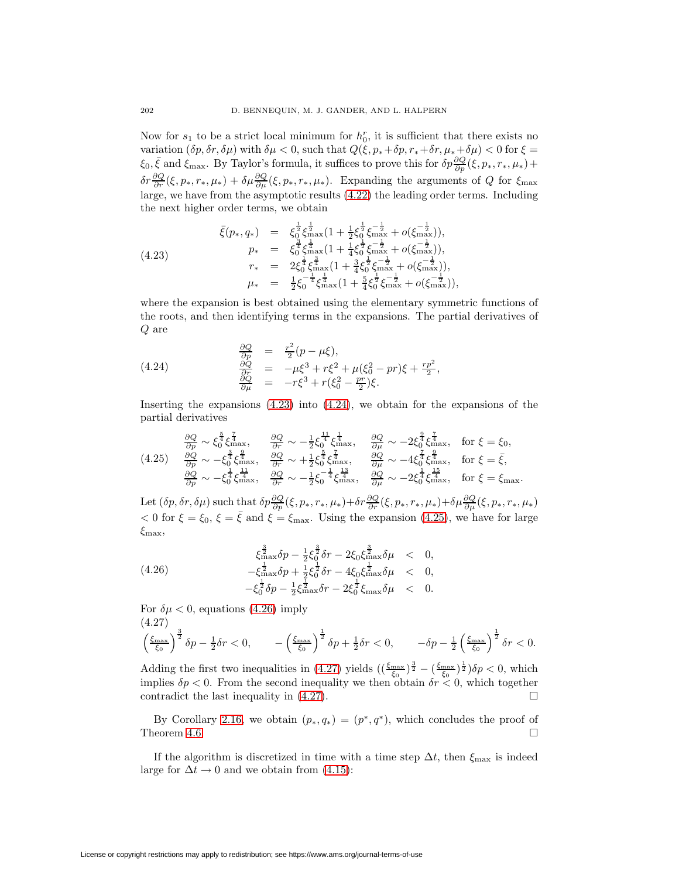Now for $s_1$ to be a strict local minimum for $h_0^r$, it is sufficient that there exists no variation $(\delta p, \delta r, \delta\mu)$ with $\delta\mu < 0$, such that $Q(\xi, p_*+\delta p, r_*+\delta r, \mu_*+\delta\mu) < 0$ for $\xi = \xi_0, \bar{\xi}$ and $\xi_{\max}$. By Taylor's formula, it suffices to prove this for $\delta p \frac{\partial Q}{\partial p}(\xi, p_*, r_*, \mu_*) + \delta r \frac{\partial Q}{\partial r}(\xi, p_*, r_*, \mu_*) + \delta\mu \frac{\partial Q}{\partial \mu}(\xi, p_*, r_*, \mu_*)$. Expanding the arguments of $Q$ for $\xi_{\max}$ large, we have from the asymptotic results (4.22) the leading order terms. Including the next higher order terms, we obtain

$$
\begin{aligned}
\bar{\xi}(p_*, q_*) &= \xi_0^{\frac{1}{2}}\xi_{\max}^{\frac{1}{2}}(1 + \tfrac{1}{2}\xi_0^{\frac{1}{2}}\xi_{\max}^{-\frac{1}{2}} + o(\xi_{\max}^{-\frac{1}{2}})),\\
p_* &= \xi_0^{\frac{3}{4}}\xi_{\max}^{\frac{1}{4}}(1 + \tfrac{1}{4}\xi_0^{\frac{1}{2}}\xi_{\max}^{-\frac{1}{2}} + o(\xi_{\max}^{-\frac{1}{2}})),\\
r_* &= 2\xi_0^{\frac{1}{4}}\xi_{\max}^{\frac{3}{4}}(1 + \tfrac{3}{4}\xi_0^{\frac{1}{2}}\xi_{\max}^{-\frac{1}{2}} + o(\xi_{\max}^{-\frac{1}{2}})),\\
\mu_* &= \tfrac{1}{2}\xi_0^{-\frac{1}{4}}\xi_{\max}^{\frac{1}{4}}(1 + \tfrac{5}{4}\xi_0^{\frac{1}{2}}\xi_{\max}^{-\frac{1}{2}} + o(\xi_{\max}^{-\frac{1}{2}})),
\end{aligned}
\tag{4.23}
$$

where the expansion is best obtained using the elementary symmetric functions of the roots, and then identifying terms in the expansions. The partial derivatives of $Q$ are

$$
\begin{aligned}
\frac{\partial Q}{\partial p} &= \frac{r^2}{2}(p - \mu\xi),\\
\frac{\partial Q}{\partial r} &= -\mu\xi^3 + r\xi^2 + \mu(\xi_0^2 - pr)\xi + \frac{rp^2}{2},\\
\frac{\partial Q}{\partial \mu} &= -r\xi^3 + r(\xi_0^2 - \frac{pr}{2})\xi.
\end{aligned}
\tag{4.24}
$$

Inserting the expansions (4.23) into (4.24), we obtain for the expansions of the partial derivatives

$$
\begin{array}{llll}
\frac{\partial Q}{\partial p} \sim \xi_0^{\frac{5}{4}}\xi_{\max}^{\frac{7}{4}}, & \frac{\partial Q}{\partial r} \sim -\frac{1}{2}\xi_0^{\frac{11}{4}}\xi_{\max}^{\frac{1}{4}}, & \frac{\partial Q}{\partial \mu} \sim -2\xi_0^{\frac{9}{4}}\xi_{\max}^{\frac{7}{4}}, & \text{for } \xi = \xi_0,\\
\frac{\partial Q}{\partial p} \sim -\xi_0^{\frac{3}{4}}\xi_{\max}^{\frac{9}{4}}, & \frac{\partial Q}{\partial r} \sim +\frac{1}{2}\xi_0^{\frac{5}{4}}\xi_{\max}^{\frac{7}{4}}, & \frac{\partial Q}{\partial \mu} \sim -4\xi_0^{\frac{7}{4}}\xi_{\max}^{\frac{9}{4}}, & \text{for } \xi = \bar{\xi},\\
\frac{\partial Q}{\partial p} \sim -\xi_0^{\frac{1}{4}}\xi_{\max}^{\frac{11}{4}}, & \frac{\partial Q}{\partial r} \sim -\frac{1}{2}\xi_0^{-\frac{1}{4}}\xi_{\max}^{\frac{13}{4}}, & \frac{\partial Q}{\partial \mu} \sim -2\xi_0^{\frac{1}{4}}\xi_{\max}^{\frac{15}{4}}, & \text{for } \xi = \xi_{\max}.
\end{array}
\tag{4.25}
$$

Let $(\delta p, \delta r, \delta\mu)$ such that $\delta p \frac{\partial Q}{\partial p}(\xi, p_*, r_*, \mu_*) + \delta r \frac{\partial Q}{\partial r}(\xi, p_*, r_*, \mu_*) + \delta\mu \frac{\partial Q}{\partial \mu}(\xi, p_*, r_*, \mu_*) < 0$ for $\xi = \xi_0$, $\xi = \bar{\xi}$ and $\xi = \xi_{\max}$. Using the expansion (4.25), we have for large $\xi_{\max}$,

$$
\begin{aligned}
\xi_{\max}^{\frac{3}{2}}\delta p - \tfrac{1}{2}\xi_0^{\frac{3}{2}}\delta r - 2\xi_0\xi_{\max}^{\frac{3}{2}}\delta\mu &< 0,\\
-\xi_{\max}^{\frac{1}{2}}\delta p + \tfrac{1}{2}\xi_0^{\frac{1}{2}}\delta r - 4\xi_0\xi_{\max}^{\frac{1}{2}}\delta\mu &< 0,\\
-\xi_0^{\frac{1}{2}}\delta p - \tfrac{1}{2}\xi_{\max}^{\frac{1}{2}}\delta r - 2\xi_0^{\frac{1}{2}}\xi_{\max}\delta\mu &< 0.
\end{aligned}
\tag{4.26}
$$

For $\delta\mu < 0$, equations (4.26) imply

$$
\left(\frac{\xi_{\max}}{\xi_0}\right)^{\frac{3}{2}}\delta p - \frac{1}{2}\delta r < 0, \qquad -\left(\frac{\xi_{\max}}{\xi_0}\right)^{\frac{1}{2}}\delta p + \frac{1}{2}\delta r < 0, \qquad -\delta p - \frac{1}{2}\left(\frac{\xi_{\max}}{\xi_0}\right)^{\frac{1}{2}}\delta r < 0.
\tag{4.27}
$$

Adding the first two inequalities in (4.27) yields $((\frac{\xi_{\max}}{\xi_0})^{\frac{3}{2}} - (\frac{\xi_{\max}}{\xi_0})^{\frac{1}{2}})\delta p < 0$, which implies $\delta p < 0$. From the second inequality we then obtain $\delta r < 0$, which together contradict the last inequality in (4.27). $\square$

By Corollary 2.16, we obtain $(p_*, q_*) = (p^*, q^*)$, which concludes the proof of Theorem 4.6. $\square$

If the algorithm is discretized in time with a time step $\Delta t$, then $\xi_{\max}$ is indeed large for $\Delta t \to 0$ and we obtain from (4.15):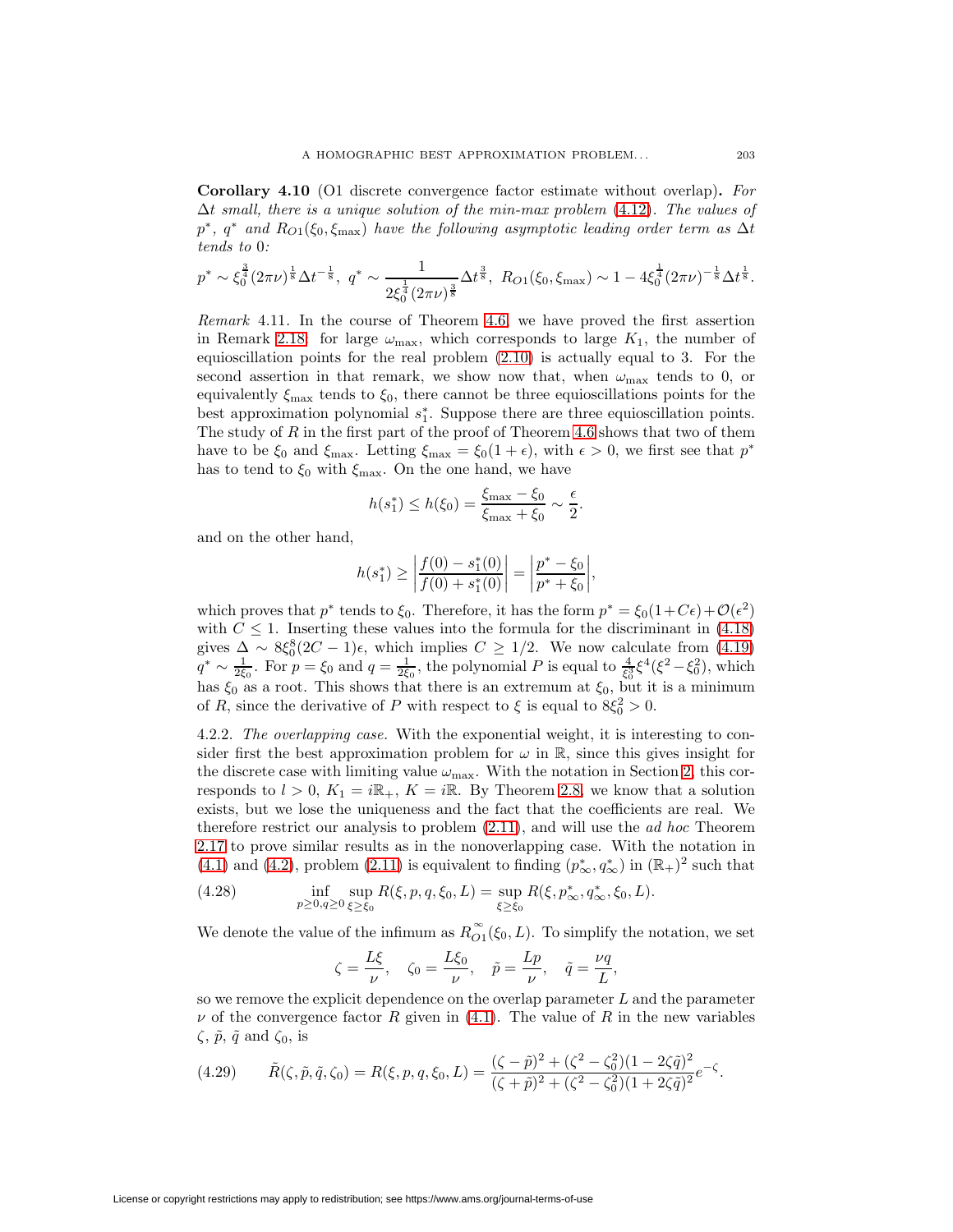**Corollary 4.10** (O1 discrete convergence factor estimate without overlap)**.** *For $\Delta t$ small, there is a unique solution of the min-max problem (4.12). The values of $p^*$, $q^*$ and $R_{O1}(\xi_0, \xi_{\max})$ have the following asymptotic leading order term as $\Delta t$ tends to 0:*

$$p^* \sim \xi_0^{\frac{3}{4}}(2\pi\nu)^{\frac{1}{8}}\Delta t^{-\frac{1}{8}},\ q^* \sim \frac{1}{2\xi_0^{\frac{1}{4}}(2\pi\nu)^{\frac{3}{8}}}\Delta t^{\frac{3}{8}},\ R_{O1}(\xi_0, \xi_{\max}) \sim 1 - 4\xi_0^{\frac{1}{4}}(2\pi\nu)^{-\frac{1}{8}}\Delta t^{\frac{1}{8}}.$$

*Remark* 4.11. In the course of Theorem 4.6, we have proved the first assertion in Remark 2.18: for large $\omega_{\max}$, which corresponds to large $K_1$, the number of equioscillation points for the real problem (2.10) is actually equal to 3. For the second assertion in that remark, we show now that, when $\omega_{\max}$ tends to 0, or equivalently $\xi_{\max}$ tends to $\xi_0$, there cannot be three equioscillations points for the best approximation polynomial $s_1^*$. Suppose there are three equioscillation points. The study of $R$ in the first part of the proof of Theorem 4.6 shows that two of them have to be $\xi_0$ and $\xi_{\max}$. Letting $\xi_{\max} = \xi_0(1+\epsilon)$, with $\epsilon > 0$, we first see that $p^*$ has to tend to $\xi_0$ with $\xi_{\max}$. On the one hand, we have

$$h(s_1^*) \leq h(\xi_0) = \frac{\xi_{\max} - \xi_0}{\xi_{\max} + \xi_0} \sim \frac{\epsilon}{2}.$$

and on the other hand,

$$h(s_1^*) \geq \left|\frac{f(0) - s_1^*(0)}{f(0) + s_1^*(0)}\right| = \left|\frac{p^* - \xi_0}{p^* + \xi_0}\right|,$$

which proves that $p^*$ tends to $\xi_0$. Therefore, it has the form $p^* = \xi_0(1 + C\epsilon) + \mathcal{O}(\epsilon^2)$ with $C \leq 1$. Inserting these values into the formula for the discriminant in (4.18) gives $\Delta \sim 8\xi_0^8(2C-1)\epsilon$, which implies $C \geq 1/2$. We now calculate from (4.19) $q^* \sim \frac{1}{2\xi_0}$. For $p = \xi_0$ and $q = \frac{1}{2\xi_0}$, the polynomial $P$ is equal to $\frac{4}{\xi_0^3}\xi^4(\xi^2 - \xi_0^2)$, which has $\xi_0$ as a root. This shows that there is an extremum at $\xi_0$, but it is a minimum of $R$, since the derivative of $P$ with respect to $\xi$ is equal to $8\xi_0^2 > 0$.

4.2.2. *The overlapping case.* With the exponential weight, it is interesting to consider first the best approximation problem for $\omega$ in $\mathbb{R}$, since this gives insight for the discrete case with limiting value $\omega_{\max}$. With the notation in Section 2, this corresponds to $l > 0$, $K_1 = i\mathbb{R}_+$, $K = i\mathbb{R}$. By Theorem 2.8, we know that a solution exists, but we lose the uniqueness and the fact that the coefficients are real. We therefore restrict our analysis to problem (2.11), and will use the *ad hoc* Theorem 2.17 to prove similar results as in the nonoverlapping case. With the notation in (4.1) and (4.2), problem (2.11) is equivalent to finding $(p_\infty^*, q_\infty^*)$ in $(\mathbb{R}_+)^2$ such that

$$\inf_{p\geq 0, q\geq 0}\sup_{\xi\geq\xi_0} R(\xi, p, q, \xi_0, L) = \sup_{\xi\geq\xi_0} R(\xi, p_\infty^*, q_\infty^*, \xi_0, L). \tag{4.28}$$

We denote the value of the infimum as $R_{O1}^\infty(\xi_0, L)$. To simplify the notation, we set

$$\zeta = \frac{L\xi}{\nu}, \quad \zeta_0 = \frac{L\xi_0}{\nu}, \quad \tilde{p} = \frac{Lp}{\nu}, \quad \tilde{q} = \frac{\nu q}{L},$$

so we remove the explicit dependence on the overlap parameter $L$ and the parameter $\nu$ of the convergence factor $R$ given in (4.1). The value of $R$ in the new variables $\zeta$, $\tilde{p}$, $\tilde{q}$ and $\zeta_0$, is

$$\tilde{R}(\zeta, \tilde{p}, \tilde{q}, \zeta_0) = R(\xi, p, q, \xi_0, L) = \frac{(\zeta - \tilde{p})^2 + (\zeta^2 - \zeta_0^2)(1 - 2\zeta\tilde{q})^2}{(\zeta + \tilde{p})^2 + (\zeta^2 - \zeta_0^2)(1 + 2\zeta\tilde{q})^2}e^{-\zeta}. \tag{4.29}$$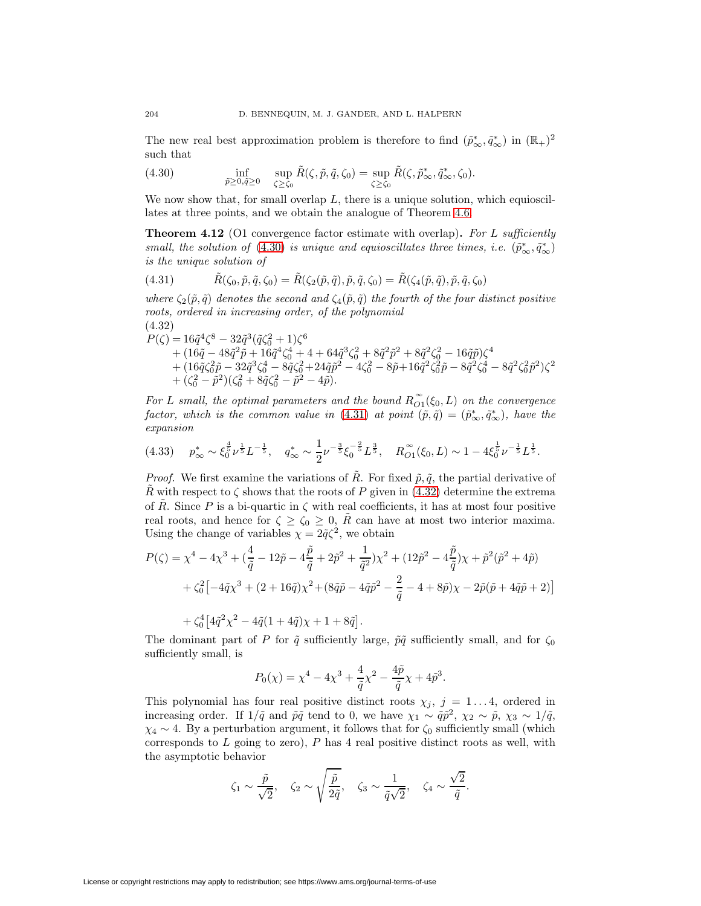The new real best approximation problem is therefore to find $(\tilde{p}_\infty^*, \tilde{q}_\infty^*)$ in $(\mathbb{R}_+)^2$ such that

$$
\inf_{\tilde{p}\geq 0, \tilde{q}\geq 0} \sup_{\zeta\geq\zeta_0} \tilde{R}(\zeta, \tilde{p}, \tilde{q}, \zeta_0) = \sup_{\zeta\geq\zeta_0} \tilde{R}(\zeta, \tilde{p}_\infty^*, \tilde{q}_\infty^*, \zeta_0). \tag{4.30}
$$

We now show that, for small overlap $L$, there is a unique solution, which equioscillates at three points, and we obtain the analogue of Theorem 4.6.

**Theorem 4.12** (O1 convergence factor estimate with overlap)**.** *For $L$ sufficiently small, the solution of (4.30) is unique and equioscillates three times, i.e. $(\tilde{p}_\infty^*, \tilde{q}_\infty^*)$ is the unique solution of*

$$
\tilde{R}(\zeta_0, \tilde{p}, \tilde{q}, \zeta_0) = \tilde{R}(\zeta_2(\tilde{p}, \tilde{q}), \tilde{p}, \tilde{q}, \zeta_0) = \tilde{R}(\zeta_4(\tilde{p}, \tilde{q}), \tilde{p}, \tilde{q}, \zeta_0) \tag{4.31}
$$

*where $\zeta_2(\tilde{p}, \tilde{q})$ denotes the second and $\zeta_4(\tilde{p}, \tilde{q})$ the fourth of the four distinct positive roots, ordered in increasing order, of the polynomial*

$$
\begin{aligned}
P(\zeta) = {} & 16\tilde{q}^4\zeta^8 - 32\tilde{q}^3(\tilde{q}\zeta_0^2 + 1)\zeta^6 \\
& + (16\tilde{q} - 48\tilde{q}^2\tilde{p} + 16\tilde{q}^4\zeta_0^4 + 4 + 64\tilde{q}^3\zeta_0^2 + 8\tilde{q}^2\tilde{p}^2 + 8\tilde{q}^2\zeta_0^2 - 16\tilde{q}\tilde{p})\zeta^4 \\
& + (16\tilde{q}\zeta_0^2\tilde{p} - 32\tilde{q}^3\zeta_0^4 - 8\tilde{q}\zeta_0^2 + 24\tilde{q}\tilde{p}^2 - 4\zeta_0^2 - 8\tilde{p} + 16\tilde{q}^2\zeta_0^2\tilde{p} - 8\tilde{q}^2\zeta_0^4 - 8\tilde{q}^2\zeta_0^2\tilde{p}^2)\zeta^2 \\
& + (\zeta_0^2 - \tilde{p}^2)(\zeta_0^2 + 8\tilde{q}\zeta_0^2 - \tilde{p}^2 - 4\tilde{p}).
\end{aligned} \tag{4.32}
$$

*For $L$ small, the optimal parameters and the bound $R_{O1}^\infty(\xi_0, L)$ on the convergence factor, which is the common value in (4.31) at point $(\tilde{p}, \tilde{q}) = (\tilde{p}_\infty^*, \tilde{q}_\infty^*)$, have the expansion*

$$
p_\infty^* \sim \xi_0^{\frac{4}{5}}\nu^{\frac{1}{5}}L^{-\frac{1}{5}}, \quad q_\infty^* \sim \frac{1}{2}\nu^{-\frac{3}{5}}\xi_0^{-\frac{2}{5}}L^{\frac{3}{5}}, \quad R_{O1}^\infty(\xi_0, L) \sim 1 - 4\xi_0^{\frac{1}{5}}\nu^{-\frac{1}{5}}L^{\frac{1}{5}}. \tag{4.33}
$$

*Proof.* We first examine the variations of $\tilde{R}$. For fixed $\tilde{p}, \tilde{q}$, the partial derivative of $\tilde{R}$ with respect to $\zeta$ shows that the roots of $P$ given in (4.32) determine the extrema of $\tilde{R}$. Since $P$ is a bi-quartic in $\zeta$ with real coefficients, it has at most four positive real roots, and hence for $\zeta \geq \zeta_0 \geq 0$, $\tilde{R}$ can have at most two interior maxima. Using the change of variables $\chi = 2\tilde{q}\zeta^2$, we obtain

$$
\begin{aligned}
P(\zeta) = {} & \chi^4 - 4\chi^3 + \left(\frac{4}{\tilde{q}} - 12\tilde{p} - 4\frac{\tilde{p}}{\tilde{q}} + 2\tilde{p}^2 + \frac{1}{\tilde{q}^2}\right)\chi^2 + \left(12\tilde{p}^2 - 4\frac{\tilde{p}}{\tilde{q}}\right)\chi + \tilde{p}^2(\tilde{p}^2 + 4\tilde{p}) \\
& + \zeta_0^2\left[-4\tilde{q}\chi^3 + (2 + 16\tilde{q})\chi^2 + (8\tilde{q}\tilde{p} - 4\tilde{q}\tilde{p}^2 - \frac{2}{\tilde{q}} - 4 + 8\tilde{p})\chi - 2\tilde{p}(\tilde{p} + 4\tilde{q}\tilde{p} + 2)\right] \\
& + \zeta_0^4\left[4\tilde{q}^2\chi^2 - 4\tilde{q}(1 + 4\tilde{q})\chi + 1 + 8\tilde{q}\right].
\end{aligned}
$$

The dominant part of $P$ for $\tilde{q}$ sufficiently large, $\tilde{p}\tilde{q}$ sufficiently small, and for $\zeta_0$ sufficiently small, is

$$
P_0(\chi) = \chi^4 - 4\chi^3 + \frac{4}{\tilde{q}}\chi^2 - \frac{4\tilde{p}}{\tilde{q}}\chi + 4\tilde{p}^3.
$$

This polynomial has four real positive distinct roots $\chi_j$, $j = 1 \ldots 4$, ordered in increasing order. If $1/\tilde{q}$ and $\tilde{p}\tilde{q}$ tend to 0, we have $\chi_1 \sim \tilde{q}\tilde{p}^2$, $\chi_2 \sim \tilde{p}$, $\chi_3 \sim 1/\tilde{q}$, $\chi_4 \sim 4$. By a perturbation argument, it follows that for $\zeta_0$ sufficiently small (which corresponds to $L$ going to zero), $P$ has 4 real positive distinct roots as well, with the asymptotic behavior

$$
\zeta_1 \sim \frac{\tilde{p}}{\sqrt{2}}, \quad \zeta_2 \sim \sqrt{\frac{\tilde{p}}{2\tilde{q}}}, \quad \zeta_3 \sim \frac{1}{\tilde{q}\sqrt{2}}, \quad \zeta_4 \sim \frac{\sqrt{2}}{\tilde{q}}.
$$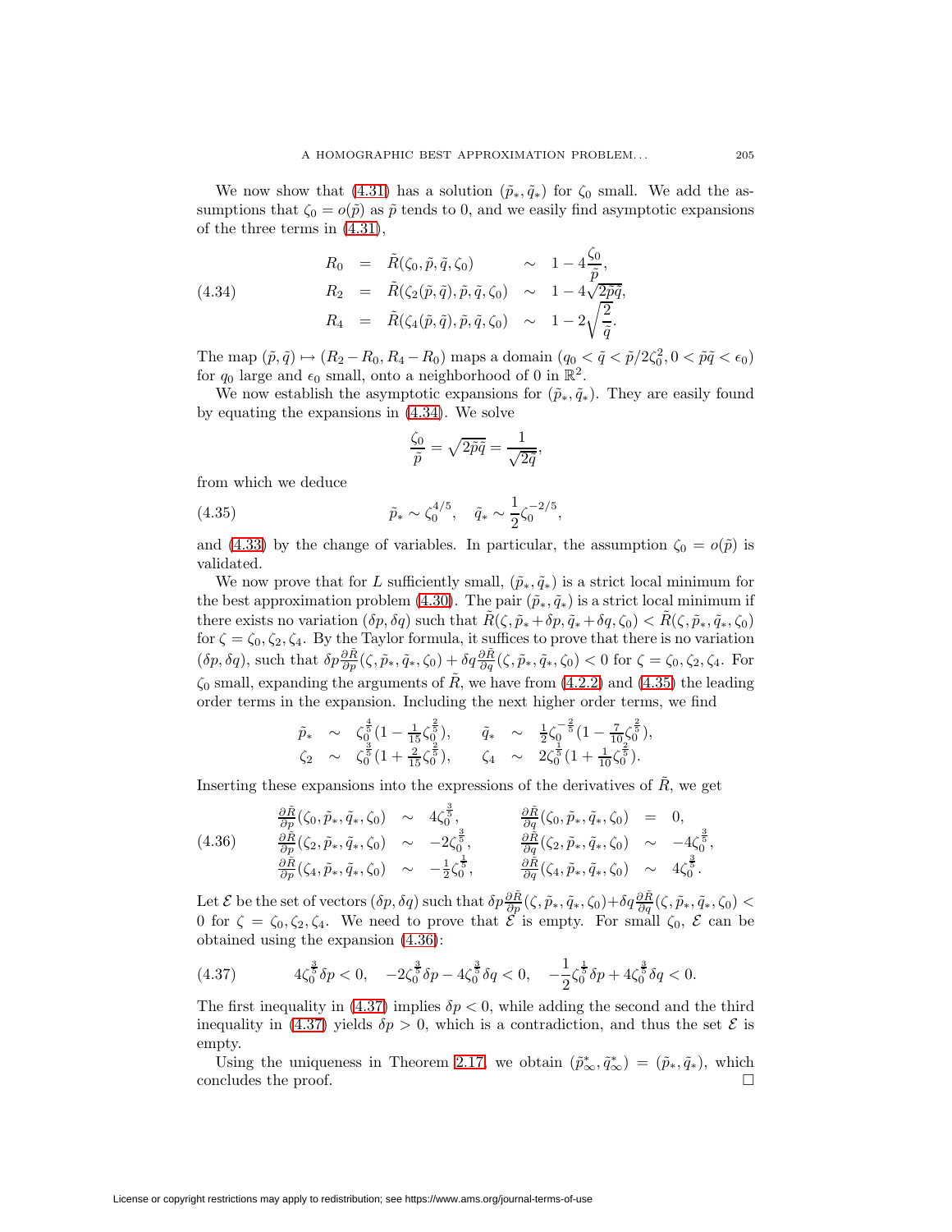We now show that (4.31) has a solution $(\tilde{p}_*, \tilde{q}_*)$ for $\zeta_0$ small. We add the assumptions that $\zeta_0 = o(\tilde{p})$ as $\tilde{p}$ tends to 0, and we easily find asymptotic expansions of the three terms in (4.31),

$$
\begin{array}{lcllcl}
R_0 & = & \tilde{R}(\zeta_0, \tilde{p}, \tilde{q}, \zeta_0) & \sim & 1 - 4\dfrac{\zeta_0}{\tilde{p}}, \\
R_2 & = & \tilde{R}(\zeta_2(\tilde{p}, \tilde{q}), \tilde{p}, \tilde{q}, \zeta_0) & \sim & 1 - 4\sqrt{2\tilde{p}\tilde{q}}, \\
R_4 & = & \tilde{R}(\zeta_4(\tilde{p}, \tilde{q}), \tilde{p}, \tilde{q}, \zeta_0) & \sim & 1 - 2\sqrt{\dfrac{2}{\tilde{q}}}.
\end{array}
\tag{4.34}
$$

The map $(\tilde{p}, \tilde{q}) \mapsto (R_2 - R_0, R_4 - R_0)$ maps a domain $(q_0 < \tilde{q} < \tilde{p}/2\zeta_0^2, 0 < \tilde{p}\tilde{q} < \epsilon_0)$ for $q_0$ large and $\epsilon_0$ small, onto a neighborhood of 0 in $\mathbb{R}^2$.

We now establish the asymptotic expansions for $(\tilde{p}_*, \tilde{q}_*)$. They are easily found by equating the expansions in (4.34). We solve

$$
\frac{\zeta_0}{\tilde{p}} = \sqrt{2\tilde{p}\tilde{q}} = \frac{1}{\sqrt{2\tilde{q}}},
$$

from which we deduce

$$
\tilde{p}_* \sim \zeta_0^{4/5}, \quad \tilde{q}_* \sim \frac{1}{2}\zeta_0^{-2/5},
\tag{4.35}
$$

and (4.33) by the change of variables. In particular, the assumption $\zeta_0 = o(\tilde{p})$ is validated.

We now prove that for $L$ sufficiently small, $(\tilde{p}_*, \tilde{q}_*)$ is a strict local minimum for the best approximation problem (4.30). The pair $(\tilde{p}_*, \tilde{q}_*)$ is a strict local minimum if there exists no variation $(\delta p, \delta q)$ such that $\tilde{R}(\zeta, \tilde{p}_* + \delta p, \tilde{q}_* + \delta q, \zeta_0) < \tilde{R}(\zeta, \tilde{p}_*, \tilde{q}_*, \zeta_0)$ for $\zeta = \zeta_0, \zeta_2, \zeta_4$. By the Taylor formula, it suffices to prove that there is no variation $(\delta p, \delta q)$, such that $\delta p \frac{\partial \tilde{R}}{\partial p}(\zeta, \tilde{p}_*, \tilde{q}_*, \zeta_0) + \delta q \frac{\partial \tilde{R}}{\partial q}(\zeta, \tilde{p}_*, \tilde{q}_*, \zeta_0) < 0$ for $\zeta = \zeta_0, \zeta_2, \zeta_4$. For $\zeta_0$ small, expanding the arguments of $\tilde{R}$, we have from (4.2.2) and (4.35) the leading order terms in the expansion. Including the next higher order terms, we find

$$
\begin{array}{llllll}
\tilde{p}_* & \sim & \zeta_0^{\frac{4}{5}}(1 - \frac{1}{15}\zeta_0^{\frac{2}{5}}), & \tilde{q}_* & \sim & \frac{1}{2}\zeta_0^{-\frac{2}{5}}(1 - \frac{7}{10}\zeta_0^{\frac{2}{5}}), \\
\zeta_2 & \sim & \zeta_0^{\frac{3}{5}}(1 + \frac{2}{15}\zeta_0^{\frac{2}{5}}), & \zeta_4 & \sim & 2\zeta_0^{\frac{1}{5}}(1 + \frac{1}{10}\zeta_0^{\frac{2}{5}}).
\end{array}
$$

Inserting these expansions into the expressions of the derivatives of $\tilde{R}$, we get

$$
\begin{array}{llllll}
\frac{\partial \tilde{R}}{\partial p}(\zeta_0, \tilde{p}_*, \tilde{q}_*, \zeta_0) & \sim & 4\zeta_0^{\frac{3}{5}}, & \frac{\partial \tilde{R}}{\partial q}(\zeta_0, \tilde{p}_*, \tilde{q}_*, \zeta_0) & = & 0, \\
\frac{\partial \tilde{R}}{\partial p}(\zeta_2, \tilde{p}_*, \tilde{q}_*, \zeta_0) & \sim & -2\zeta_0^{\frac{3}{5}}, & \frac{\partial \tilde{R}}{\partial q}(\zeta_2, \tilde{p}_*, \tilde{q}_*, \zeta_0) & \sim & -4\zeta_0^{\frac{3}{5}}, \\
\frac{\partial \tilde{R}}{\partial p}(\zeta_4, \tilde{p}_*, \tilde{q}_*, \zeta_0) & \sim & -\frac{1}{2}\zeta_0^{\frac{1}{5}}, & \frac{\partial \tilde{R}}{\partial q}(\zeta_4, \tilde{p}_*, \tilde{q}_*, \zeta_0) & \sim & 4\zeta_0^{\frac{3}{5}}.
\end{array}
\tag{4.36}
$$

Let $\mathcal{E}$ be the set of vectors $(\delta p, \delta q)$ such that $\delta p \frac{\partial \tilde{R}}{\partial p}(\zeta, \tilde{p}_*, \tilde{q}_*, \zeta_0) + \delta q \frac{\partial \tilde{R}}{\partial q}(\zeta, \tilde{p}_*, \tilde{q}_*, \zeta_0) < 0$ for $\zeta = \zeta_0, \zeta_2, \zeta_4$. We need to prove that $\mathcal{E}$ is empty. For small $\zeta_0$, $\mathcal{E}$ can be obtained using the expansion (4.36):

$$
4\zeta_0^{\frac{3}{5}}\delta p < 0, \quad -2\zeta_0^{\frac{3}{5}}\delta p - 4\zeta_0^{\frac{3}{5}}\delta q < 0, \quad -\frac{1}{2}\zeta_0^{\frac{1}{5}}\delta p + 4\zeta_0^{\frac{3}{5}}\delta q < 0.
\tag{4.37}
$$

The first inequality in (4.37) implies $\delta p < 0$, while adding the second and the third inequality in (4.37) yields $\delta p > 0$, which is a contradiction, and thus the set $\mathcal{E}$ is empty.

Using the uniqueness in Theorem 2.17, we obtain $(\tilde{p}_\infty^*, \tilde{q}_\infty^*) = (\tilde{p}_*, \tilde{q}_*)$, which concludes the proof. □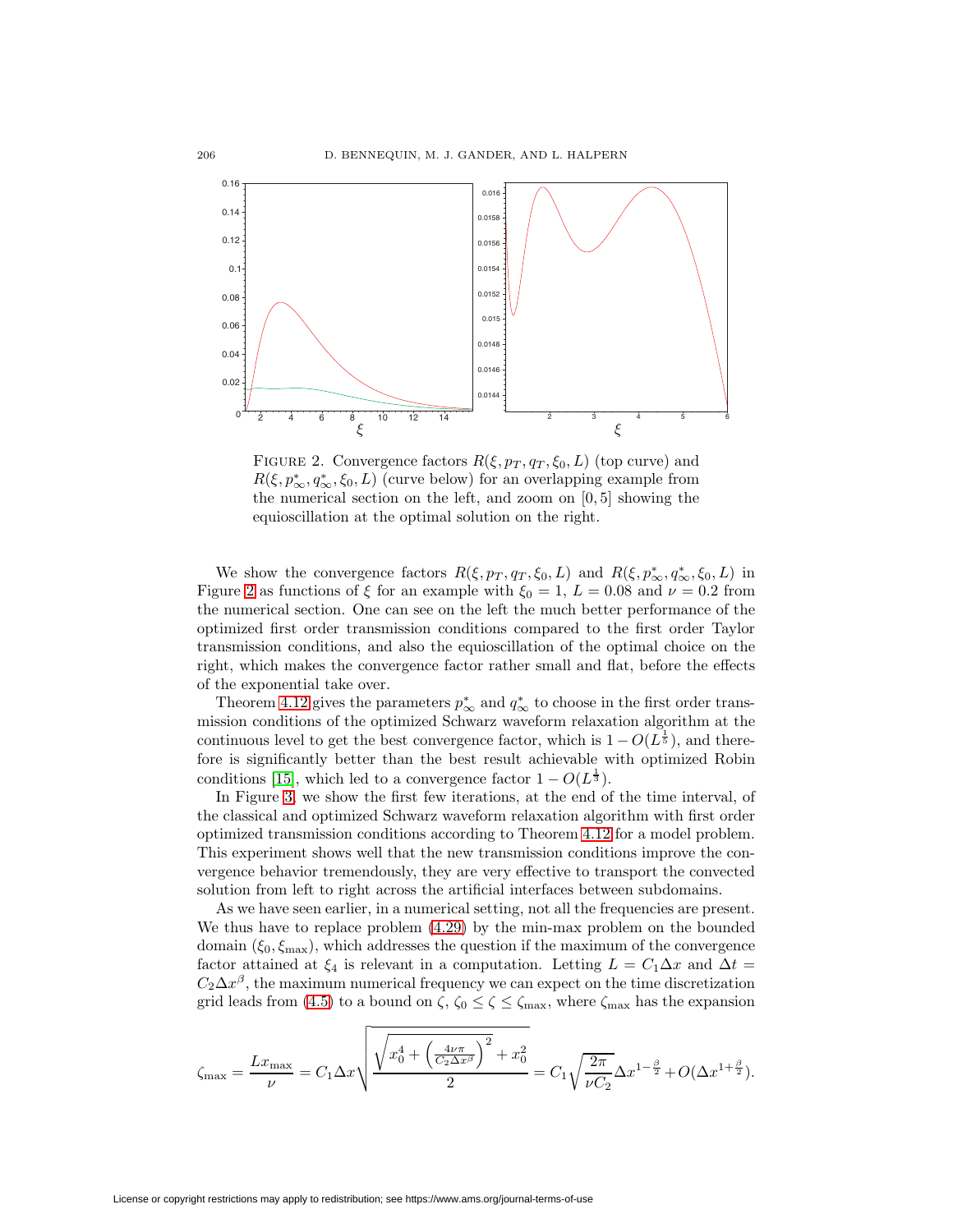FIGURE 2. Convergence factors $R(\xi, p_T, q_T, \xi_0, L)$ (top curve) and $R(\xi, p_\infty^*, q_\infty^*, \xi_0, L)$ (curve below) for an overlapping example from the numerical section on the left, and zoom on $[0, 5]$ showing the equioscillation at the optimal solution on the right.

We show the convergence factors $R(\xi, p_T, q_T, \xi_0, L)$ and $R(\xi, p_\infty^*, q_\infty^*, \xi_0, L)$ in Figure 2 as functions of $\xi$ for an example with $\xi_0 = 1$, $L = 0.08$ and $\nu = 0.2$ from the numerical section. One can see on the left the much better performance of the optimized first order transmission conditions compared to the first order Taylor transmission conditions, and also the equioscillation of the optimal choice on the right, which makes the convergence factor rather small and flat, before the effects of the exponential take over.

Theorem 4.12 gives the parameters $p_\infty^*$ and $q_\infty^*$ to choose in the first order transmission conditions of the optimized Schwarz waveform relaxation algorithm at the continuous level to get the best convergence factor, which is $1 - O(L^{\frac{1}{5}})$, and therefore is significantly better than the best result achievable with optimized Robin conditions [15], which led to a convergence factor $1 - O(L^{\frac{1}{3}})$.

In Figure 3, we show the first few iterations, at the end of the time interval, of the classical and optimized Schwarz waveform relaxation algorithm with first order optimized transmission conditions according to Theorem 4.12 for a model problem. This experiment shows well that the new transmission conditions improve the convergence behavior tremendously, they are very effective to transport the convected solution from left to right across the artificial interfaces between subdomains.

As we have seen earlier, in a numerical setting, not all the frequencies are present. We thus have to replace problem (4.29) by the min-max problem on the bounded domain $(\xi_0, \xi_{\max})$, which addresses the question if the maximum of the convergence factor attained at $\xi_4$ is relevant in a computation. Letting $L = C_1 \Delta x$ and $\Delta t = C_2 \Delta x^\beta$, the maximum numerical frequency we can expect on the time discretization grid leads from (4.5) to a bound on $\zeta$, $\zeta_0 \leq \zeta \leq \zeta_{\max}$, where $\zeta_{\max}$ has the expansion

$$\zeta_{\max} = \frac{L x_{\max}}{\nu} = C_1 \Delta x \sqrt{\frac{\sqrt{x_0^4 + \left(\frac{4\nu\pi}{C_2 \Delta x^\beta}\right)^2} + x_0^2}{2}} = C_1 \sqrt{\frac{2\pi}{\nu C_2}} \Delta x^{1-\frac{\beta}{2}} + O(\Delta x^{1+\frac{\beta}{2}}).$$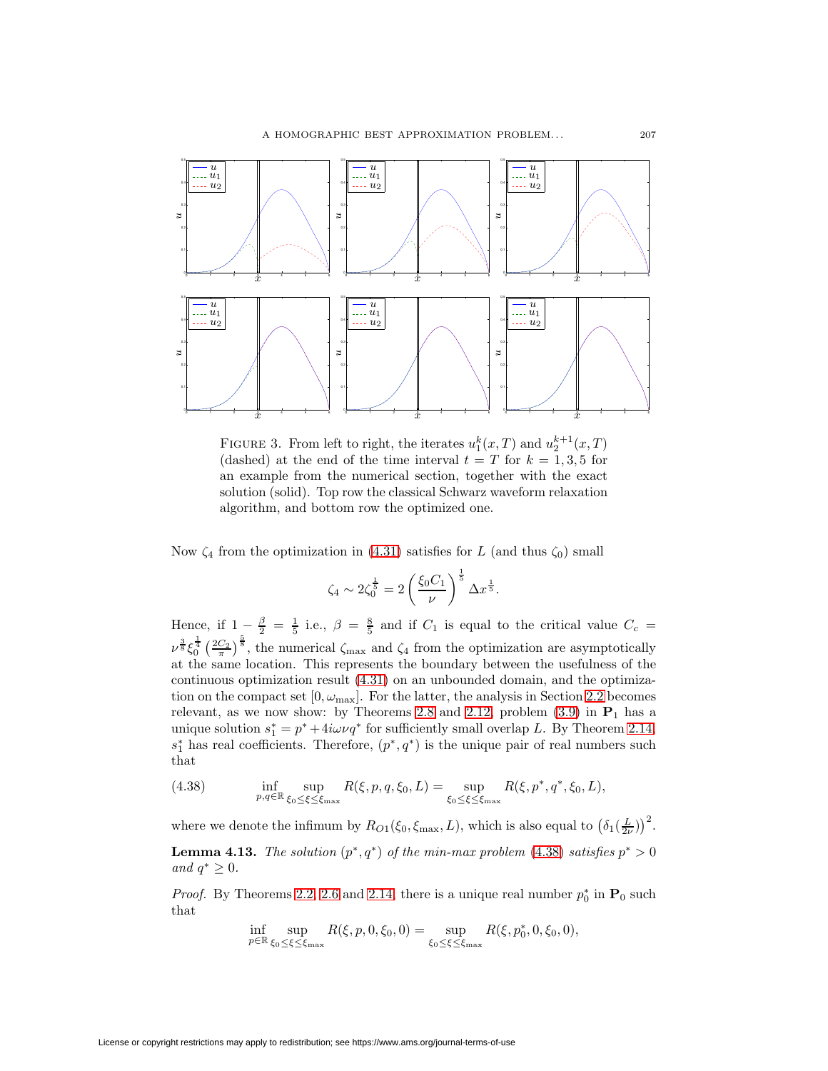FIGURE 3. From left to right, the iterates $u_1^k(x,T)$ and $u_2^{k+1}(x,T)$ (dashed) at the end of the time interval $t=T$ for $k=1,3,5$ for an example from the numerical section, together with the exact solution (solid). Top row the classical Schwarz waveform relaxation algorithm, and bottom row the optimized one.

Now $\zeta_4$ from the optimization in (4.31) satisfies for $L$ (and thus $\zeta_0$) small

$$\zeta_4 \sim 2\zeta_0^{\frac{1}{5}} = 2\left(\frac{\xi_0 C_1}{\nu}\right)^{\frac{1}{5}} \Delta x^{\frac{1}{5}}.$$

Hence, if $1-\frac{\beta}{2}=\frac{1}{5}$ i.e., $\beta=\frac{8}{5}$ and if $C_1$ is equal to the critical value $C_c = \nu^{\frac{3}{8}}\xi_0^{\frac{1}{4}}\left(\frac{2C_2}{\pi}\right)^{\frac{5}{8}}$, the numerical $\zeta_{\max}$ and $\zeta_4$ from the optimization are asymptotically at the same location. This represents the boundary between the usefulness of the continuous optimization result (4.31) on an unbounded domain, and the optimization on the compact set $[0,\omega_{\max}]$. For the latter, the analysis in Section 2.2 becomes relevant, as we now show: by Theorems 2.8 and 2.12, problem (3.9) in $\mathbf{P}_1$ has a unique solution $s_1^* = p^* + 4i\omega\nu q^*$ for sufficiently small overlap $L$. By Theorem 2.14, $s_1^*$ has real coefficients. Therefore, $(p^*, q^*)$ is the unique pair of real numbers such that

$$\inf_{p,q\in\mathbb{R}} \sup_{\xi_0\le\xi\le\xi_{\max}} R(\xi,p,q,\xi_0,L) = \sup_{\xi_0\le\xi\le\xi_{\max}} R(\xi,p^*,q^*,\xi_0,L), \tag{4.38}$$

where we denote the infimum by $R_{O1}(\xi_0,\xi_{\max},L)$, which is also equal to $\left(\delta_1(\frac{L}{2\nu})\right)^2$.

**Lemma 4.13.** *The solution $(p^*,q^*)$ of the min-max problem (4.38) satisfies $p^*>0$ and $q^*\ge 0$.*

*Proof.* By Theorems 2.2, 2.6 and 2.14, there is a unique real number $p_0^*$ in $\mathbf{P}_0$ such that

$$\inf_{p\in\mathbb{R}} \sup_{\xi_0\le\xi\le\xi_{\max}} R(\xi,p,0,\xi_0,0) = \sup_{\xi_0\le\xi\le\xi_{\max}} R(\xi,p_0^*,0,\xi_0,0),$$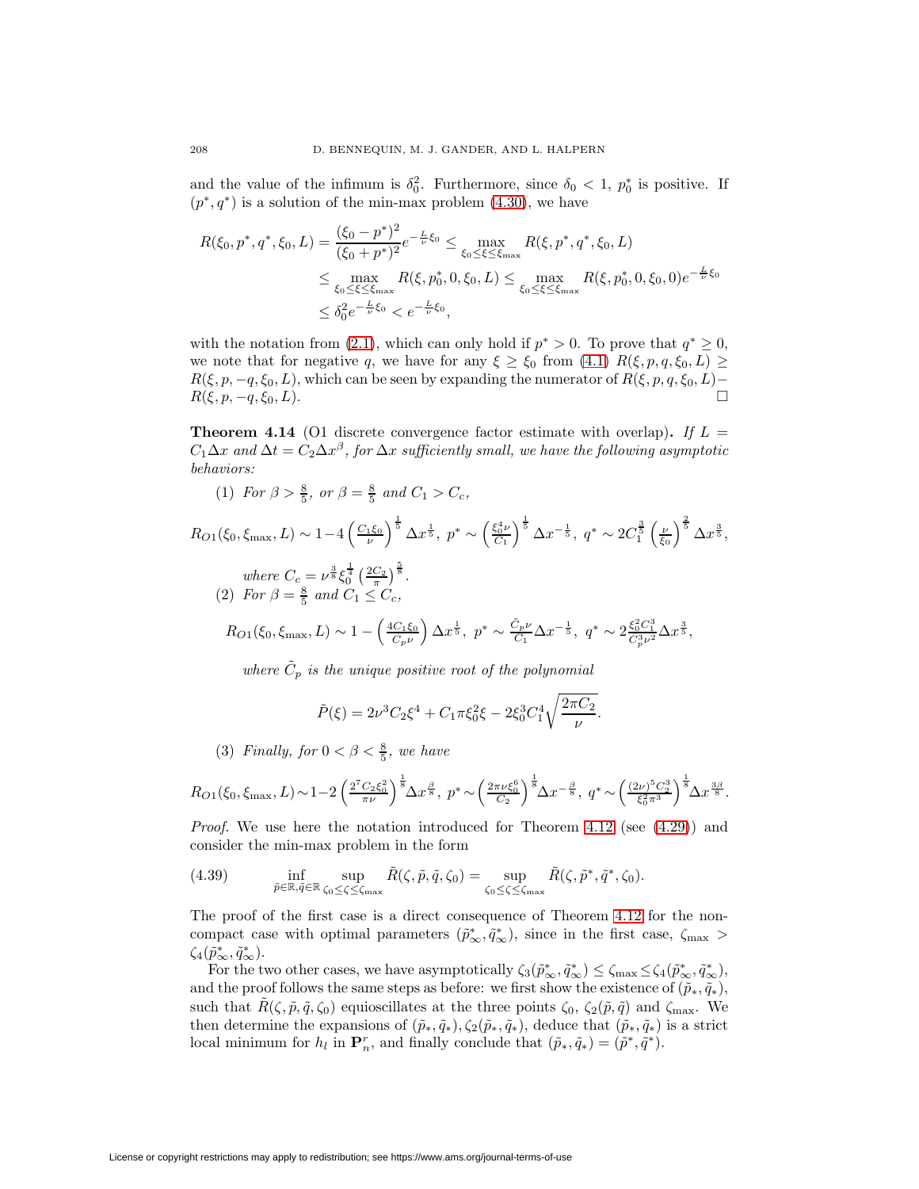and the value of the infimum is $\delta_0^2$. Furthermore, since $\delta_0 < 1$, $p_0^*$ is positive. If $(p^*, q^*)$ is a solution of the min-max problem (4.30), we have

$$
\begin{aligned}
R(\xi_0, p^*, q^*, \xi_0, L) = \frac{(\xi_0 - p^*)^2}{(\xi_0 + p^*)^2} e^{-\frac{L}{\nu}\xi_0} &\leq \max_{\xi_0 \leq \xi \leq \xi_{\max}} R(\xi, p^*, q^*, \xi_0, L) \\
&\leq \max_{\xi_0 \leq \xi \leq \xi_{\max}} R(\xi, p_0^*, 0, \xi_0, L) \leq \max_{\xi_0 \leq \xi \leq \xi_{\max}} R(\xi, p_0^*, 0, \xi_0, 0) e^{-\frac{L}{\nu}\xi_0} \\
&\leq \delta_0^2 e^{-\frac{L}{\nu}\xi_0} < e^{-\frac{L}{\nu}\xi_0},
\end{aligned}
$$

with the notation from (2.1), which can only hold if $p^* > 0$. To prove that $q^* \geq 0$, we note that for negative $q$, we have for any $\xi \geq \xi_0$ from (4.1) $R(\xi, p, q, \xi_0, L) \geq R(\xi, p, -q, \xi_0, L)$, which can be seen by expanding the numerator of $R(\xi, p, q, \xi_0, L) - R(\xi, p, -q, \xi_0, L)$. $\square$

**Theorem 4.14** (O1 discrete convergence factor estimate with overlap). *If $L = C_1 \Delta x$ and $\Delta t = C_2 \Delta x^\beta$, for $\Delta x$ sufficiently small, we have the following asymptotic behaviors:*

(1) *For $\beta > \frac{8}{5}$, or $\beta = \frac{8}{5}$ and $C_1 > C_c$,*

$$
R_{O1}(\xi_0, \xi_{\max}, L) \sim 1 - 4\left(\tfrac{C_1 \xi_0}{\nu}\right)^{\frac{1}{5}} \Delta x^{\frac{1}{5}},\ p^* \sim \left(\tfrac{\xi_0^4 \nu}{C_1}\right)^{\frac{1}{5}} \Delta x^{-\frac{1}{5}},\ q^* \sim 2 C_1^{\frac{3}{5}} \left(\tfrac{\nu}{\xi_0}\right)^{\frac{2}{5}} \Delta x^{\frac{3}{5}},
$$

*where $C_c = \nu^{\frac{3}{8}} \xi_0^{\frac{1}{4}} \left(\frac{2C_2}{\pi}\right)^{\frac{5}{8}}$.*

(2) *For $\beta = \frac{8}{5}$ and $C_1 \leq C_c$,*

$$
R_{O1}(\xi_0, \xi_{\max}, L) \sim 1 - \left(\tfrac{4 C_1 \xi_0}{\tilde{C}_p \nu}\right) \Delta x^{\frac{1}{5}},\ p^* \sim \tfrac{\tilde{C}_p \nu}{C_1} \Delta x^{-\frac{1}{5}},\ q^* \sim 2 \tfrac{\xi_0^2 C_1^3}{\tilde{C}_p^3 \nu^2} \Delta x^{\frac{3}{5}},
$$

*where $\tilde{C}_p$ is the unique positive root of the polynomial*

$$
\tilde{P}(\xi) = 2\nu^3 C_2 \xi^4 + C_1 \pi \xi_0^2 \xi - 2\xi_0^3 C_1^4 \sqrt{\frac{2\pi C_2}{\nu}}.
$$

(3) *Finally, for $0 < \beta < \frac{8}{5}$, we have*

$$
R_{O1}(\xi_0, \xi_{\max}, L) \sim 1 - 2\left(\tfrac{2^7 C_2 \xi_0^2}{\pi \nu}\right)^{\frac{1}{8}} \Delta x^{\frac{\beta}{8}},\ p^* \sim \left(\tfrac{2\pi \nu \xi_0^6}{C_2}\right)^{\frac{1}{8}} \Delta x^{-\frac{\beta}{8}},\ q^* \sim \left(\tfrac{(2\nu)^5 C_2^3}{\xi_0^2 \pi^3}\right)^{\frac{1}{8}} \Delta x^{\frac{3\beta}{8}}.
$$

*Proof.* We use here the notation introduced for Theorem 4.12 (see (4.29)) and consider the min-max problem in the form

$$
\inf_{\tilde{p} \in \mathbb{R}, \tilde{q} \in \mathbb{R}} \sup_{\zeta_0 \leq \zeta \leq \zeta_{\max}} \tilde{R}(\zeta, \tilde{p}, \tilde{q}, \zeta_0) = \sup_{\zeta_0 \leq \zeta \leq \zeta_{\max}} \tilde{R}(\zeta, \tilde{p}^*, \tilde{q}^*, \zeta_0). \tag{4.39}
$$

The proof of the first case is a direct consequence of Theorem 4.12 for the non-compact case with optimal parameters $(\tilde{p}_\infty^*, \tilde{q}_\infty^*)$, since in the first case, $\zeta_{\max} > \zeta_4(\tilde{p}_\infty^*, \tilde{q}_\infty^*)$.

For the two other cases, we have asymptotically $\zeta_3(\tilde{p}_\infty^*, \tilde{q}_\infty^*) \leq \zeta_{\max} \leq \zeta_4(\tilde{p}_\infty^*, \tilde{q}_\infty^*)$, and the proof follows the same steps as before: we first show the existence of $(\tilde{p}_*, \tilde{q}_*)$, such that $\tilde{R}(\zeta, \tilde{p}, \tilde{q}, \zeta_0)$ equioscillates at the three points $\zeta_0$, $\zeta_2(\tilde{p}, \tilde{q})$ and $\zeta_{\max}$. We then determine the expansions of $(\tilde{p}_*, \tilde{q}_*)$, $\zeta_2(\tilde{p}_*, \tilde{q}_*)$, deduce that $(\tilde{p}_*, \tilde{q}_*)$ is a strict local minimum for $h_l$ in $\mathbf{P}_n^r$, and finally conclude that $(\tilde{p}_*, \tilde{q}_*) = (\tilde{p}^*, \tilde{q}^*)$.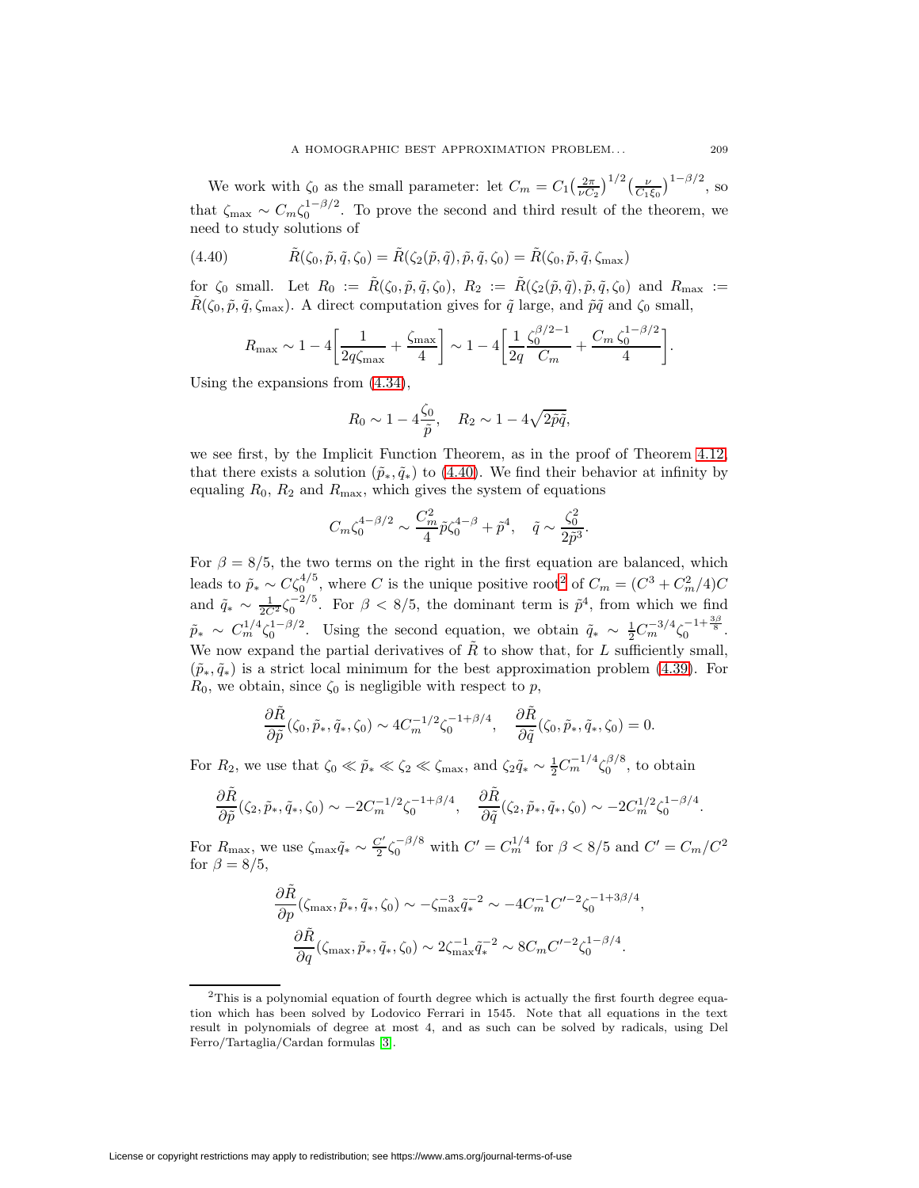We work with $\zeta_0$ as the small parameter: let $C_m = C_1\big(\frac{2\pi}{\nu C_2}\big)^{1/2}\big(\frac{\nu}{C_1\xi_0}\big)^{1-\beta/2}$, so that $\zeta_{\max} \sim C_m \zeta_0^{1-\beta/2}$. To prove the second and third result of the theorem, we need to study solutions of

$$\tilde{R}(\zeta_0, \tilde{p}, \tilde{q}, \zeta_0) = \tilde{R}(\zeta_2(\tilde{p}, \tilde{q}), \tilde{p}, \tilde{q}, \zeta_0) = \tilde{R}(\zeta_0, \tilde{p}, \tilde{q}, \zeta_{\max}) \tag{4.40}$$

for $\zeta_0$ small. Let $R_0 := \tilde{R}(\zeta_0, \tilde{p}, \tilde{q}, \zeta_0)$, $R_2 := \tilde{R}(\zeta_2(\tilde{p}, \tilde{q}), \tilde{p}, \tilde{q}, \zeta_0)$ and $R_{\max} := \tilde{R}(\zeta_0, \tilde{p}, \tilde{q}, \zeta_{\max})$. A direct computation gives for $\tilde{q}$ large, and $\tilde{p}\tilde{q}$ and $\zeta_0$ small,

$$R_{\max} \sim 1 - 4\left[\frac{1}{2q\zeta_{\max}} + \frac{\zeta_{\max}}{4}\right] \sim 1 - 4\left[\frac{1}{2q}\frac{\zeta_0^{\beta/2-1}}{C_m} + \frac{C_m\,\zeta_0^{1-\beta/2}}{4}\right].$$

Using the expansions from (4.34),

$$R_0 \sim 1 - 4\frac{\zeta_0}{\tilde{p}}, \quad R_2 \sim 1 - 4\sqrt{2\tilde{p}\tilde{q}},$$

we see first, by the Implicit Function Theorem, as in the proof of Theorem 4.12, that there exists a solution $(\tilde{p}_*, \tilde{q}_*)$ to (4.40). We find their behavior at infinity by equaling $R_0$, $R_2$ and $R_{\max}$, which gives the system of equations

$$C_m \zeta_0^{4-\beta/2} \sim \frac{C_m^2}{4}\tilde{p}\zeta_0^{4-\beta} + \tilde{p}^4, \quad \tilde{q} \sim \frac{\zeta_0^2}{2\tilde{p}^3}.$$

For $\beta = 8/5$, the two terms on the right in the first equation are balanced, which leads to $\tilde{p}_* \sim C\zeta_0^{4/5}$, where $C$ is the unique positive root[2] of $C_m = (C^3 + C_m^2/4)C$ and $\tilde{q}_* \sim \frac{1}{2C^2}\zeta_0^{-2/5}$. For $\beta < 8/5$, the dominant term is $\tilde{p}^4$, from which we find $\tilde{p}_* \sim C_m^{1/4}\zeta_0^{1-\beta/2}$. Using the second equation, we obtain $\tilde{q}_* \sim \frac{1}{2}C_m^{-3/4}\zeta_0^{-1+\frac{3\beta}{8}}$. We now expand the partial derivatives of $\tilde{R}$ to show that, for $L$ sufficiently small, $(\tilde{p}_*, \tilde{q}_*)$ is a strict local minimum for the best approximation problem (4.39). For $R_0$, we obtain, since $\zeta_0$ is negligible with respect to $p$,

$$\frac{\partial \tilde{R}}{\partial \tilde{p}}(\zeta_0, \tilde{p}_*, \tilde{q}_*, \zeta_0) \sim 4C_m^{-1/2}\zeta_0^{-1+\beta/4}, \quad \frac{\partial \tilde{R}}{\partial \tilde{q}}(\zeta_0, \tilde{p}_*, \tilde{q}_*, \zeta_0) = 0.$$

For $R_2$, we use that $\zeta_0 \ll \tilde{p}_* \ll \zeta_2 \ll \zeta_{\max}$, and $\zeta_2\tilde{q}_* \sim \frac{1}{2}C_m^{-1/4}\zeta_0^{\beta/8}$, to obtain

$$\frac{\partial \tilde{R}}{\partial \tilde{p}}(\zeta_2, \tilde{p}_*, \tilde{q}_*, \zeta_0) \sim -2C_m^{-1/2}\zeta_0^{-1+\beta/4}, \quad \frac{\partial \tilde{R}}{\partial \tilde{q}}(\zeta_2, \tilde{p}_*, \tilde{q}_*, \zeta_0) \sim -2C_m^{1/2}\zeta_0^{1-\beta/4}.$$

For $R_{\max}$, we use $\zeta_{\max}\tilde{q}_* \sim \frac{C'}{2}\zeta_0^{-\beta/8}$ with $C' = C_m^{1/4}$ for $\beta < 8/5$ and $C' = C_m/C^2$ for $\beta = 8/5$,

$$\frac{\partial \tilde{R}}{\partial p}(\zeta_{\max}, \tilde{p}_*, \tilde{q}_*, \zeta_0) \sim -\zeta_{\max}^{-3}\tilde{q}_*^{-2} \sim -4C_m^{-1}C'^{-2}\zeta_0^{-1+3\beta/4},$$

$$\frac{\partial \tilde{R}}{\partial q}(\zeta_{\max}, \tilde{p}_*, \tilde{q}_*, \zeta_0) \sim 2\zeta_{\max}^{-1}\tilde{q}_*^{-2} \sim 8C_m C'^{-2}\zeta_0^{1-\beta/4}.$$

---

[2] This is a polynomial equation of fourth degree which is actually the first fourth degree equation which has been solved by Lodovico Ferrari in 1545. Note that all equations in the text result in polynomials of degree at most 4, and as such can be solved by radicals, using Del Ferro/Tartaglia/Cardan formulas [3].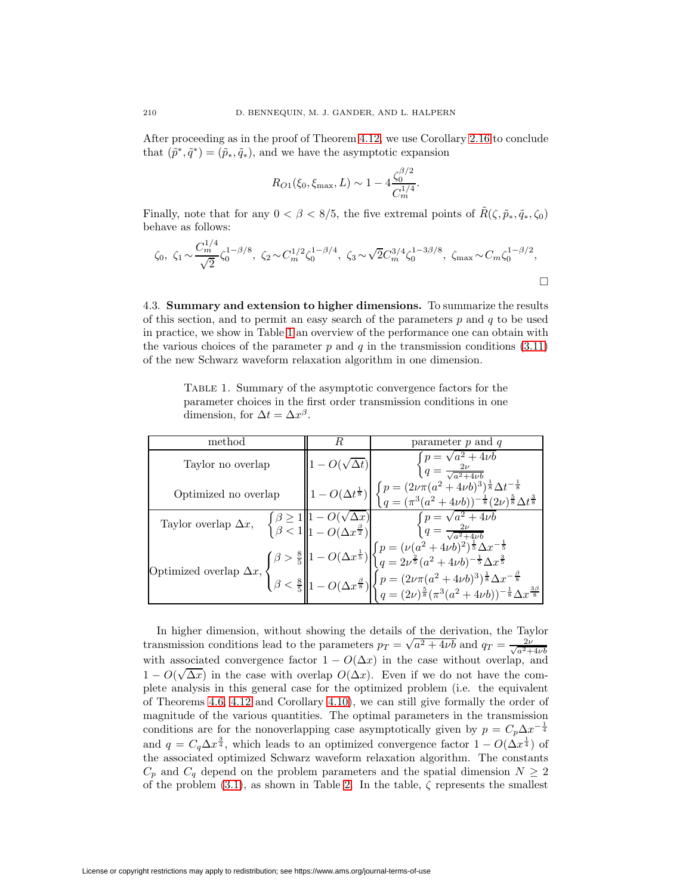After proceeding as in the proof of Theorem 4.12, we use Corollary 2.16 to conclude that $(\tilde{p}^*, \tilde{q}^*) = (\tilde{p}_*, \tilde{q}_*)$, and we have the asymptotic expansion

$$R_{O1}(\xi_0, \xi_{\max}, L) \sim 1 - 4\frac{\zeta_0^{\beta/2}}{C_m^{1/4}}.$$

Finally, note that for any $0 < \beta < 8/5$, the five extremal points of $\tilde{R}(\zeta, \tilde{p}_*, \tilde{q}_*, \zeta_0)$ behave as follows:

$$\zeta_0,\ \zeta_1 \sim \frac{C_m^{1/4}}{\sqrt{2}}\zeta_0^{1-\beta/8},\ \zeta_2 \sim C_m^{1/2}\zeta_0^{1-\beta/4},\ \zeta_3 \sim \sqrt{2}C_m^{3/4}\zeta_0^{1-3\beta/8},\ \zeta_{\max} \sim C_m\zeta_0^{1-\beta/2},$$

□

4.3. **Summary and extension to higher dimensions.** To summarize the results of this section, and to permit an easy search of the parameters $p$ and $q$ to be used in practice, we show in Table 1 an overview of the performance one can obtain with the various choices of the parameter $p$ and $q$ in the transmission conditions (3.11) of the new Schwarz waveform relaxation algorithm in one dimension.

Table 1. Summary of the asymptotic convergence factors for the parameter choices in the first order transmission conditions in one dimension, for $\Delta t = \Delta x^\beta$.

| method | | $R$ | parameter $p$ and $q$ |
|---|---|---|---|
| Taylor no overlap | | $1 - O(\sqrt{\Delta t})$ | $p = \sqrt{a^2 + 4\nu b}$, $q = \frac{2\nu}{\sqrt{a^2+4\nu b}}$ |
| Optimized no overlap | | $1 - O(\Delta t^{\frac{1}{8}})$ | $p = (2\nu\pi(a^2+4\nu b)^3)^{\frac{1}{8}}\Delta t^{-\frac{1}{8}}$, $q = (\pi^3(a^2+4\nu b))^{-\frac{1}{8}}(2\nu)^{\frac{5}{8}}\Delta t^{\frac{3}{8}}$ |
| Taylor overlap $\Delta x$, | $\beta \geq 1$ | $1 - O(\sqrt{\Delta x})$ | $p = \sqrt{a^2 + 4\nu b}$, $q = \frac{2\nu}{\sqrt{a^2+4\nu b}}$ |
| | $\beta < 1$ | $1 - O(\Delta x^{\frac{\beta}{2}})$ | |
| Optimized overlap $\Delta x$, | $\beta > \frac{8}{5}$ | $1 - O(\Delta x^{\frac{1}{5}})$ | $p = (\nu(a^2+4\nu b)^2)^{\frac{1}{5}}\Delta x^{-\frac{1}{5}}$, $q = 2\nu^{\frac{2}{5}}(a^2+4\nu b)^{-\frac{1}{5}}\Delta x^{\frac{3}{5}}$ |
| | $\beta < \frac{8}{5}$ | $1 - O(\Delta x^{\frac{\beta}{8}})$ | $p = (2\nu\pi(a^2+4\nu b)^3)^{\frac{1}{8}}\Delta x^{-\frac{\beta}{8}}$, $q = (2\nu)^{\frac{5}{8}}(\pi^3(a^2+4\nu b))^{-\frac{1}{8}}\Delta x^{\frac{3\beta}{8}}$ |

In higher dimension, without showing the details of the derivation, the Taylor transmission conditions lead to the parameters $p_T = \sqrt{a^2 + 4\nu b}$ and $q_T = \frac{2\nu}{\sqrt{a^2+4\nu b}}$ with associated convergence factor $1 - O(\Delta x)$ in the case without overlap, and $1 - O(\sqrt{\Delta x})$ in the case with overlap $O(\Delta x)$. Even if we do not have the complete analysis in this general case for the optimized problem (i.e. the equivalent of Theorems 4.6, 4.12 and Corollary 4.10), we can still give formally the order of magnitude of the various quantities. The optimal parameters in the transmission conditions are for the nonoverlapping case asymptotically given by $p = C_p\Delta x^{-\frac{1}{4}}$ and $q = C_q\Delta x^{\frac{3}{4}}$, which leads to an optimized convergence factor $1 - O(\Delta x^{\frac{1}{4}})$ of the associated optimized Schwarz waveform relaxation algorithm. The constants $C_p$ and $C_q$ depend on the problem parameters and the spatial dimension $N \geq 2$ of the problem (3.1), as shown in Table 2. In the table, $\zeta$ represents the smallest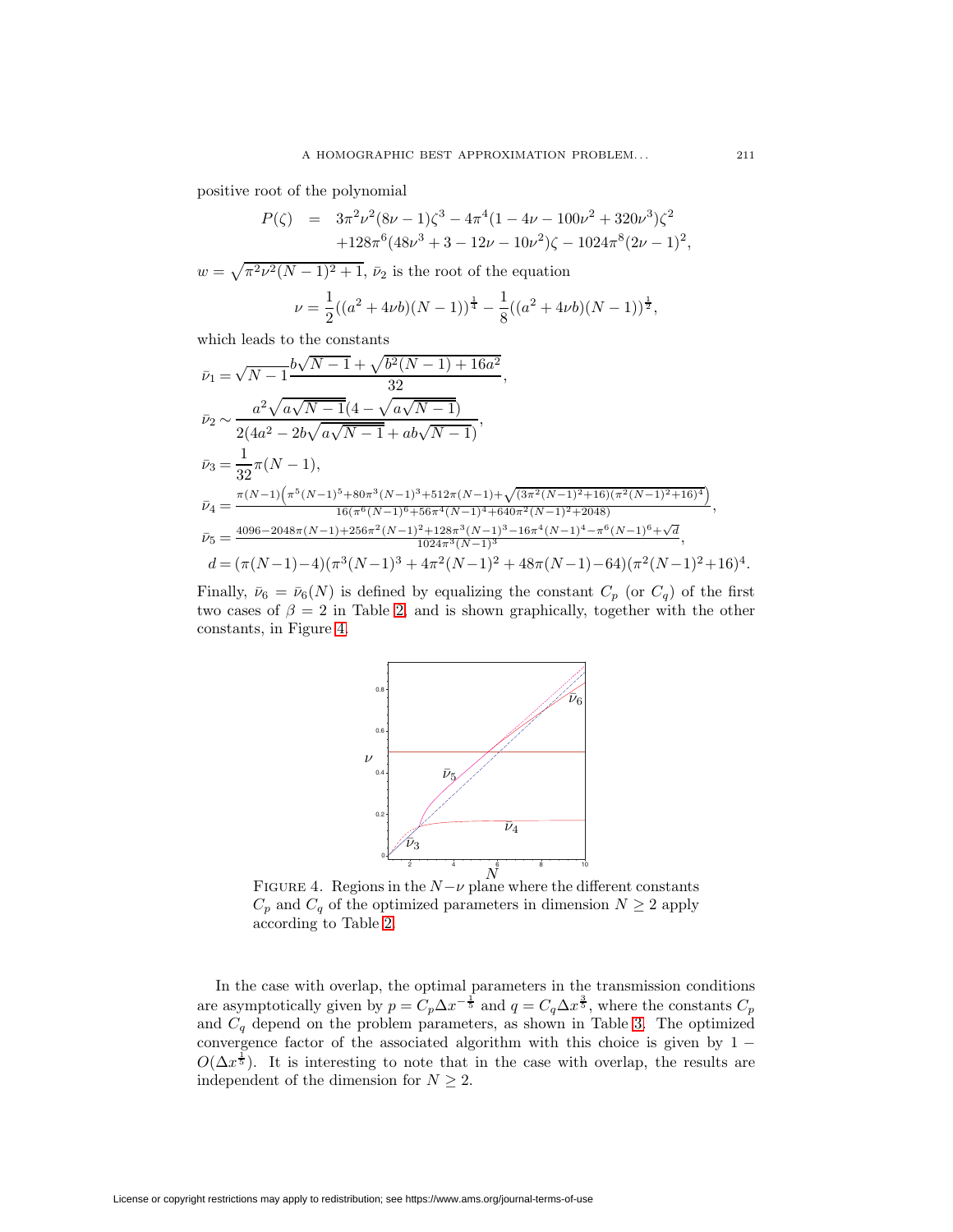positive root of the polynomial

$$
\begin{aligned}
P(\zeta) &= 3\pi^2\nu^2(8\nu-1)\zeta^3 - 4\pi^4(1-4\nu-100\nu^2+320\nu^3)\zeta^2 \\
&\quad +128\pi^6(48\nu^3+3-12\nu-10\nu^2)\zeta - 1024\pi^8(2\nu-1)^2,
\end{aligned}
$$

$w = \sqrt{\pi^2\nu^2(N-1)^2+1}$, $\bar{\nu}_2$ is the root of the equation

$$
\nu = \frac{1}{2}((a^2+4\nu b)(N-1))^{\frac{1}{4}} - \frac{1}{8}((a^2+4\nu b)(N-1))^{\frac{1}{2}},
$$

which leads to the constants

$$
\begin{aligned}
\bar{\nu}_1 &= \sqrt{N-1}\frac{b\sqrt{N-1}+\sqrt{b^2(N-1)+16a^2}}{32}, \\
\bar{\nu}_2 &\sim \frac{a^2\sqrt{a\sqrt{N-1}}(4-\sqrt{a\sqrt{N-1}})}{2(4a^2-2b\sqrt{a\sqrt{N-1}}+ab\sqrt{N-1})}, \\
\bar{\nu}_3 &= \frac{1}{32}\pi(N-1), \\
\bar{\nu}_4 &= \frac{\pi(N-1)\left(\pi^5(N-1)^5+80\pi^3(N-1)^3+512\pi(N-1)+\sqrt{(3\pi^2(N-1)^2+16)(\pi^2(N-1)^2+16)^4}\right)}{16(\pi^6(N-1)^6+56\pi^4(N-1)^4+640\pi^2(N-1)^2+2048)}, \\
\bar{\nu}_5 &= \frac{4096-2048\pi(N-1)+256\pi^2(N-1)^2+128\pi^3(N-1)^3-16\pi^4(N-1)^4-\pi^6(N-1)^6+\sqrt{d}}{1024\pi^3(N-1)^3}, \\
d &= (\pi(N-1)-4)(\pi^3(N-1)^3+4\pi^2(N-1)^2+48\pi(N-1)-64)(\pi^2(N-1)^2+16)^4.
\end{aligned}
$$

Finally, $\bar{\nu}_6 = \bar{\nu}_6(N)$ is defined by equalizing the constant $C_p$ (or $C_q$) of the first two cases of $\beta = 2$ in Table 2, and is shown graphically, together with the other constants, in Figure 4.

FIGURE 4. Regions in the $N-\nu$ plane where the different constants $C_p$ and $C_q$ of the optimized parameters in dimension $N \geq 2$ apply according to Table 2.

In the case with overlap, the optimal parameters in the transmission conditions are asymptotically given by $p = C_p\Delta x^{-\frac{1}{5}}$ and $q = C_q\Delta x^{\frac{3}{5}}$, where the constants $C_p$ and $C_q$ depend on the problem parameters, as shown in Table 3. The optimized convergence factor of the associated algorithm with this choice is given by $1 - O(\Delta x^{\frac{1}{5}})$. It is interesting to note that in the case with overlap, the results are independent of the dimension for $N \geq 2$.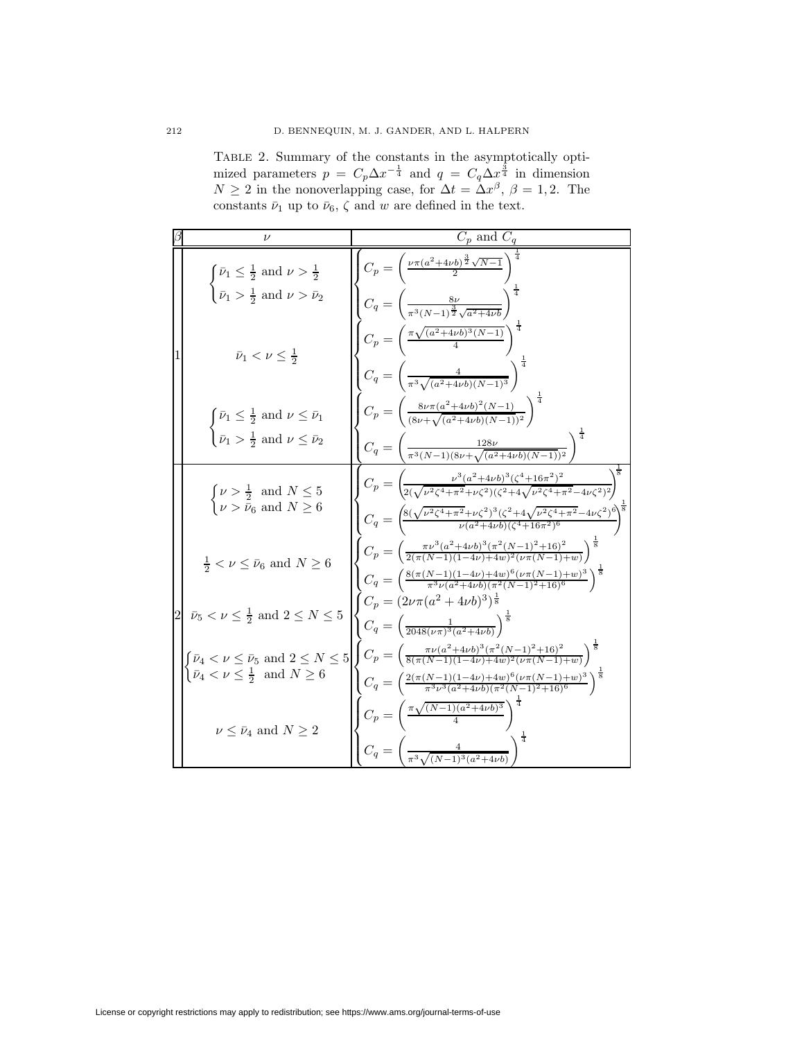TABLE 2. Summary of the constants in the asymptotically optimized parameters $p = C_p \Delta x^{-\frac{1}{4}}$ and $q = C_q \Delta x^{\frac{3}{4}}$ in dimension $N \geq 2$ in the nonoverlapping case, for $\Delta t = \Delta x^{\beta}$, $\beta = 1, 2$. The constants $\bar{\nu}_1$ up to $\bar{\nu}_6$, $\zeta$ and $w$ are defined in the text.

| $\beta$ | $\nu$ | $C_p$ and $C_q$ |
|---|---|---|
| 1 | $\begin{cases} \bar{\nu}_1 \leq \frac{1}{2} \text{ and } \nu > \frac{1}{2} \\ \bar{\nu}_1 > \frac{1}{2} \text{ and } \nu > \bar{\nu}_2 \end{cases}$ | $\begin{cases} C_p = \left( \frac{\nu\pi(a^2+4\nu b)^{\frac{3}{2}}\sqrt{N-1}}{2} \right)^{\frac{1}{4}} \\ C_q = \left( \frac{8\nu}{\pi^3(N-1)^{\frac{3}{2}}\sqrt{a^2+4\nu b}} \right)^{\frac{1}{4}} \end{cases}$ |
| | $\bar{\nu}_1 < \nu \leq \frac{1}{2}$ | $\begin{cases} C_p = \left( \frac{\pi\sqrt{(a^2+4\nu b)^3(N-1)}}{4} \right)^{\frac{1}{4}} \\ C_q = \left( \frac{4}{\pi^3\sqrt{(a^2+4\nu b)(N-1)^3}} \right)^{\frac{1}{4}} \end{cases}$ |
| | $\begin{cases} \bar{\nu}_1 \leq \frac{1}{2} \text{ and } \nu \leq \bar{\nu}_1 \\ \bar{\nu}_1 > \frac{1}{2} \text{ and } \nu \leq \bar{\nu}_2 \end{cases}$ | $\begin{cases} C_p = \left( \frac{8\nu\pi(a^2+4\nu b)^2(N-1)}{(8\nu+\sqrt{(a^2+4\nu b)(N-1)})^2} \right)^{\frac{1}{4}} \\ C_q = \left( \frac{128\nu}{\pi^3(N-1)(8\nu+\sqrt{(a^2+4\nu b)(N-1)})^2} \right)^{\frac{1}{4}} \end{cases}$ |
| 2 | $\begin{cases} \nu > \frac{1}{2} \text{ and } N \leq 5 \\ \nu > \bar{\nu}_6 \text{ and } N \geq 6 \end{cases}$ | $\begin{cases} C_p = \left( \frac{\nu^3(a^2+4\nu b)^3(\zeta^4+16\pi^2)^2}{2(\sqrt{\nu^2\zeta^4+\pi^2}+\nu\zeta^2)(\zeta^2+4\sqrt{\nu^2\zeta^4+\pi^2}-4\nu\zeta^2)^2} \right)^{\frac{1}{8}} \\ C_q = \left( \frac{8(\sqrt{\nu^2\zeta^4+\pi^2}+\nu\zeta^2)^3(\zeta^2+4\sqrt{\nu^2\zeta^4+\pi^2}-4\nu\zeta^2)^6}{\nu(a^2+4\nu b)(\zeta^4+16\pi^2)^6} \right)^{\frac{1}{8}} \end{cases}$ |
| | $\frac{1}{2} < \nu \leq \bar{\nu}_6$ and $N \geq 6$ | $\begin{cases} C_p = \left( \frac{\pi\nu^3(a^2+4\nu b)^3(\pi^2(N-1)^2+16)^2}{2(\pi(N-1)(1-4\nu)+4w)^2(\nu\pi(N-1)+w)} \right)^{\frac{1}{8}} \\ C_q = \left( \frac{8(\pi(N-1)(1-4\nu)+4w)^6(\nu\pi(N-1)+w)^3}{\pi^3\nu(a^2+4\nu b)(\pi^2(N-1)^2+16)^6} \right)^{\frac{1}{8}} \end{cases}$ |
| | $\bar{\nu}_5 < \nu \leq \frac{1}{2}$ and $2 \leq N \leq 5$ | $\begin{cases} C_p = (2\nu\pi(a^2+4\nu b)^3)^{\frac{1}{8}} \\ C_q = \left( \frac{1}{2048(\nu\pi)^3(a^2+4\nu b)} \right)^{\frac{1}{8}} \end{cases}$ |
| | $\begin{cases} \bar{\nu}_4 < \nu \leq \bar{\nu}_5 \text{ and } 2 \leq N \leq 5 \\ \bar{\nu}_4 < \nu \leq \frac{1}{2} \text{ and } N \geq 6 \end{cases}$ | $\begin{cases} C_p = \left( \frac{\pi\nu(a^2+4\nu b)^3(\pi^2(N-1)^2+16)^2}{8(\pi(N-1)(1-4\nu)+4w)^2(\nu\pi(N-1)+w)} \right)^{\frac{1}{8}} \\ C_q = \left( \frac{2(\pi(N-1)(1-4\nu)+4w)^6(\nu\pi(N-1)+w)^3}{\pi^3\nu^3(a^2+4\nu b)(\pi^2(N-1)^2+16)^6} \right)^{\frac{1}{8}} \end{cases}$ |
| | $\nu \leq \bar{\nu}_4$ and $N \geq 2$ | $\begin{cases} C_p = \left( \frac{\pi\sqrt{(N-1)(a^2+4\nu b)^3}}{4} \right)^{\frac{1}{4}} \\ C_q = \left( \frac{4}{\pi^3\sqrt{(N-1)^3(a^2+4\nu b)}} \right)^{\frac{1}{4}} \end{cases}$ |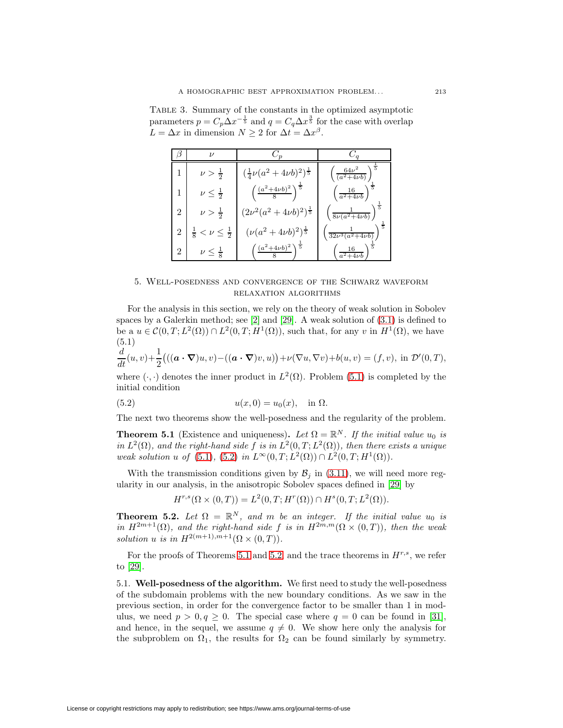Table 3. Summary of the constants in the optimized asymptotic parameters $p = C_p \Delta x^{-\frac{1}{5}}$ and $q = C_q \Delta x^{\frac{3}{5}}$ for the case with overlap $L = \Delta x$ in dimension $N \geq 2$ for $\Delta t = \Delta x^{\beta}$.

| $\beta$ | $\nu$ | $C_p$ | $C_q$ |
|---|---|---|---|
| 1 | $\nu > \frac{1}{2}$ | $(\frac{1}{4}\nu(a^2+4\nu b)^2)^{\frac{1}{5}}$ | $\left(\frac{64\nu^2}{(a^2+4\nu b)}\right)^{\frac{1}{5}}$ |
| 1 | $\nu \leq \frac{1}{2}$ | $\left(\frac{(a^2+4\nu b)^2}{8}\right)^{\frac{1}{5}}$ | $\left(\frac{16}{a^2+4\nu b}\right)^{\frac{1}{5}}$ |
| 2 | $\nu > \frac{1}{2}$ | $(2\nu^2(a^2+4\nu b)^2)^{\frac{1}{5}}$ | $\left(\frac{1}{8\nu(a^2+4\nu b)}\right)^{\frac{1}{5}}$ |
| 2 | $\frac{1}{8} < \nu \leq \frac{1}{2}$ | $(\nu(a^2+4\nu b)^2)^{\frac{1}{5}}$ | $\left(\frac{1}{32\nu^3(a^2+4\nu b)}\right)^{\frac{1}{5}}$ |
| 2 | $\nu \leq \frac{1}{8}$ | $\left(\frac{(a^2+4\nu b)^2}{8}\right)^{\frac{1}{5}}$ | $\left(\frac{16}{a^2+4\nu b}\right)^{\frac{1}{5}}$ |

## 5. Well-posedness and convergence of the Schwarz waveform relaxation algorithms

For the analysis in this section, we rely on the theory of weak solution in Sobolev spaces by a Galerkin method; see [2] and [29]. A weak solution of (3.1) is defined to be a $u \in \mathcal{C}(0,T;L^2(\Omega)) \cap L^2(0,T;H^1(\Omega))$, such that, for any $v$ in $H^1(\Omega)$, we have

$$\frac{d}{dt}(u,v)+\frac{1}{2}\big(((\boldsymbol{a}\cdot\boldsymbol{\nabla})u,v)-((\boldsymbol{a}\cdot\boldsymbol{\nabla})v,u)\big)+\nu(\nabla u,\nabla v)+b(u,v)=(f,v), \text{ in } \mathcal{D}'(0,T), \tag{5.1}$$

where $(\cdot,\cdot)$ denotes the inner product in $L^2(\Omega)$. Problem (5.1) is completed by the initial condition

$$u(x,0) = u_0(x), \quad \text{in } \Omega. \tag{5.2}$$

The next two theorems show the well-posedness and the regularity of the problem.

**Theorem 5.1** (Existence and uniqueness). *Let $\Omega = \mathbb{R}^N$. If the initial value $u_0$ is in $L^2(\Omega)$, and the right-hand side $f$ is in $L^2(0,T;L^2(\Omega))$, then there exists a unique weak solution $u$ of (5.1), (5.2) in $L^\infty(0,T;L^2(\Omega)) \cap L^2(0,T;H^1(\Omega))$.*

With the transmission conditions given by $\mathcal{B}_j$ in (3.11), we will need more regularity in our analysis, in the anisotropic Sobolev spaces defined in [29] by

$$H^{r,s}(\Omega \times (0,T)) = L^2(0,T;H^r(\Omega)) \cap H^s(0,T;L^2(\Omega)).$$

**Theorem 5.2.** *Let $\Omega = \mathbb{R}^N$, and $m$ be an integer. If the initial value $u_0$ is in $H^{2m+1}(\Omega)$, and the right-hand side $f$ is in $H^{2m,m}(\Omega \times (0,T))$, then the weak solution $u$ is in $H^{2(m+1),m+1}(\Omega \times (0,T))$.*

For the proofs of Theorems 5.1 and 5.2, and the trace theorems in $H^{r,s}$, we refer to [29].

### 5.1. Well-posedness of the algorithm.

We first need to study the well-posedness of the subdomain problems with the new boundary conditions. As we saw in the previous section, in order for the convergence factor to be smaller than 1 in modulus, we need $p > 0, q \geq 0$. The special case where $q = 0$ can be found in [31], and hence, in the sequel, we assume $q \neq 0$. We show here only the analysis for the subproblem on $\Omega_1$, the results for $\Omega_2$ can be found similarly by symmetry.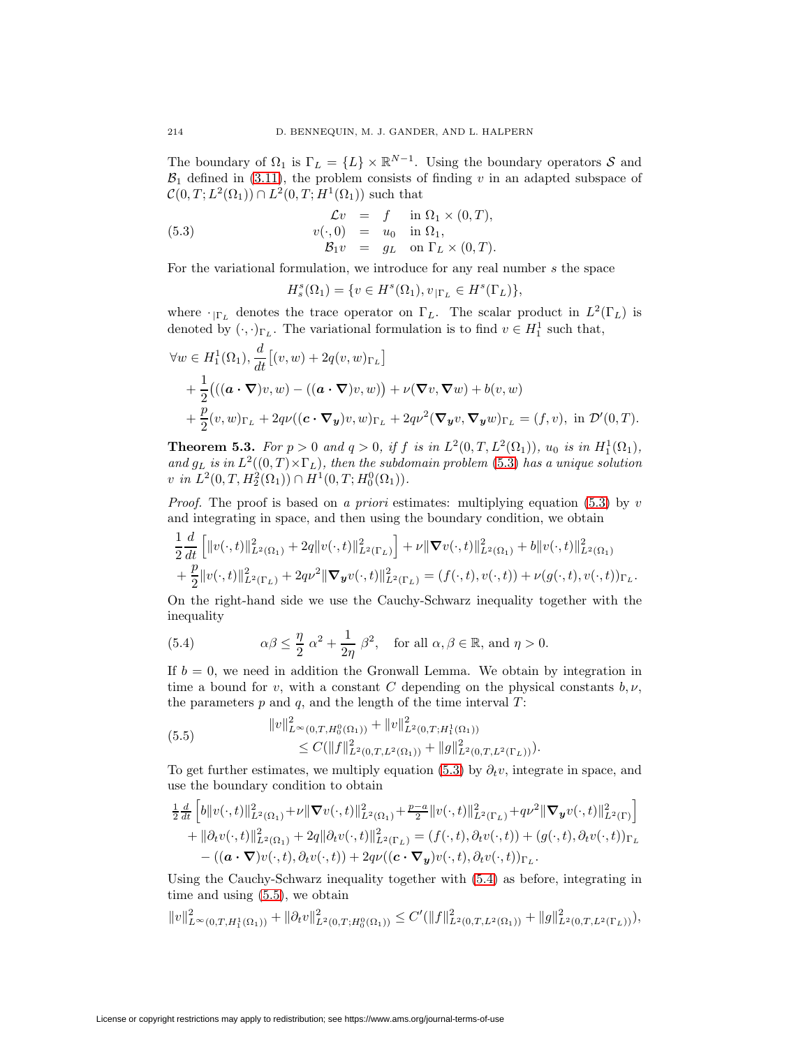The boundary of $\Omega_1$ is $\Gamma_L = \{L\} \times \mathbb{R}^{N-1}$. Using the boundary operators $\mathcal{S}$ and $\mathcal{B}_1$ defined in (3.11), the problem consists of finding $v$ in an adapted subspace of $\mathcal{C}(0,T;L^2(\Omega_1)) \cap L^2(0,T;H^1(\Omega_1))$ such that

$$
\begin{array}{rcll}
\mathcal{L}v & = & f & \text{in } \Omega_1 \times (0,T), \\
v(\cdot,0) & = & u_0 & \text{in } \Omega_1, \\
\mathcal{B}_1 v & = & g_L & \text{on } \Gamma_L \times (0,T).
\end{array} \tag{5.3}
$$

For the variational formulation, we introduce for any real number $s$ the space

$$
H^s_s(\Omega_1) = \{v \in H^s(\Omega_1), v_{|\Gamma_L} \in H^s(\Gamma_L)\},
$$

where $\cdot_{|\Gamma_L}$ denotes the trace operator on $\Gamma_L$. The scalar product in $L^2(\Gamma_L)$ is denoted by $(\cdot,\cdot)_{\Gamma_L}$. The variational formulation is to find $v \in H^1_1$ such that,

$$
\begin{aligned}
\forall w \in H^1_1(\Omega_1), &\frac{d}{dt}\left[(v,w) + 2q(v,w)_{\Gamma_L}\right] \\
&+ \frac{1}{2}\big(((\boldsymbol{a}\cdot\boldsymbol{\nabla})v,w) - ((\boldsymbol{a}\cdot\boldsymbol{\nabla})v,w)\big) + \nu(\boldsymbol{\nabla}v,\boldsymbol{\nabla}w) + b(v,w) \\
&+ \frac{p}{2}(v,w)_{\Gamma_L} + 2q\nu((\boldsymbol{c}\cdot\boldsymbol{\nabla}_{\boldsymbol{y}})v,w)_{\Gamma_L} + 2q\nu^2(\boldsymbol{\nabla}_{\boldsymbol{y}}v,\boldsymbol{\nabla}_{\boldsymbol{y}}w)_{\Gamma_L} = (f,v), \text{ in } \mathcal{D}'(0,T).
\end{aligned}
$$

**Theorem 5.3.** *For $p > 0$ and $q > 0$, if $f$ is in $L^2(0,T,L^2(\Omega_1))$, $u_0$ is in $H^1_1(\Omega_1)$, and $g_L$ is in $L^2((0,T)\times\Gamma_L)$, then the subdomain problem (5.3) has a unique solution $v$ in $L^2(0,T,H^2_2(\Omega_1)) \cap H^1(0,T;H^0_0(\Omega_1))$.*

*Proof.* The proof is based on *a priori* estimates: multiplying equation (5.3) by $v$ and integrating in space, and then using the boundary condition, we obtain

$$
\begin{aligned}
&\frac{1}{2}\frac{d}{dt}\left[\|v(\cdot,t)\|^2_{L^2(\Omega_1)} + 2q\|v(\cdot,t)\|^2_{L^2(\Gamma_L)}\right] + \nu\|\boldsymbol{\nabla}v(\cdot,t)\|^2_{L^2(\Omega_1)} + b\|v(\cdot,t)\|^2_{L^2(\Omega_1)} \\
&+ \frac{p}{2}\|v(\cdot,t)\|^2_{L^2(\Gamma_L)} + 2q\nu^2\|\boldsymbol{\nabla}_{\boldsymbol{y}}v(\cdot,t)\|^2_{L^2(\Gamma_L)} = (f(\cdot,t),v(\cdot,t)) + \nu(g(\cdot,t),v(\cdot,t))_{\Gamma_L}.
\end{aligned}
$$

On the right-hand side we use the Cauchy-Schwarz inequality together with the inequality

$$
\alpha\beta \le \frac{\eta}{2}\,\alpha^2 + \frac{1}{2\eta}\,\beta^2, \quad \text{for all } \alpha,\beta \in \mathbb{R}, \text{ and } \eta > 0. \tag{5.4}
$$

If $b = 0$, we need in addition the Gronwall Lemma. We obtain by integration in time a bound for $v$, with a constant $C$ depending on the physical constants $b, \nu$, the parameters $p$ and $q$, and the length of the time interval $T$:

$$
\begin{aligned}
&\|v\|^2_{L^\infty(0,T,H^0_0(\Omega_1))} + \|v\|^2_{L^2(0,T;H^1_1(\Omega_1))} \\
&\qquad \le C(\|f\|^2_{L^2(0,T,L^2(\Omega_1))} + \|g\|^2_{L^2(0,T,L^2(\Gamma_L))}).
\end{aligned} \tag{5.5}
$$

To get further estimates, we multiply equation (5.3) by $\partial_t v$, integrate in space, and use the boundary condition to obtain

$$
\begin{aligned}
&\tfrac{1}{2}\tfrac{d}{dt}\left[b\|v(\cdot,t)\|^2_{L^2(\Omega_1)} + \nu\|\boldsymbol{\nabla}v(\cdot,t)\|^2_{L^2(\Omega_1)} + \tfrac{p-a}{2}\|v(\cdot,t)\|^2_{L^2(\Gamma_L)} + q\nu^2\|\boldsymbol{\nabla}_{\boldsymbol{y}}v(\cdot,t)\|^2_{L^2(\Gamma)}\right] \\
&\quad + \|\partial_t v(\cdot,t)\|^2_{L^2(\Omega_1)} + 2q\|\partial_t v(\cdot,t)\|^2_{L^2(\Gamma_L)} = (f(\cdot,t),\partial_t v(\cdot,t)) + (g(\cdot,t),\partial_t v(\cdot,t))_{\Gamma_L} \\
&\quad - ((\boldsymbol{a}\cdot\boldsymbol{\nabla})v(\cdot,t),\partial_t v(\cdot,t)) + 2q\nu((\boldsymbol{c}\cdot\boldsymbol{\nabla}_{\boldsymbol{y}})v(\cdot,t),\partial_t v(\cdot,t))_{\Gamma_L}.
\end{aligned}
$$

Using the Cauchy-Schwarz inequality together with (5.4) as before, integrating in time and using (5.5), we obtain

$$
\|v\|^2_{L^\infty(0,T,H^1_1(\Omega_1))} + \|\partial_t v\|^2_{L^2(0,T;H^0_0(\Omega_1))} \le C'(\|f\|^2_{L^2(0,T,L^2(\Omega_1))} + \|g\|^2_{L^2(0,T,L^2(\Gamma_L))}),
$$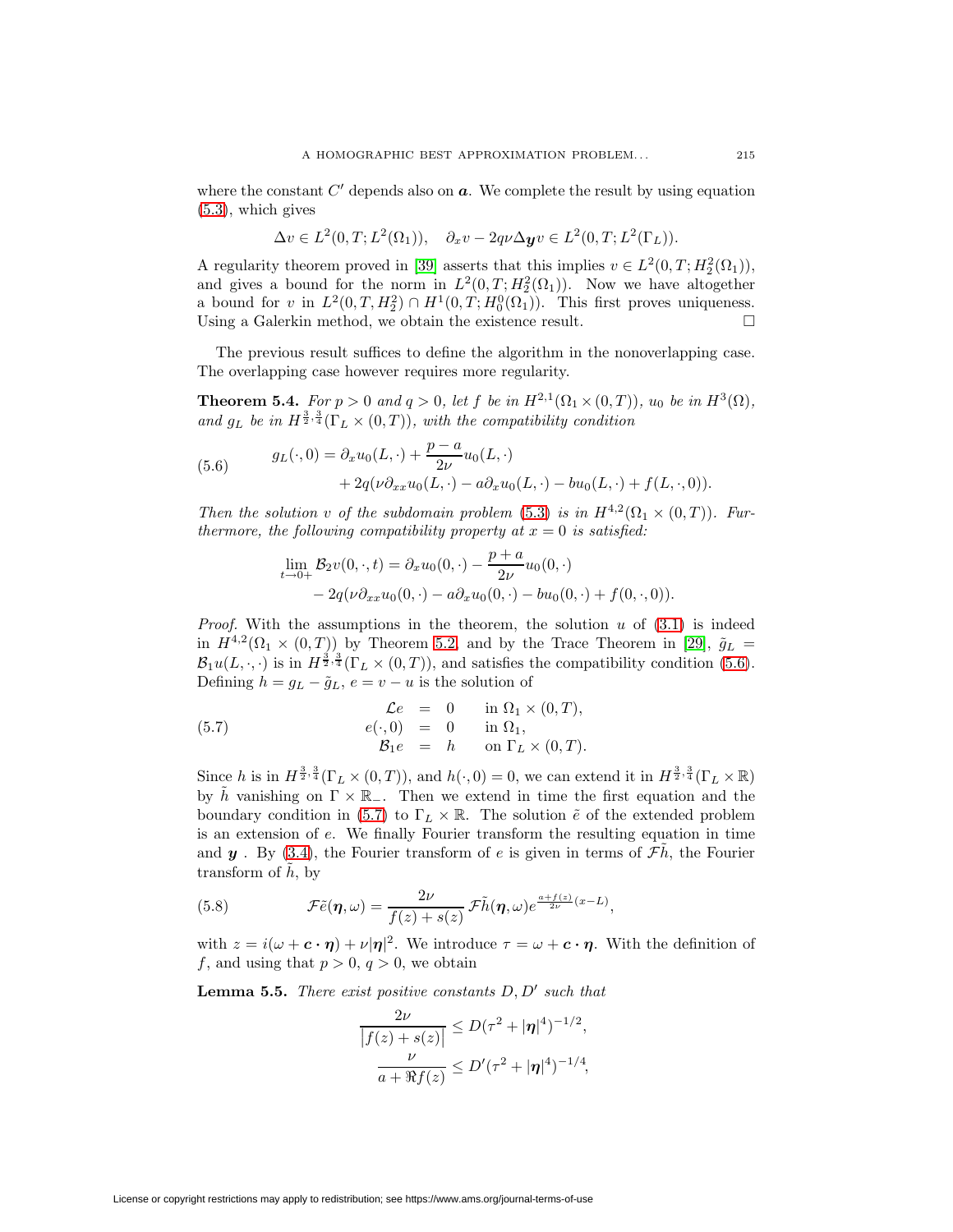where the constant $C'$ depends also on $\boldsymbol{a}$. We complete the result by using equation (5.3), which gives

$$\Delta v \in L^2(0,T;L^2(\Omega_1)), \quad \partial_x v - 2q\nu\Delta_{\boldsymbol{y}} v \in L^2(0,T;L^2(\Gamma_L)).$$

A regularity theorem proved in [39] asserts that this implies $v \in L^2(0,T;H_2^2(\Omega_1))$, and gives a bound for the norm in $L^2(0,T;H_2^2(\Omega_1))$. Now we have altogether a bound for $v$ in $L^2(0,T,H_2^2) \cap H^1(0,T;H_0^0(\Omega_1))$. This first proves uniqueness. Using a Galerkin method, we obtain the existence result. $\square$

The previous result suffices to define the algorithm in the nonoverlapping case. The overlapping case however requires more regularity.

**Theorem 5.4.** *For $p > 0$ and $q > 0$, let $f$ be in $H^{2,1}(\Omega_1 \times (0,T))$, $u_0$ be in $H^3(\Omega)$, and $g_L$ be in $H^{\frac{3}{2},\frac{3}{4}}(\Gamma_L \times (0,T))$, with the compatibility condition*

$$\tag{5.6} \begin{aligned} g_L(\cdot,0) = {} & \partial_x u_0(L,\cdot) + \frac{p-a}{2\nu} u_0(L,\cdot) \\ & + 2q(\nu\partial_{xx}u_0(L,\cdot) - a\partial_x u_0(L,\cdot) - bu_0(L,\cdot) + f(L,\cdot,0)). \end{aligned}$$

*Then the solution $v$ of the subdomain problem (5.3) is in $H^{4,2}(\Omega_1 \times (0,T))$. Furthermore, the following compatibility property at $x = 0$ is satisfied:*

$$\begin{aligned} \lim_{t \to 0+} \mathcal{B}_2 v(0,\cdot,t) = {} & \partial_x u_0(0,\cdot) - \frac{p+a}{2\nu} u_0(0,\cdot) \\ & - 2q(\nu\partial_{xx}u_0(0,\cdot) - a\partial_x u_0(0,\cdot) - bu_0(0,\cdot) + f(0,\cdot,0)). \end{aligned}$$

*Proof.* With the assumptions in the theorem, the solution $u$ of (3.1) is indeed in $H^{4,2}(\Omega_1 \times (0,T))$ by Theorem 5.2, and by the Trace Theorem in [29], $\tilde{g}_L = \mathcal{B}_1 u(L,\cdot,\cdot)$ is in $H^{\frac{3}{2},\frac{3}{4}}(\Gamma_L \times (0,T))$, and satisfies the compatibility condition (5.6). Defining $h = g_L - \tilde{g}_L$, $e = v - u$ is the solution of

$$\tag{5.7} \begin{aligned} \mathcal{L}e &= 0 && \text{in } \Omega_1 \times (0,T), \\ e(\cdot,0) &= 0 && \text{in } \Omega_1, \\ \mathcal{B}_1 e &= h && \text{on } \Gamma_L \times (0,T). \end{aligned}$$

Since $h$ is in $H^{\frac{3}{2},\frac{3}{4}}(\Gamma_L \times (0,T))$, and $h(\cdot,0) = 0$, we can extend it in $H^{\frac{3}{2},\frac{3}{4}}(\Gamma_L \times \mathbb{R})$ by $\tilde{h}$ vanishing on $\Gamma \times \mathbb{R}_-$. Then we extend in time the first equation and the boundary condition in (5.7) to $\Gamma_L \times \mathbb{R}$. The solution $\tilde{e}$ of the extended problem is an extension of $e$. We finally Fourier transform the resulting equation in time and $\boldsymbol{y}$ . By (3.4), the Fourier transform of $e$ is given in terms of $\mathcal{F}\tilde{h}$, the Fourier transform of $\tilde{h}$, by

$$\tag{5.8} \mathcal{F}\tilde{e}(\boldsymbol{\eta},\omega) = \frac{2\nu}{f(z) + s(z)} \mathcal{F}\tilde{h}(\boldsymbol{\eta},\omega) e^{\frac{a+f(z)}{2\nu}(x-L)},$$

with $z = i(\omega + \boldsymbol{c} \cdot \boldsymbol{\eta}) + \nu|\boldsymbol{\eta}|^2$. We introduce $\tau = \omega + \boldsymbol{c} \cdot \boldsymbol{\eta}$. With the definition of $f$, and using that $p > 0$, $q > 0$, we obtain

**Lemma 5.5.** *There exist positive constants $D, D'$ such that*

$$\begin{aligned} \frac{2\nu}{\left|f(z) + s(z)\right|} &\leq D(\tau^2 + |\boldsymbol{\eta}|^4)^{-1/2}, \\ \frac{\nu}{a + \Re f(z)} &\leq D'(\tau^2 + |\boldsymbol{\eta}|^4)^{-1/4}, \end{aligned}$$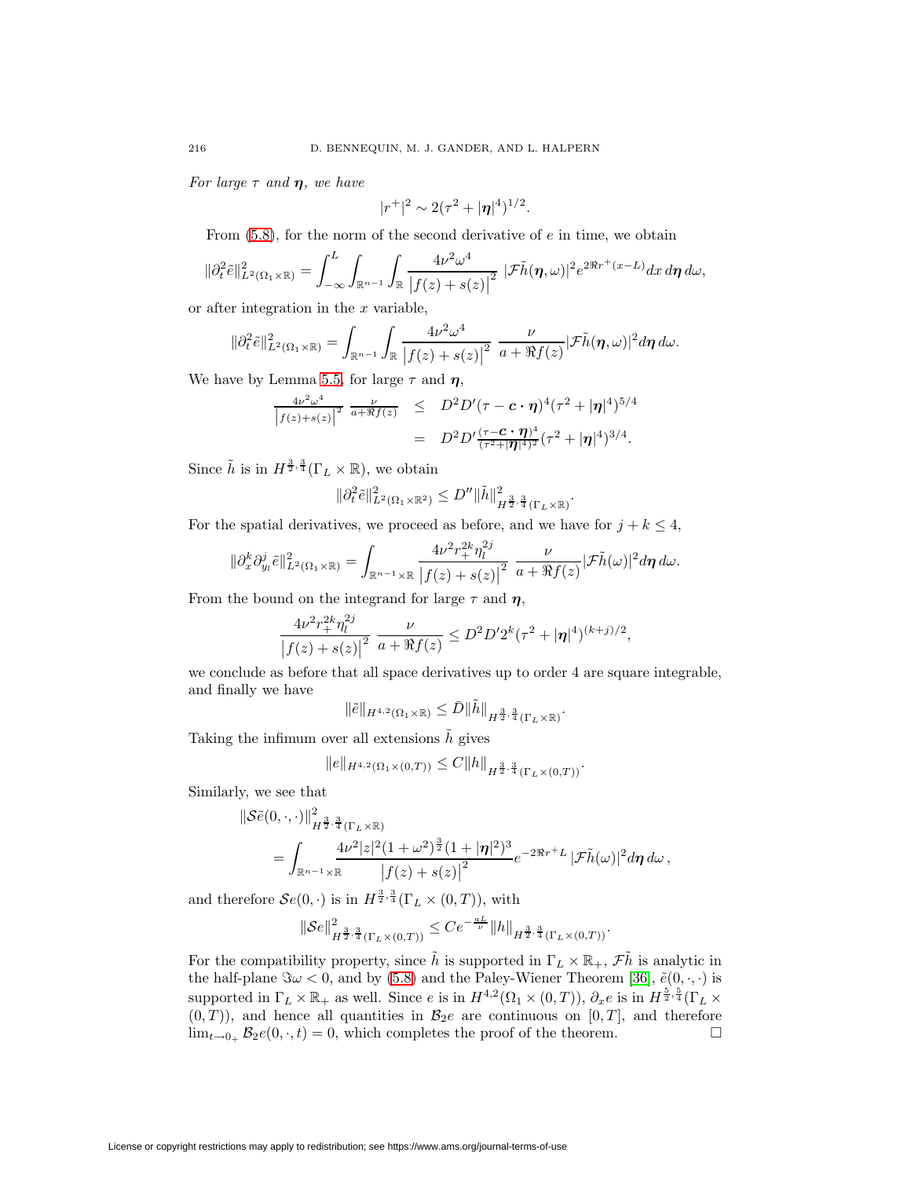*For large $\tau$ and $\boldsymbol{\eta}$, we have*

$$|r^+|^2 \sim 2(\tau^2 + |\boldsymbol{\eta}|^4)^{1/2}.$$

From (5.8), for the norm of the second derivative of $e$ in time, we obtain

$$\|\partial_t^2 \tilde{e}\|^2_{L^2(\Omega_1 \times \mathbb{R})} = \int_{-\infty}^{L} \int_{\mathbb{R}^{n-1}} \int_{\mathbb{R}} \frac{4\nu^2 \omega^4}{\left|f(z) + s(z)\right|^2} \; |\mathcal{F}\tilde{h}(\boldsymbol{\eta}, \omega)|^2 e^{2\Re r^+(x-L)} dx \, d\boldsymbol{\eta} \, d\omega,$$

or after integration in the $x$ variable,

$$\|\partial_t^2 \tilde{e}\|^2_{L^2(\Omega_1 \times \mathbb{R})} = \int_{\mathbb{R}^{n-1}} \int_{\mathbb{R}} \frac{4\nu^2 \omega^4}{\left|f(z) + s(z)\right|^2} \; \frac{\nu}{a + \Re f(z)} |\mathcal{F}\tilde{h}(\boldsymbol{\eta}, \omega)|^2 d\boldsymbol{\eta} \, d\omega.$$

We have by Lemma 5.5, for large $\tau$ and $\boldsymbol{\eta}$,

$$\begin{aligned}
\frac{4\nu^2\omega^4}{\left|f(z)+s(z)\right|^2} \; \frac{\nu}{a+\Re f(z)} &\leq D^2 D' (\tau - \boldsymbol{c} \cdot \boldsymbol{\eta})^4 (\tau^2 + |\boldsymbol{\eta}|^4)^{5/4} \\
&= D^2 D' \frac{(\tau - \boldsymbol{c} \cdot \boldsymbol{\eta})^4}{(\tau^2 + |\boldsymbol{\eta}|^4)^2} (\tau^2 + |\boldsymbol{\eta}|^4)^{3/4}.
\end{aligned}$$

Since $\tilde{h}$ is in $H^{\frac{3}{2}, \frac{3}{4}}(\Gamma_L \times \mathbb{R})$, we obtain

$$\|\partial_t^2 \tilde{e}\|^2_{L^2(\Omega_1 \times \mathbb{R}^2)} \leq D'' \|\tilde{h}\|^2_{H^{\frac{3}{2}, \frac{3}{4}}(\Gamma_L \times \mathbb{R})}.$$

For the spatial derivatives, we proceed as before, and we have for $j + k \leq 4$,

$$\|\partial_x^k \partial_{y_l}^j \tilde{e}\|^2_{L^2(\Omega_1 \times \mathbb{R})} = \int_{\mathbb{R}^{n-1} \times \mathbb{R}} \frac{4\nu^2 r_+^{2k} \eta_l^{2j}}{\left|f(z) + s(z)\right|^2} \; \frac{\nu}{a + \Re f(z)} |\mathcal{F}\tilde{h}(\omega)|^2 d\boldsymbol{\eta} \, d\omega.$$

From the bound on the integrand for large $\tau$ and $\boldsymbol{\eta}$,

$$\frac{4\nu^2 r_+^{2k} \eta_l^{2j}}{\left|f(z) + s(z)\right|^2} \; \frac{\nu}{a + \Re f(z)} \leq D^2 D' 2^k (\tau^2 + |\boldsymbol{\eta}|^4)^{(k+j)/2},$$

we conclude as before that all space derivatives up to order 4 are square integrable, and finally we have

$$\|\tilde{e}\|_{H^{4,2}(\Omega_1 \times \mathbb{R})} \leq \bar{D} \|\tilde{h}\|_{H^{\frac{3}{2}, \frac{3}{4}}(\Gamma_L \times \mathbb{R})}.$$

Taking the infimum over all extensions $\tilde{h}$ gives

$$\|e\|_{H^{4,2}(\Omega_1 \times (0,T))} \leq C \|h\|_{H^{\frac{3}{2}, \frac{3}{4}}(\Gamma_L \times (0,T))}.$$

Similarly, we see that

$$\begin{aligned}
&\|\mathcal{S}\tilde{e}(0, \cdot, \cdot)\|^2_{H^{\frac{3}{2}, \frac{3}{4}}(\Gamma_L \times \mathbb{R})} \\
&\quad = \int_{\mathbb{R}^{n-1} \times \mathbb{R}} \frac{4\nu^2 |z|^2 (1 + \omega^2)^{\frac{3}{2}} (1 + |\boldsymbol{\eta}|^2)^3}{\left|f(z) + s(z)\right|^2} e^{-2\Re r^+ L} \, |\mathcal{F}\tilde{h}(\omega)|^2 d\boldsymbol{\eta} \, d\omega \, ,
\end{aligned}$$

and therefore $\mathcal{S}e(0, \cdot)$ is in $H^{\frac{3}{2}, \frac{3}{4}}(\Gamma_L \times (0,T))$, with

$$\|\mathcal{S}e\|^2_{H^{\frac{3}{2}, \frac{3}{4}}(\Gamma_L \times (0,T))} \leq C e^{-\frac{aL}{\nu}} \|h\|_{H^{\frac{3}{2}, \frac{3}{4}}(\Gamma_L \times (0,T))}.$$

For the compatibility property, since $\tilde{h}$ is supported in $\Gamma_L \times \mathbb{R}_+$, $\mathcal{F}\tilde{h}$ is analytic in the half-plane $\Im\omega < 0$, and by (5.8) and the Paley-Wiener Theorem [36], $\tilde{e}(0, \cdot, \cdot)$ is supported in $\Gamma_L \times \mathbb{R}_+$ as well. Since $e$ is in $H^{4,2}(\Omega_1 \times (0,T))$, $\partial_x e$ is in $H^{\frac{5}{2}, \frac{5}{4}}(\Gamma_L \times (0,T))$, and hence all quantities in $\mathcal{B}_2 e$ are continuous on $[0,T]$, and therefore $\lim_{t \to 0_+} \mathcal{B}_2 e(0, \cdot, t) = 0$, which completes the proof of the theorem. $\square$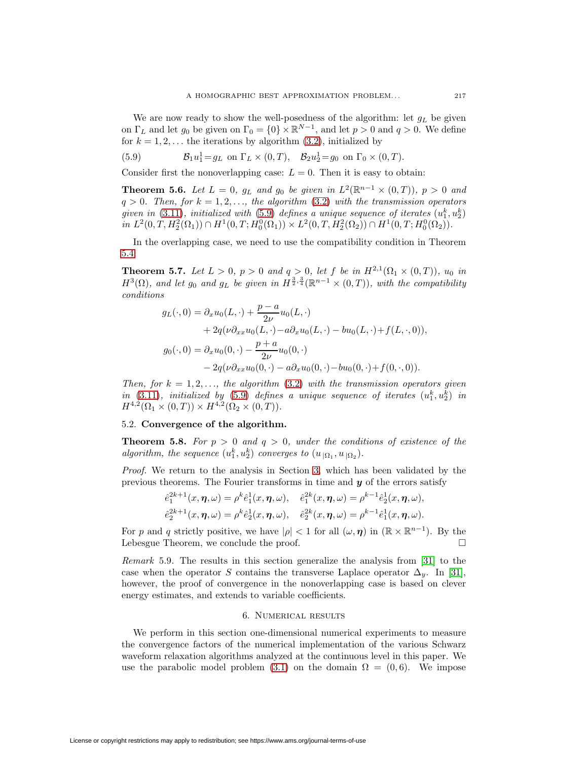We are now ready to show the well-posedness of the algorithm: let $g_L$ be given on $\Gamma_L$ and let $g_0$ be given on $\Gamma_0 = \{0\} \times \mathbb{R}^{N-1}$, and let $p > 0$ and $q > 0$. We define for $k = 1, 2, \ldots$ the iterations by algorithm (3.2), initialized by

$$\mathcal{B}_1 u_1^1 = g_L \text{ on } \Gamma_L \times (0,T), \quad \mathcal{B}_2 u_2^1 = g_0 \text{ on } \Gamma_0 \times (0,T). \tag{5.9}$$

Consider first the nonoverlapping case: $L = 0$. Then it is easy to obtain:

**Theorem 5.6.** *Let $L = 0$, $g_L$ and $g_0$ be given in $L^2(\mathbb{R}^{n-1} \times (0,T))$, $p > 0$ and $q > 0$. Then, for $k = 1, 2, \ldots,$ the algorithm (3.2) with the transmission operators given in (3.11), initialized with (5.9) defines a unique sequence of iterates $(u_1^k, u_2^k)$ in $L^2(0, T, H_2^2(\Omega_1)) \cap H^1(0, T; H_0^0(\Omega_1)) \times L^2(0, T, H_2^2(\Omega_2)) \cap H^1(0, T; H_0^0(\Omega_2))$.*

In the overlapping case, we need to use the compatibility condition in Theorem 5.4.

**Theorem 5.7.** *Let $L > 0$, $p > 0$ and $q > 0$, let $f$ be in $H^{2,1}(\Omega_1 \times (0,T))$, $u_0$ in $H^3(\Omega)$, and let $g_0$ and $g_L$ be given in $H^{\frac{3}{2},\frac{3}{4}}(\mathbb{R}^{n-1} \times (0,T))$, with the compatibility conditions*

$$\begin{aligned}
g_L(\cdot, 0) &= \partial_x u_0(L, \cdot) + \frac{p-a}{2\nu} u_0(L, \cdot) \\
&\quad + 2q(\nu \partial_{xx} u_0(L, \cdot) - a\partial_x u_0(L, \cdot) - b u_0(L, \cdot) + f(L, \cdot, 0)), \\
g_0(\cdot, 0) &= \partial_x u_0(0, \cdot) - \frac{p+a}{2\nu} u_0(0, \cdot) \\
&\quad - 2q(\nu \partial_{xx} u_0(0, \cdot) - a\partial_x u_0(0, \cdot) - b u_0(0, \cdot) + f(0, \cdot, 0)).
\end{aligned}$$

*Then, for $k = 1, 2, \ldots,$ the algorithm (3.2) with the transmission operators given in (3.11), initialized by (5.9) defines a unique sequence of iterates $(u_1^k, u_2^k)$ in $H^{4,2}(\Omega_1 \times (0,T)) \times H^{4,2}(\Omega_2 \times (0,T))$.*

### 5.2. Convergence of the algorithm.

**Theorem 5.8.** *For $p > 0$ and $q > 0$, under the conditions of existence of the algorithm, the sequence $(u_1^k, u_2^k)$ converges to $(u_{|\Omega_1}, u_{|\Omega_2})$.*

*Proof.* We return to the analysis in Section 3, which has been validated by the previous theorems. The Fourier transforms in time and $\boldsymbol{y}$ of the errors satisfy

$$\begin{aligned}
\hat{e}_1^{2k+1}(x, \boldsymbol{\eta}, \omega) &= \rho^k \hat{e}_1^1(x, \boldsymbol{\eta}, \omega), \quad \hat{e}_1^{2k}(x, \boldsymbol{\eta}, \omega) = \rho^{k-1} \hat{e}_2^1(x, \boldsymbol{\eta}, \omega), \\
\hat{e}_2^{2k+1}(x, \boldsymbol{\eta}, \omega) &= \rho^k \hat{e}_2^1(x, \boldsymbol{\eta}, \omega), \quad \hat{e}_2^{2k}(x, \boldsymbol{\eta}, \omega) = \rho^{k-1} \hat{e}_1^1(x, \boldsymbol{\eta}, \omega).
\end{aligned}$$

For $p$ and $q$ strictly positive, we have $|\rho| < 1$ for all $(\omega, \boldsymbol{\eta})$ in $(\mathbb{R} \times \mathbb{R}^{n-1})$. By the Lebesgue Theorem, we conclude the proof. $\square$

*Remark* 5.9. The results in this section generalize the analysis from [31] to the case when the operator $S$ contains the transverse Laplace operator $\Delta_y$. In [31], however, the proof of convergence in the nonoverlapping case is based on clever energy estimates, and extends to variable coefficients.

## 6. Numerical results

We perform in this section one-dimensional numerical experiments to measure the convergence factors of the numerical implementation of the various Schwarz waveform relaxation algorithms analyzed at the continuous level in this paper. We use the parabolic model problem (3.1) on the domain $\Omega = (0, 6)$. We impose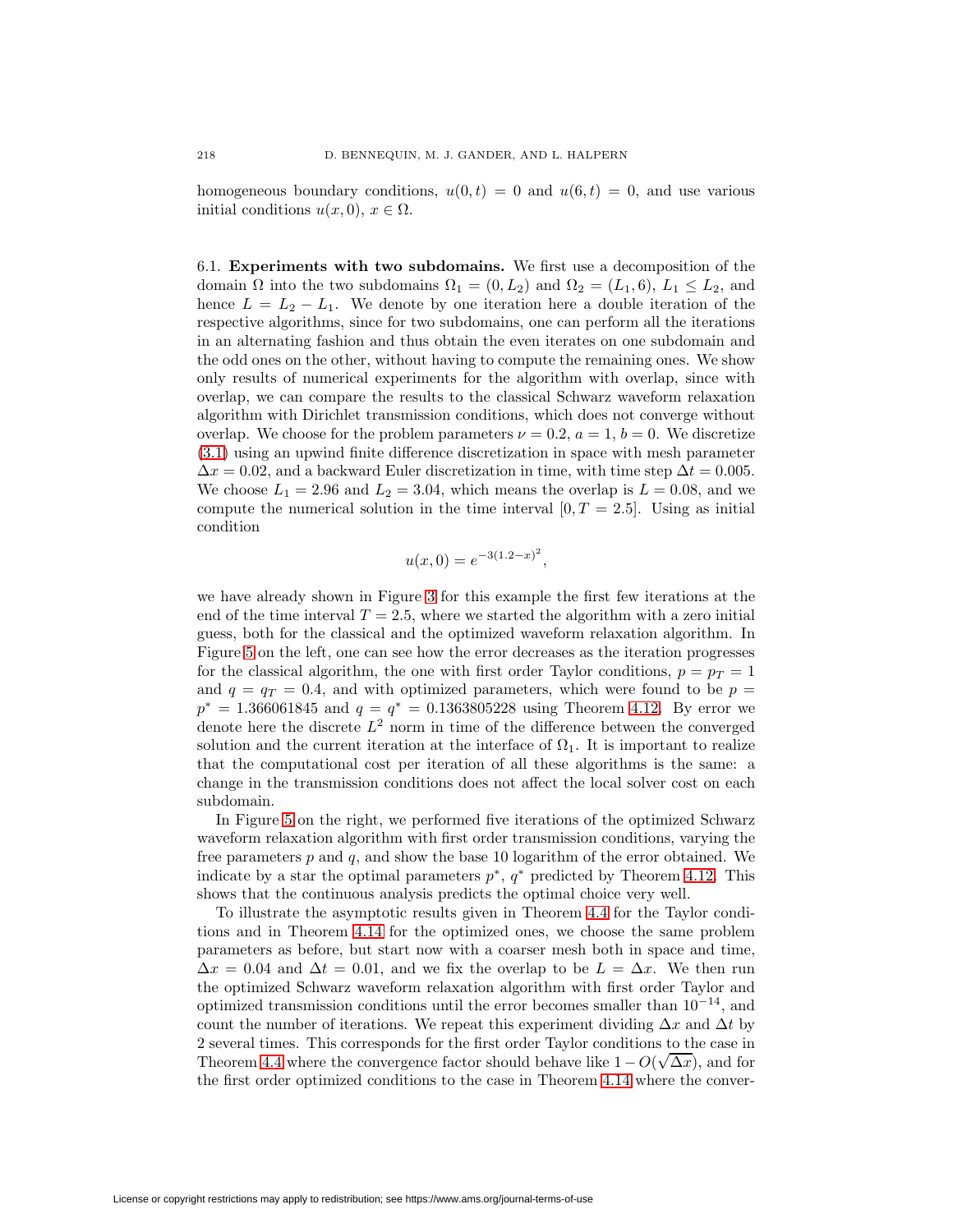homogeneous boundary conditions, $u(0,t) = 0$ and $u(6,t) = 0$, and use various initial conditions $u(x, 0)$, $x \in \Omega$.

6.1. **Experiments with two subdomains.** We first use a decomposition of the domain $\Omega$ into the two subdomains $\Omega_1 = (0, L_2)$ and $\Omega_2 = (L_1, 6)$, $L_1 \le L_2$, and hence $L = L_2 - L_1$. We denote by one iteration here a double iteration of the respective algorithms, since for two subdomains, one can perform all the iterations in an alternating fashion and thus obtain the even iterates on one subdomain and the odd ones on the other, without having to compute the remaining ones. We show only results of numerical experiments for the algorithm with overlap, since with overlap, we can compare the results to the classical Schwarz waveform relaxation algorithm with Dirichlet transmission conditions, which does not converge without overlap. We choose for the problem parameters $\nu = 0.2$, $a = 1$, $b = 0$. We discretize (3.1) using an upwind finite difference discretization in space with mesh parameter $\Delta x = 0.02$, and a backward Euler discretization in time, with time step $\Delta t = 0.005$. We choose $L_1 = 2.96$ and $L_2 = 3.04$, which means the overlap is $L = 0.08$, and we compute the numerical solution in the time interval $[0, T = 2.5]$. Using as initial condition

$$u(x, 0) = e^{-3(1.2-x)^2},$$

we have already shown in Figure 3 for this example the first few iterations at the end of the time interval $T = 2.5$, where we started the algorithm with a zero initial guess, both for the classical and the optimized waveform relaxation algorithm. In Figure 5 on the left, one can see how the error decreases as the iteration progresses for the classical algorithm, the one with first order Taylor conditions, $p = p_T = 1$ and $q = q_T = 0.4$, and with optimized parameters, which were found to be $p = p^* = 1.366061845$ and $q = q^* = 0.1363805228$ using Theorem 4.12. By error we denote here the discrete $L^2$ norm in time of the difference between the converged solution and the current iteration at the interface of $\Omega_1$. It is important to realize that the computational cost per iteration of all these algorithms is the same: a change in the transmission conditions does not affect the local solver cost on each subdomain.

In Figure 5 on the right, we performed five iterations of the optimized Schwarz waveform relaxation algorithm with first order transmission conditions, varying the free parameters $p$ and $q$, and show the base 10 logarithm of the error obtained. We indicate by a star the optimal parameters $p^*$, $q^*$ predicted by Theorem 4.12. This shows that the continuous analysis predicts the optimal choice very well.

To illustrate the asymptotic results given in Theorem 4.4 for the Taylor conditions and in Theorem 4.14 for the optimized ones, we choose the same problem parameters as before, but start now with a coarser mesh both in space and time, $\Delta x = 0.04$ and $\Delta t = 0.01$, and we fix the overlap to be $L = \Delta x$. We then run the optimized Schwarz waveform relaxation algorithm with first order Taylor and optimized transmission conditions until the error becomes smaller than $10^{-14}$, and count the number of iterations. We repeat this experiment dividing $\Delta x$ and $\Delta t$ by 2 several times. This corresponds for the first order Taylor conditions to the case in Theorem 4.4 where the convergence factor should behave like $1 - O(\sqrt{\Delta x})$, and for the first order optimized conditions to the case in Theorem 4.14 where the conver-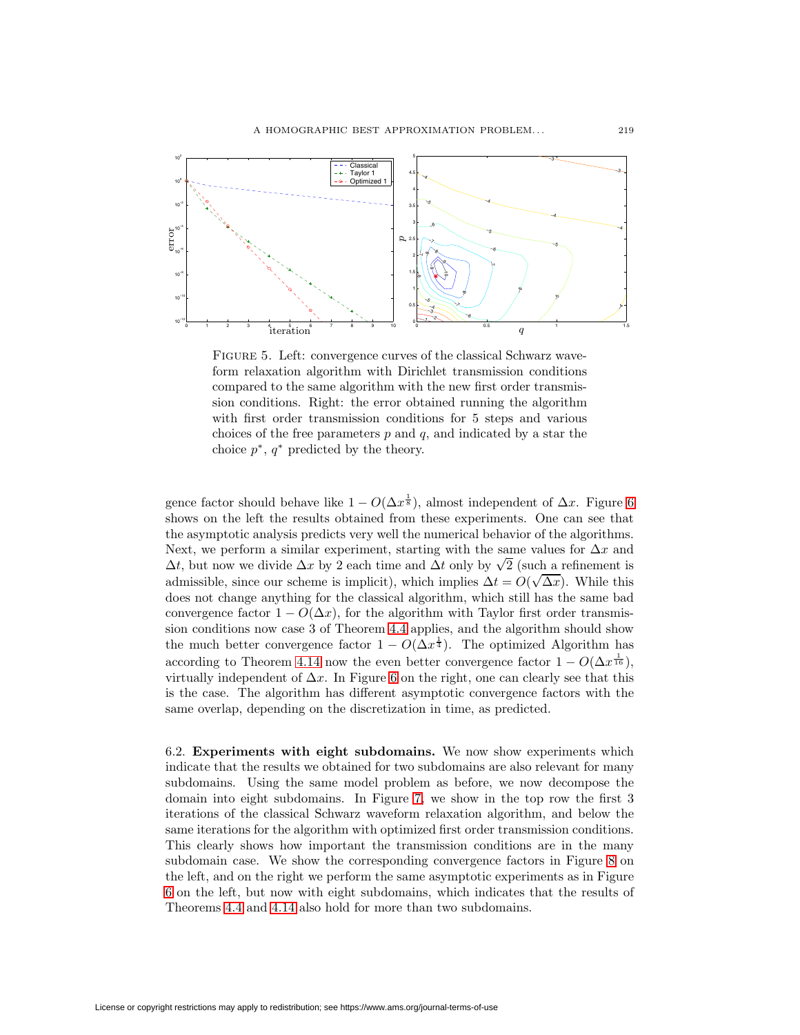FIGURE 5. Left: convergence curves of the classical Schwarz waveform relaxation algorithm with Dirichlet transmission conditions compared to the same algorithm with the new first order transmission conditions. Right: the error obtained running the algorithm with first order transmission conditions for 5 steps and various choices of the free parameters $p$ and $q$, and indicated by a star the choice $p^*$, $q^*$ predicted by the theory.

gence factor should behave like $1 - O(\Delta x^{\frac{1}{8}})$, almost independent of $\Delta x$. Figure 6 shows on the left the results obtained from these experiments. One can see that the asymptotic analysis predicts very well the numerical behavior of the algorithms. Next, we perform a similar experiment, starting with the same values for $\Delta x$ and $\Delta t$, but now we divide $\Delta x$ by 2 each time and $\Delta t$ only by $\sqrt{2}$ (such a refinement is admissible, since our scheme is implicit), which implies $\Delta t = O(\sqrt{\Delta x})$. While this does not change anything for the classical algorithm, which still has the same bad convergence factor $1 - O(\Delta x)$, for the algorithm with Taylor first order transmission conditions now case 3 of Theorem 4.4 applies, and the algorithm should show the much better convergence factor $1 - O(\Delta x^{\frac{1}{4}})$. The optimized Algorithm has according to Theorem 4.14 now the even better convergence factor $1 - O(\Delta x^{\frac{1}{16}})$, virtually independent of $\Delta x$. In Figure 6 on the right, one can clearly see that this is the case. The algorithm has different asymptotic convergence factors with the same overlap, depending on the discretization in time, as predicted.

6.2. **Experiments with eight subdomains.** We now show experiments which indicate that the results we obtained for two subdomains are also relevant for many subdomains. Using the same model problem as before, we now decompose the domain into eight subdomains. In Figure 7, we show in the top row the first 3 iterations of the classical Schwarz waveform relaxation algorithm, and below the same iterations for the algorithm with optimized first order transmission conditions. This clearly shows how important the transmission conditions are in the many subdomain case. We show the corresponding convergence factors in Figure 8 on the left, and on the right we perform the same asymptotic experiments as in Figure 6 on the left, but now with eight subdomains, which indicates that the results of Theorems 4.4 and 4.14 also hold for more than two subdomains.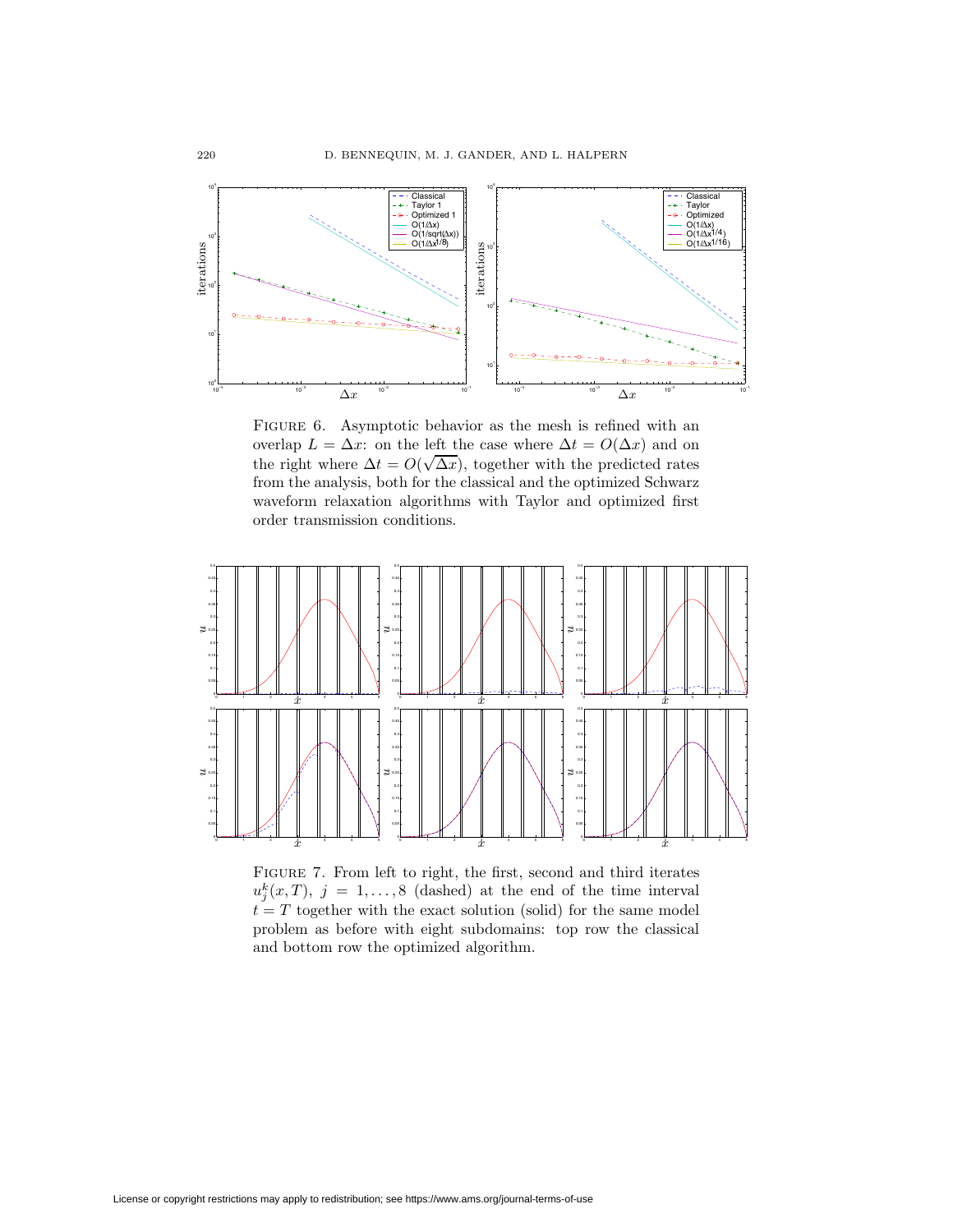Figure 6. Asymptotic behavior as the mesh is refined with an overlap $L = \Delta x$: on the left the case where $\Delta t = O(\Delta x)$ and on the right where $\Delta t = O(\sqrt{\Delta x})$, together with the predicted rates from the analysis, both for the classical and the optimized Schwarz waveform relaxation algorithms with Taylor and optimized first order transmission conditions.

Figure 7. From left to right, the first, second and third iterates $u_j^k(x, T)$, $j = 1, \ldots, 8$ (dashed) at the end of the time interval $t = T$ together with the exact solution (solid) for the same model problem as before with eight subdomains: top row the classical and bottom row the optimized algorithm.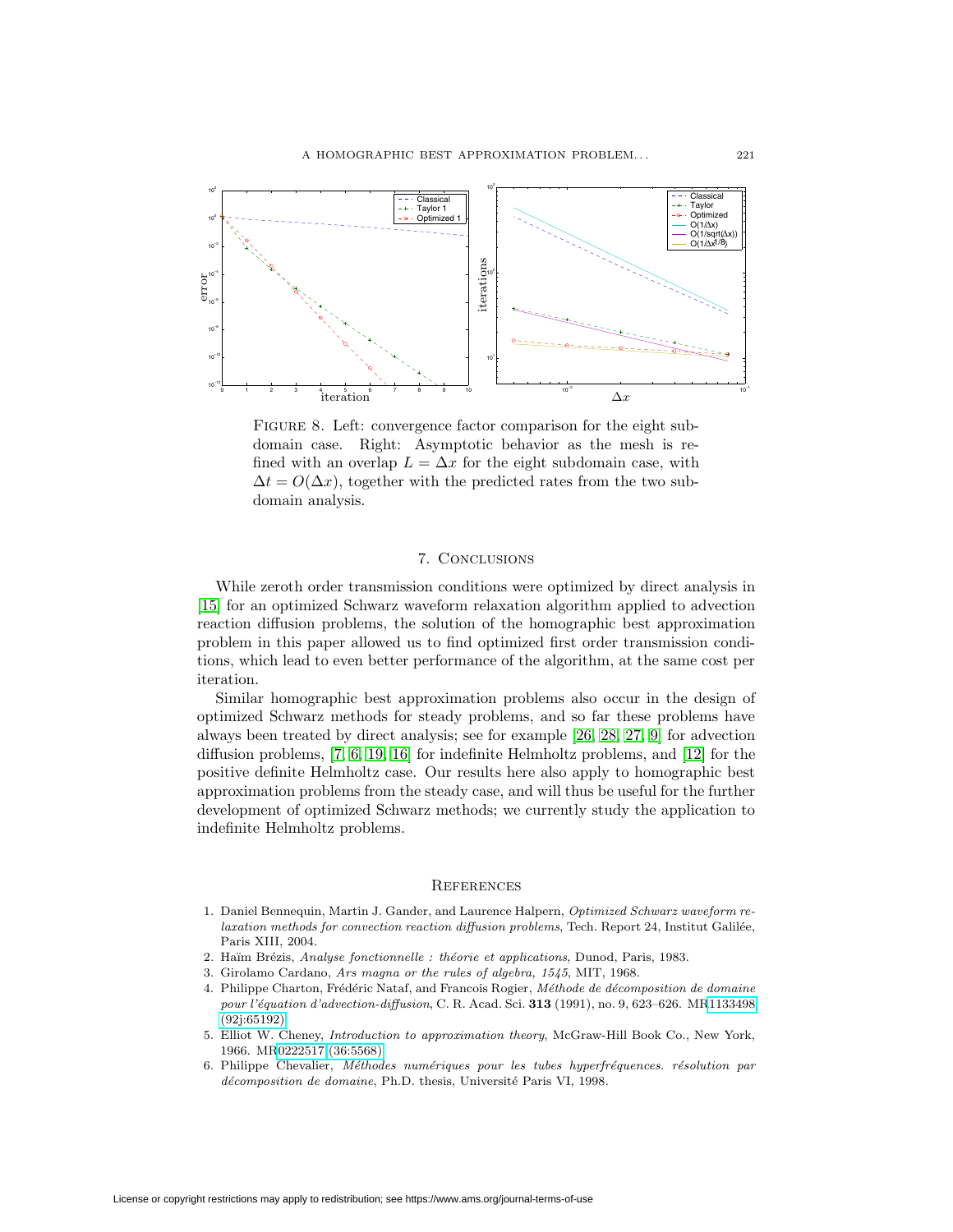FIGURE 8. Left: convergence factor comparison for the eight subdomain case. Right: Asymptotic behavior as the mesh is refined with an overlap $L = \Delta x$ for the eight subdomain case, with $\Delta t = O(\Delta x)$, together with the predicted rates from the two subdomain analysis.

## 7. Conclusions

While zeroth order transmission conditions were optimized by direct analysis in [15] for an optimized Schwarz waveform relaxation algorithm applied to advection reaction diffusion problems, the solution of the homographic best approximation problem in this paper allowed us to find optimized first order transmission conditions, which lead to even better performance of the algorithm, at the same cost per iteration.

Similar homographic best approximation problems also occur in the design of optimized Schwarz methods for steady problems, and so far these problems have always been treated by direct analysis; see for example [26, 28, 27, 9] for advection diffusion problems, [7, 6, 19, 16] for indefinite Helmholtz problems, and [12] for the positive definite Helmholtz case. Our results here also apply to homographic best approximation problems from the steady case, and will thus be useful for the further development of optimized Schwarz methods; we currently study the application to indefinite Helmholtz problems.

## References

1. Daniel Bennequin, Martin J. Gander, and Laurence Halpern, *Optimized Schwarz waveform relaxation methods for convection reaction diffusion problems*, Tech. Report 24, Institut Galilée, Paris XIII, 2004.
2. Haïm Brézis, *Analyse fonctionnelle : théorie et applications*, Dunod, Paris, 1983.
3. Girolamo Cardano, *Ars magna or the rules of algebra, 1545*, MIT, 1968.
4. Philippe Charton, Frédéric Nataf, and Francois Rogier, *Méthode de décomposition de domaine pour l'équation d'advection-diffusion*, C. R. Acad. Sci. **313** (1991), no. 9, 623–626. MR1133498 (92j:65192)
5. Elliot W. Cheney, *Introduction to approximation theory*, McGraw-Hill Book Co., New York, 1966. MR0222517 (36:5568)
6. Philippe Chevalier, *Méthodes numériques pour les tubes hyperfréquences. résolution par décomposition de domaine*, Ph.D. thesis, Université Paris VI, 1998.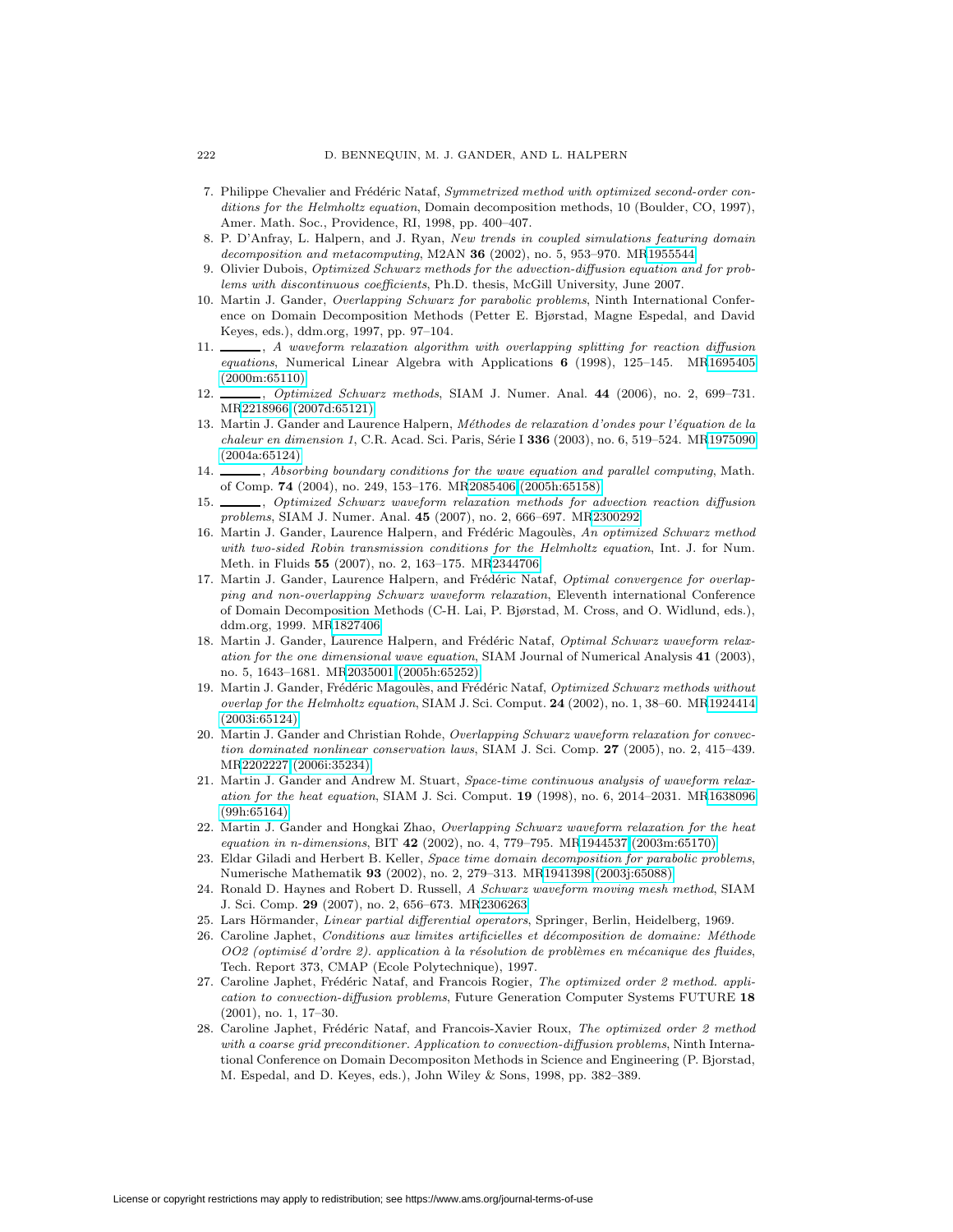7. Philippe Chevalier and Frédéric Nataf, *Symmetrized method with optimized second-order conditions for the Helmholtz equation*, Domain decomposition methods, 10 (Boulder, CO, 1997), Amer. Math. Soc., Providence, RI, 1998, pp. 400–407.
8. P. D'Anfray, L. Halpern, and J. Ryan, *New trends in coupled simulations featuring domain decomposition and metacomputing*, M2AN **36** (2002), no. 5, 953–970. MR1955544
9. Olivier Dubois, *Optimized Schwarz methods for the advection-diffusion equation and for problems with discontinuous coefficients*, Ph.D. thesis, McGill University, June 2007.
10. Martin J. Gander, *Overlapping Schwarz for parabolic problems*, Ninth International Conference on Domain Decomposition Methods (Petter E. Bjørstad, Magne Espedal, and David Keyes, eds.), ddm.org, 1997, pp. 97–104.
11. ______, *A waveform relaxation algorithm with overlapping splitting for reaction diffusion equations*, Numerical Linear Algebra with Applications **6** (1998), 125–145. MR1695405 (2000m:65110)
12. ______, *Optimized Schwarz methods*, SIAM J. Numer. Anal. **44** (2006), no. 2, 699–731. MR2218966 (2007d:65121)
13. Martin J. Gander and Laurence Halpern, *Méthodes de relaxation d'ondes pour l'équation de la chaleur en dimension 1*, C.R. Acad. Sci. Paris, Série I **336** (2003), no. 6, 519–524. MR1975090 (2004a:65124)
14. ______, *Absorbing boundary conditions for the wave equation and parallel computing*, Math. of Comp. **74** (2004), no. 249, 153–176. MR2085406 (2005h:65158)
15. ______, *Optimized Schwarz waveform relaxation methods for advection reaction diffusion problems*, SIAM J. Numer. Anal. **45** (2007), no. 2, 666–697. MR2300292
16. Martin J. Gander, Laurence Halpern, and Frédéric Magoulès, *An optimized Schwarz method with two-sided Robin transmission conditions for the Helmholtz equation*, Int. J. for Num. Meth. in Fluids **55** (2007), no. 2, 163–175. MR2344706
17. Martin J. Gander, Laurence Halpern, and Frédéric Nataf, *Optimal convergence for overlapping and non-overlapping Schwarz waveform relaxation*, Eleventh international Conference of Domain Decomposition Methods (C-H. Lai, P. Bjørstad, M. Cross, and O. Widlund, eds.), ddm.org, 1999. MR1827406
18. Martin J. Gander, Laurence Halpern, and Frédéric Nataf, *Optimal Schwarz waveform relaxation for the one dimensional wave equation*, SIAM Journal of Numerical Analysis **41** (2003), no. 5, 1643–1681. MR2035001 (2005h:65252)
19. Martin J. Gander, Frédéric Magoulès, and Frédéric Nataf, *Optimized Schwarz methods without overlap for the Helmholtz equation*, SIAM J. Sci. Comput. **24** (2002), no. 1, 38–60. MR1924414 (2003i:65124)
20. Martin J. Gander and Christian Rohde, *Overlapping Schwarz waveform relaxation for convection dominated nonlinear conservation laws*, SIAM J. Sci. Comp. **27** (2005), no. 2, 415–439. MR2202227 (2006i:35234)
21. Martin J. Gander and Andrew M. Stuart, *Space-time continuous analysis of waveform relaxation for the heat equation*, SIAM J. Sci. Comput. **19** (1998), no. 6, 2014–2031. MR1638096 (99h:65164)
22. Martin J. Gander and Hongkai Zhao, *Overlapping Schwarz waveform relaxation for the heat equation in n-dimensions*, BIT **42** (2002), no. 4, 779–795. MR1944537 (2003m:65170)
23. Eldar Giladi and Herbert B. Keller, *Space time domain decomposition for parabolic problems*, Numerische Mathematik **93** (2002), no. 2, 279–313. MR1941398 (2003j:65088)
24. Ronald D. Haynes and Robert D. Russell, *A Schwarz waveform moving mesh method*, SIAM J. Sci. Comp. **29** (2007), no. 2, 656–673. MR2306263
25. Lars Hörmander, *Linear partial differential operators*, Springer, Berlin, Heidelberg, 1969.
26. Caroline Japhet, *Conditions aux limites artificielles et décomposition de domaine: Méthode OO2 (optimisé d'ordre 2). application à la résolution de problèmes en mécanique des fluides*, Tech. Report 373, CMAP (Ecole Polytechnique), 1997.
27. Caroline Japhet, Frédéric Nataf, and Francois Rogier, *The optimized order 2 method. application to convection-diffusion problems*, Future Generation Computer Systems FUTURE **18** (2001), no. 1, 17–30.
28. Caroline Japhet, Frédéric Nataf, and Francois-Xavier Roux, *The optimized order 2 method with a coarse grid preconditioner. Application to convection-diffusion problems*, Ninth International Conference on Domain Decompositon Methods in Science and Engineering (P. Bjorstad, M. Espedal, and D. Keyes, eds.), John Wiley & Sons, 1998, pp. 382–389.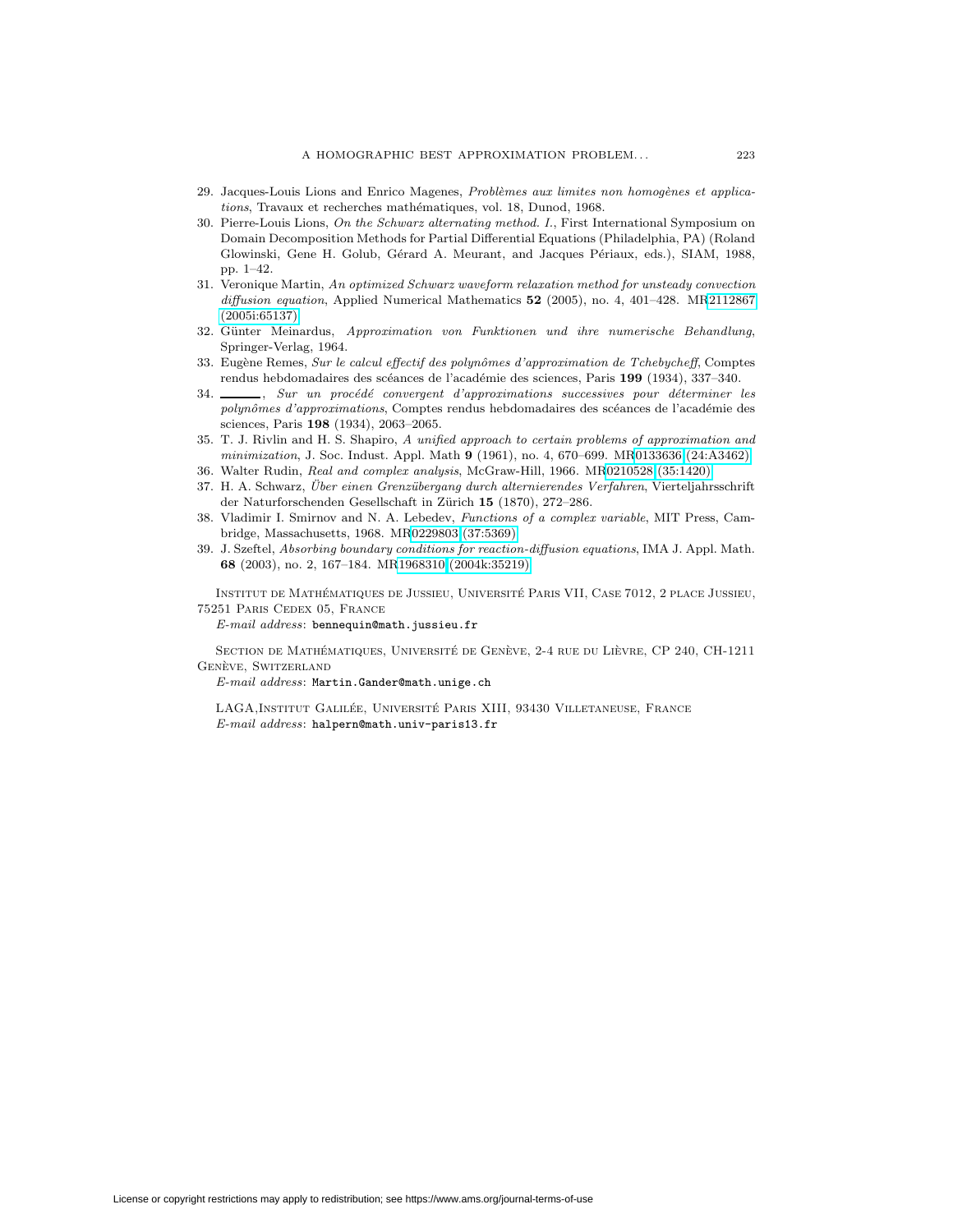29. Jacques-Louis Lions and Enrico Magenes, *Problèmes aux limites non homogènes et applications*, Travaux et recherches mathématiques, vol. 18, Dunod, 1968.
30. Pierre-Louis Lions, *On the Schwarz alternating method. I.*, First International Symposium on Domain Decomposition Methods for Partial Differential Equations (Philadelphia, PA) (Roland Glowinski, Gene H. Golub, Gérard A. Meurant, and Jacques Périaux, eds.), SIAM, 1988, pp. 1–42.
31. Veronique Martin, *An optimized Schwarz waveform relaxation method for unsteady convection diffusion equation*, Applied Numerical Mathematics **52** (2005), no. 4, 401–428. MR2112867 (2005i:65137)
32. Günter Meinardus, *Approximation von Funktionen und ihre numerische Behandlung*, Springer-Verlag, 1964.
33. Eugène Remes, *Sur le calcul effectif des polynômes d'approximation de Tchebycheff*, Comptes rendus hebdomadaires des scéances de l'académie des sciences, Paris **199** (1934), 337–340.
34. ______, *Sur un procédé convergent d'approximations successives pour déterminer les polynômes d'approximations*, Comptes rendus hebdomadaires des scéances de l'académie des sciences, Paris **198** (1934), 2063–2065.
35. T. J. Rivlin and H. S. Shapiro, *A unified approach to certain problems of approximation and minimization*, J. Soc. Indust. Appl. Math **9** (1961), no. 4, 670–699. MR0133636 (24:A3462)
36. Walter Rudin, *Real and complex analysis*, McGraw-Hill, 1966. MR0210528 (35:1420)
37. H. A. Schwarz, *Über einen Grenzübergang durch alternierendes Verfahren*, Vierteljahrsschrift der Naturforschenden Gesellschaft in Zürich **15** (1870), 272–286.
38. Vladimir I. Smirnov and N. A. Lebedev, *Functions of a complex variable*, MIT Press, Cambridge, Massachusetts, 1968. MR0229803 (37:5369)
39. J. Szeftel, *Absorbing boundary conditions for reaction-diffusion equations*, IMA J. Appl. Math. **68** (2003), no. 2, 167–184. MR1968310 (2004k:35219)

Institut de Mathématiques de Jussieu, Université Paris VII, Case 7012, 2 place Jussieu, 75251 Paris Cedex 05, France

*E-mail address*: bennequin@math.jussieu.fr

Section de Mathématiques, Université de Genève, 2-4 rue du Lièvre, CP 240, CH-1211 Genève, Switzerland

*E-mail address*: Martin.Gander@math.unige.ch

LAGA,Institut Galilée, Université Paris XIII, 93430 Villetaneuse, France

*E-mail address*: halpern@math.univ-paris13.fr